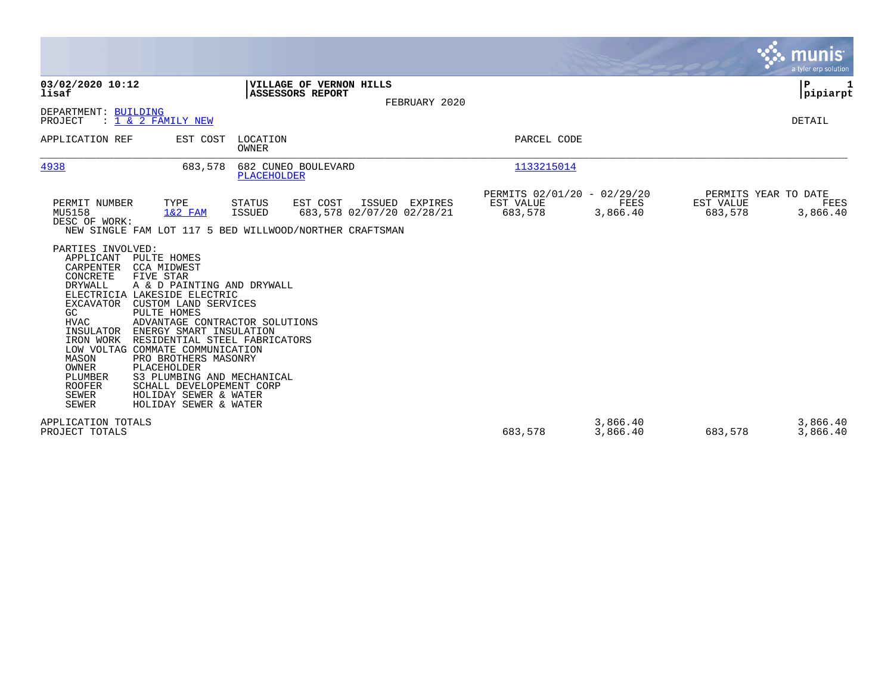**03/02/2020 10:12**
**lisaf**

**VILLAGE OF VERNON HILLS**
**ASSESSORS REPORT**

FEBRUARY 2020

**P 1**
**pipiarpt**

DEPARTMENT: BUILDING
PROJECT : 1 & 2 FAMILY NEW

DETAIL

| APPLICATION REF | EST COST | LOCATION / OWNER | PARCEL CODE |
|---|---|---|---|
| 4938 | 683,578 | 682 CUNEO BOULEVARD / PLACEHOLDER | 1133215014 |

| PERMIT NUMBER | TYPE | STATUS | EST COST | ISSUED | EXPIRES | PERMITS 02/01/20 - 02/29/20 EST VALUE | FEES | PERMITS YEAR TO DATE EST VALUE | FEES |
|---|---|---|---|---|---|---|---|---|---|
| MU5158 | 1&2 FAM | ISSUED | 683,578 | 02/07/20 | 02/28/21 | 683,578 | 3,866.40 | 683,578 | 3,866.40 |

DESC OF WORK:
NEW SINGLE FAM LOT 117 5 BED WILLWOOD/NORTHER CRAFTSMAN

PARTIES INVOLVED:

| Role | Party |
|---|---|
| APPLICANT | PULTE HOMES |
| CARPENTER | CCA MIDWEST |
| CONCRETE | FIVE STAR |
| DRYWALL | A & D PAINTING AND DRYWALL |
| ELECTRICIA | LAKESIDE ELECTRIC |
| EXCAVATOR | CUSTOM LAND SERVICES |
| GC | PULTE HOMES |
| HVAC | ADVANTAGE CONTRACTOR SOLUTIONS |
| INSULATOR | ENERGY SMART INSULATION |
| IRON WORK | RESIDENTIAL STEEL FABRICATORS |
| LOW VOLTAG | COMMATE COMMUNICATION |
| MASON | PRO BROTHERS MASONRY |
| OWNER | PLACEHOLDER |
| PLUMBER | S3 PLUMBING AND MECHANICAL |
| ROOFER | SCHALL DEVELOPEMENT CORP |
| SEWER | HOLIDAY SEWER & WATER |
| SEWER | HOLIDAY SEWER & WATER |

| | EST VALUE | FEES | YTD EST VALUE | YTD FEES |
|---|---|---|---|---|
| APPLICATION TOTALS | | 3,866.40 | | 3,866.40 |
| PROJECT TOTALS | 683,578 | 3,866.40 | 683,578 | 3,866.40 |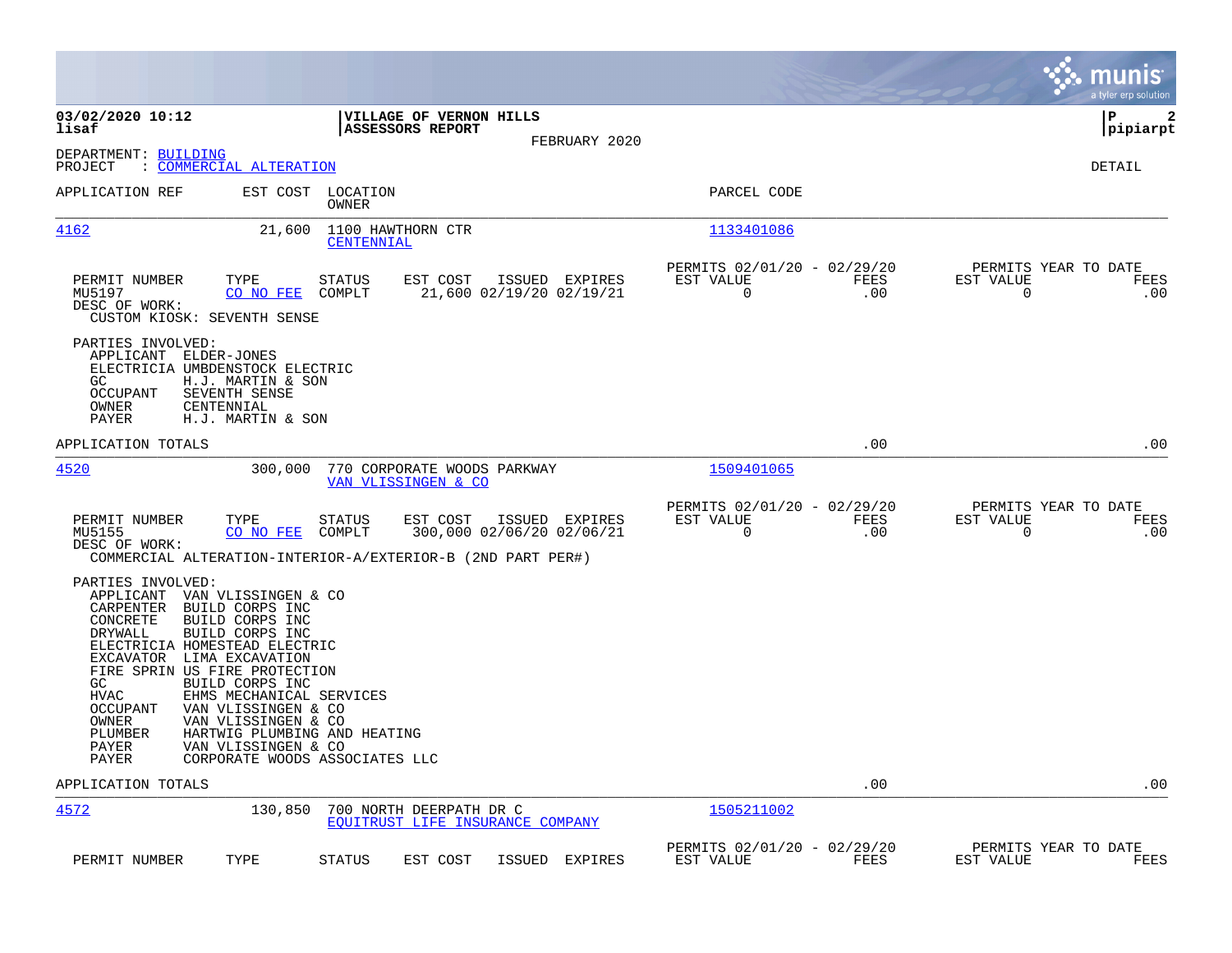**03/02/2020 10:12** | **VILLAGE OF VERNON HILLS** | **P 2**
**lisaf** | **ASSESSORS REPORT** | **pipiarpt**

FEBRUARY 2020

DEPARTMENT: BUILDING
PROJECT : COMMERCIAL ALTERATION

DETAIL

| APPLICATION REF | EST COST | LOCATION / OWNER | PARCEL CODE |
|---|---|---|---|
| 4162 | 21,600 | 1100 HAWTHORN CTR / CENTENNIAL | 1133401086 |

| PERMIT NUMBER | TYPE | STATUS | EST COST | ISSUED | EXPIRES | PERMITS 02/01/20 - 02/29/20 EST VALUE | FEES | PERMITS YEAR TO DATE EST VALUE | FEES |
|---|---|---|---|---|---|---|---|---|---|
| MU5197 | CO NO FEE | COMPLT | 21,600 | 02/19/20 | 02/19/21 | 0 | .00 | 0 | .00 |

DESC OF WORK:
CUSTOM KIOSK: SEVENTH SENSE

PARTIES INVOLVED:
- APPLICANT ELDER-JONES
- ELECTRICIA UMBDENSTOCK ELECTRIC
- GC H.J. MARTIN & SON
- OCCUPANT SEVENTH SENSE
- OWNER CENTENNIAL
- PAYER H.J. MARTIN & SON

APPLICATION TOTALS .00 .00

| APPLICATION REF | EST COST | LOCATION / OWNER | PARCEL CODE |
|---|---|---|---|
| 4520 | 300,000 | 770 CORPORATE WOODS PARKWAY / VAN VLISSINGEN & CO | 1509401065 |

| PERMIT NUMBER | TYPE | STATUS | EST COST | ISSUED | EXPIRES | PERMITS 02/01/20 - 02/29/20 EST VALUE | FEES | PERMITS YEAR TO DATE EST VALUE | FEES |
|---|---|---|---|---|---|---|---|---|---|
| MU5155 | CO NO FEE | COMPLT | 300,000 | 02/06/20 | 02/06/21 | 0 | .00 | 0 | .00 |

DESC OF WORK:
COMMERCIAL ALTERATION-INTERIOR-A/EXTERIOR-B (2ND PART PER#)

PARTIES INVOLVED:
- APPLICANT VAN VLISSINGEN & CO
- CARPENTER BUILD CORPS INC
- CONCRETE BUILD CORPS INC
- DRYWALL BUILD CORPS INC
- ELECTRICIA HOMESTEAD ELECTRIC
- EXCAVATOR LIMA EXCAVATION
- FIRE SPRIN US FIRE PROTECTION
- GC BUILD CORPS INC
- HVAC EHMS MECHANICAL SERVICES
- OCCUPANT VAN VLISSINGEN & CO
- OWNER VAN VLISSINGEN & CO
- PLUMBER HARTWIG PLUMBING AND HEATING
- PAYER VAN VLISSINGEN & CO
- PAYER CORPORATE WOODS ASSOCIATES LLC

APPLICATION TOTALS .00 .00

| APPLICATION REF | EST COST | LOCATION / OWNER | PARCEL CODE |
|---|---|---|---|
| 4572 | 130,850 | 700 NORTH DEERPATH DR C / EQUITRUST LIFE INSURANCE COMPANY | 1505211002 |

| PERMIT NUMBER | TYPE | STATUS | EST COST | ISSUED | EXPIRES | PERMITS 02/01/20 - 02/29/20 EST VALUE | FEES | PERMITS YEAR TO DATE EST VALUE | FEES |
|---|---|---|---|---|---|---|---|---|---|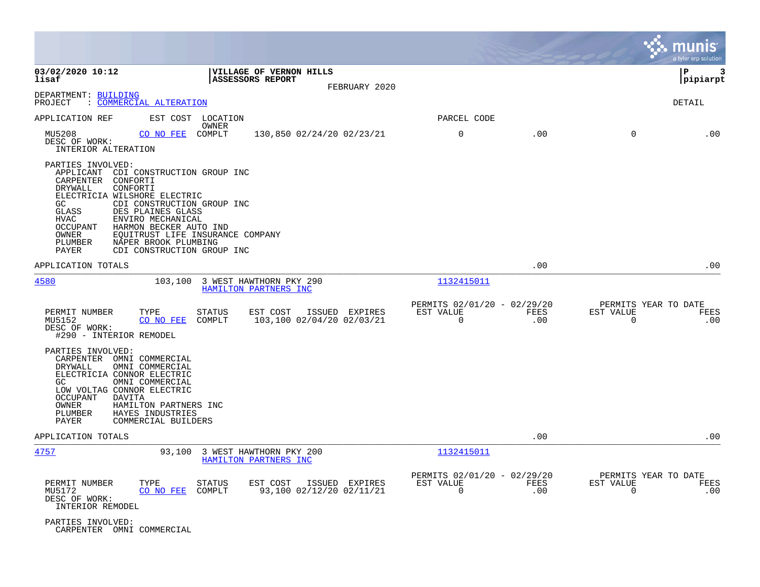**03/02/2020 10:12**
**lisaf**

**VILLAGE OF VERNON HILLS**
**ASSESSORS REPORT**
FEBRUARY 2020

DEPARTMENT: BUILDING
PROJECT : COMMERCIAL ALTERATION

DETAIL

| APPLICATION REF | EST COST | LOCATION / OWNER | | PARCEL CODE | | | |
|---|---|---|---|---|---|---|---|
| MU5208 | CO NO FEE | COMPLT | 130,850 02/24/20 02/23/21 | 0 | .00 | 0 | .00 |

DESC OF WORK:
INTERIOR ALTERATION

PARTIES INVOLVED:
- APPLICANT CDI CONSTRUCTION GROUP INC
- CARPENTER CONFORTI
- DRYWALL CONFORTI
- ELECTRICIA WILSHORE ELECTRIC
- GC CDI CONSTRUCTION GROUP INC
- GLASS DES PLAINES GLASS
- HVAC ENVIRO MECHANICAL
- OCCUPANT HARMON BECKER AUTO IND
- OWNER EQUITRUST LIFE INSURANCE COMPANY
- PLUMBER NAPER BROOK PLUMBING
- PAYER CDI CONSTRUCTION GROUP INC

APPLICATION TOTALS .00 .00

---

**4580** 103,100 3 WEST HAWTHORN PKY 290 — HAMILTON PARTNERS INC — 1132415011

| PERMIT NUMBER | TYPE | STATUS | EST COST | ISSUED | EXPIRES | PERMITS 02/01/20 - 02/29/20 EST VALUE | FEES | PERMITS YEAR TO DATE EST VALUE | FEES |
|---|---|---|---|---|---|---|---|---|---|
| MU5152 | CO NO FEE | COMPLT | 103,100 | 02/04/20 | 02/03/21 | 0 | .00 | 0 | .00 |

DESC OF WORK:
#290 - INTERIOR REMODEL

PARTIES INVOLVED:
- CARPENTER OMNI COMMERCIAL
- DRYWALL OMNI COMMERCIAL
- ELECTRICIA CONNOR ELECTRIC
- GC OMNI COMMERCIAL
- LOW VOLTAG CONNOR ELECTRIC
- OCCUPANT DAVITA
- OWNER HAMILTON PARTNERS INC
- PLUMBER HAYES INDUSTRIES
- PAYER COMMERCIAL BUILDERS

APPLICATION TOTALS .00 .00

---

**4757** 93,100 3 WEST HAWTHORN PKY 200 — HAMILTON PARTNERS INC — 1132415011

| PERMIT NUMBER | TYPE | STATUS | EST COST | ISSUED | EXPIRES | PERMITS 02/01/20 - 02/29/20 EST VALUE | FEES | PERMITS YEAR TO DATE EST VALUE | FEES |
|---|---|---|---|---|---|---|---|---|---|
| MU5172 | CO NO FEE | COMPLT | 93,100 | 02/12/20 | 02/11/21 | 0 | .00 | 0 | .00 |

DESC OF WORK:
INTERIOR REMODEL

PARTIES INVOLVED:
- CARPENTER OMNI COMMERCIAL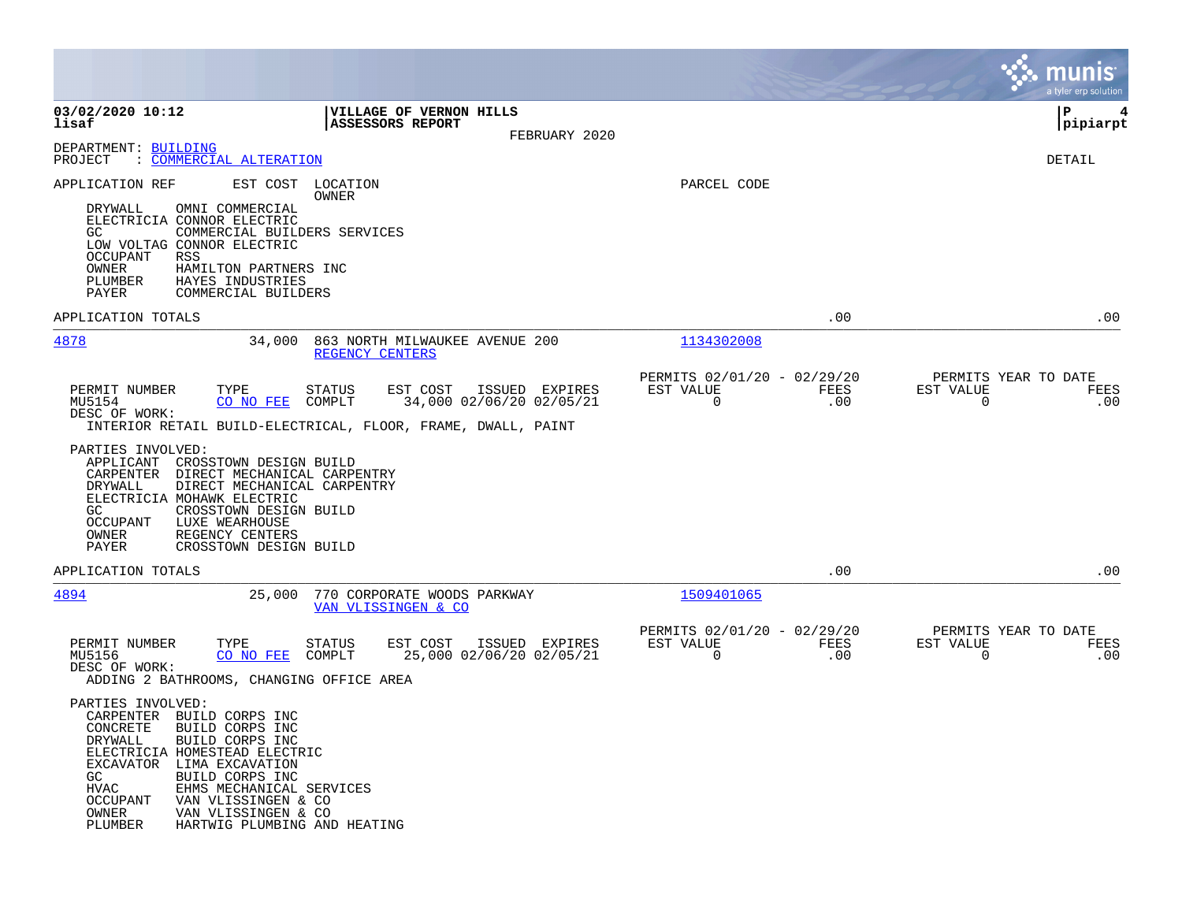**03/02/2020 10:12**
**lisaf**

**VILLAGE OF VERNON HILLS**
**ASSESSORS REPORT**
FEBRUARY 2020

**P 4**
**pipiarpt**

DEPARTMENT: BUILDING
PROJECT : COMMERCIAL ALTERATION

DETAIL

APPLICATION REF | EST COST | LOCATION / OWNER | PARCEL CODE

- DRYWALL OMNI COMMERCIAL
- ELECTRICIA CONNOR ELECTRIC
- GC COMMERCIAL BUILDERS SERVICES
- LOW VOLTAG CONNOR ELECTRIC
- OCCUPANT RSS
- OWNER HAMILTON PARTNERS INC
- PLUMBER HAYES INDUSTRIES
- PAYER COMMERCIAL BUILDERS

APPLICATION TOTALS .00 .00

---

**4878** 34,000 863 NORTH MILWAUKEE AVENUE 200 — REGENCY CENTERS — 1134302008

| PERMIT NUMBER | TYPE | STATUS | EST COST | ISSUED | EXPIRES | PERMITS 02/01/20 - 02/29/20 EST VALUE | FEES | PERMITS YEAR TO DATE EST VALUE | FEES |
|---|---|---|---|---|---|---|---|---|---|
| MU5154 | CO NO FEE | COMPLT | 34,000 | 02/06/20 | 02/05/21 | 0 | .00 | 0 | .00 |

DESC OF WORK:
INTERIOR RETAIL BUILD-ELECTRICAL, FLOOR, FRAME, DWALL, PAINT

PARTIES INVOLVED:
- APPLICANT CROSSTOWN DESIGN BUILD
- CARPENTER DIRECT MECHANICAL CARPENTRY
- DRYWALL DIRECT MECHANICAL CARPENTRY
- ELECTRICIA MOHAWK ELECTRIC
- GC CROSSTOWN DESIGN BUILD
- OCCUPANT LUXE WEARHOUSE
- OWNER REGENCY CENTERS
- PAYER CROSSTOWN DESIGN BUILD

APPLICATION TOTALS .00 .00

---

**4894** 25,000 770 CORPORATE WOODS PARKWAY — VAN VLISSINGEN & CO — 1509401065

| PERMIT NUMBER | TYPE | STATUS | EST COST | ISSUED | EXPIRES | PERMITS 02/01/20 - 02/29/20 EST VALUE | FEES | PERMITS YEAR TO DATE EST VALUE | FEES |
|---|---|---|---|---|---|---|---|---|---|
| MU5156 | CO NO FEE | COMPLT | 25,000 | 02/06/20 | 02/05/21 | 0 | .00 | 0 | .00 |

DESC OF WORK:
ADDING 2 BATHROOMS, CHANGING OFFICE AREA

PARTIES INVOLVED:
- CARPENTER BUILD CORPS INC
- CONCRETE BUILD CORPS INC
- DRYWALL BUILD CORPS INC
- ELECTRICIA HOMESTEAD ELECTRIC
- EXCAVATOR LIMA EXCAVATION
- GC BUILD CORPS INC
- HVAC EHMS MECHANICAL SERVICES
- OCCUPANT VAN VLISSINGEN & CO
- OWNER VAN VLISSINGEN & CO
- PLUMBER HARTWIG PLUMBING AND HEATING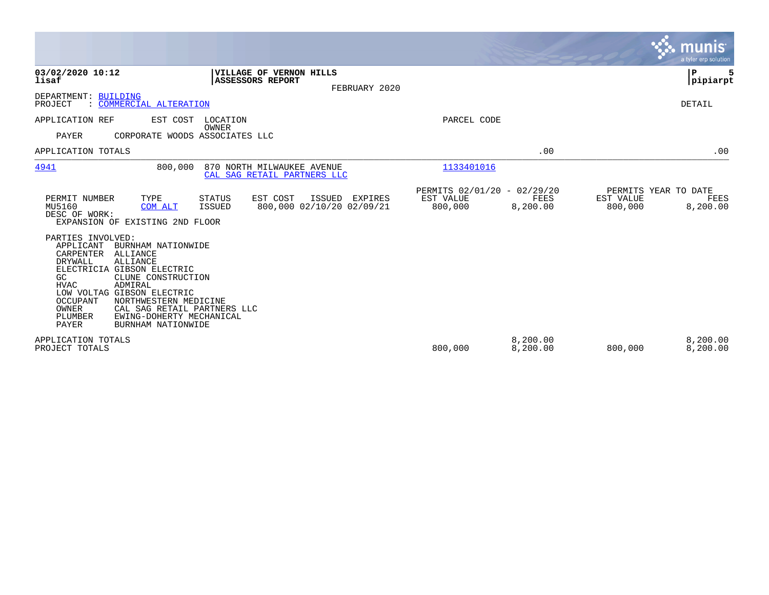03/02/2020 10:12
lisaf

**VILLAGE OF VERNON HILLS**
**ASSESSORS REPORT**

FEBRUARY 2020

P 5
pipiarpt

DEPARTMENT: BUILDING
PROJECT : COMMERCIAL ALTERATION

DETAIL

| APPLICATION REF | EST COST | LOCATION / OWNER | PARCEL CODE | | |
|---|---|---|---|---|---|
| PAYER | | CORPORATE WOODS ASSOCIATES LLC | | | |
| APPLICATION TOTALS | | | | .00 | .00 |
| 4941 | 800,000 | 870 NORTH MILWAUKEE AVENUE / CAL SAG RETAIL PARTNERS LLC | 1133401016 | | |

| PERMIT NUMBER | TYPE | STATUS | EST COST | ISSUED | EXPIRES | PERMITS 02/01/20 - 02/29/20 EST VALUE | FEES | PERMITS YEAR TO DATE EST VALUE | FEES |
|---|---|---|---|---|---|---|---|---|---|
| MU5160 | COM ALT | ISSUED | 800,000 | 02/10/20 | 02/09/21 | 800,000 | 8,200.00 | 800,000 | 8,200.00 |

DESC OF WORK:
EXPANSION OF EXISTING 2ND FLOOR

PARTIES INVOLVED:

| Role | Party |
|---|---|
| APPLICANT | BURNHAM NATIONWIDE |
| CARPENTER | ALLIANCE |
| DRYWALL | ALLIANCE |
| ELECTRICIA | GIBSON ELECTRIC |
| GC | CLUNE CONSTRUCTION |
| HVAC | ADMIRAL |
| LOW VOLTAG | GIBSON ELECTRIC |
| OCCUPANT | NORTHWESTERN MEDICINE |
| OWNER | CAL SAG RETAIL PARTNERS LLC |
| PLUMBER | EWING-DOHERTY MECHANICAL |
| PAYER | BURNHAM NATIONWIDE |

| | EST VALUE | FEES | YTD EST VALUE | YTD FEES |
|---|---|---|---|---|
| APPLICATION TOTALS | | 8,200.00 | | 8,200.00 |
| PROJECT TOTALS | 800,000 | 8,200.00 | 800,000 | 8,200.00 |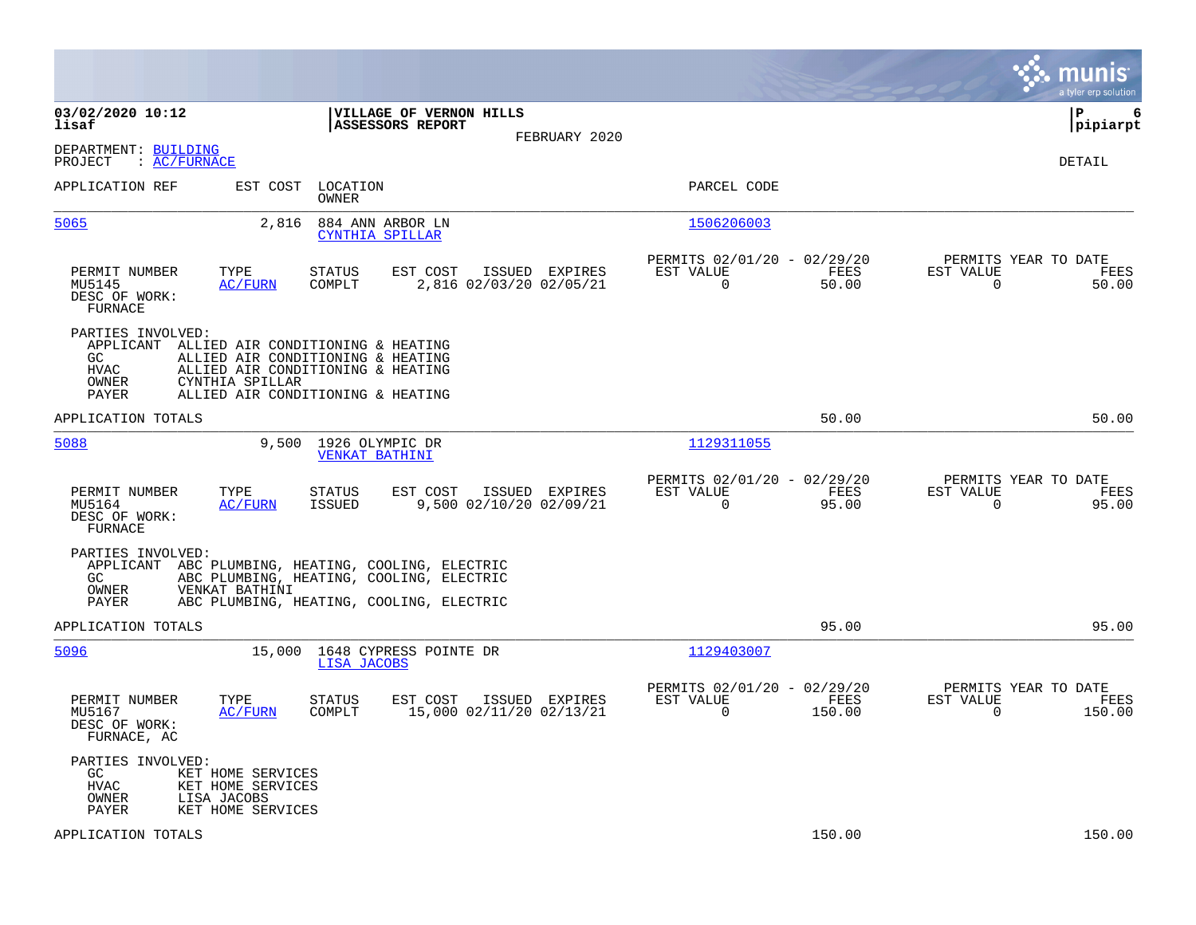**03/02/2020 10:12**
**lisaf**

**VILLAGE OF VERNON HILLS**
**ASSESSORS REPORT**
FEBRUARY 2020

**pipiarpt**

DEPARTMENT: BUILDING
PROJECT : AC/FURNACE

DETAIL

| APPLICATION REF | EST COST | LOCATION / OWNER | PARCEL CODE |
|---|---|---|---|
| 5065 | 2,816 | 884 ANN ARBOR LN / CYNTHIA SPILLAR | 1506206003 |

| PERMIT NUMBER | TYPE | STATUS | EST COST | ISSUED | EXPIRES | PERMITS 02/01/20 - 02/29/20 EST VALUE | FEES | PERMITS YEAR TO DATE EST VALUE | FEES |
|---|---|---|---|---|---|---|---|---|---|
| MU5145 | AC/FURN | COMPLT | 2,816 | 02/03/20 | 02/05/21 | 0 | 50.00 | 0 | 50.00 |

DESC OF WORK:
FURNACE

PARTIES INVOLVED:
- APPLICANT ALLIED AIR CONDITIONING & HEATING
- GC ALLIED AIR CONDITIONING & HEATING
- HVAC ALLIED AIR CONDITIONING & HEATING
- OWNER CYNTHIA SPILLAR
- PAYER ALLIED AIR CONDITIONING & HEATING

APPLICATION TOTALS 50.00 50.00

| APPLICATION REF | EST COST | LOCATION / OWNER | PARCEL CODE |
|---|---|---|---|
| 5088 | 9,500 | 1926 OLYMPIC DR / VENKAT BATHINI | 1129311055 |

| PERMIT NUMBER | TYPE | STATUS | EST COST | ISSUED | EXPIRES | PERMITS 02/01/20 - 02/29/20 EST VALUE | FEES | PERMITS YEAR TO DATE EST VALUE | FEES |
|---|---|---|---|---|---|---|---|---|---|
| MU5164 | AC/FURN | ISSUED | 9,500 | 02/10/20 | 02/09/21 | 0 | 95.00 | 0 | 95.00 |

DESC OF WORK:
FURNACE

PARTIES INVOLVED:
- APPLICANT ABC PLUMBING, HEATING, COOLING, ELECTRIC
- GC ABC PLUMBING, HEATING, COOLING, ELECTRIC
- OWNER VENKAT BATHINI
- PAYER ABC PLUMBING, HEATING, COOLING, ELECTRIC

APPLICATION TOTALS 95.00 95.00

| APPLICATION REF | EST COST | LOCATION / OWNER | PARCEL CODE |
|---|---|---|---|
| 5096 | 15,000 | 1648 CYPRESS POINTE DR / LISA JACOBS | 1129403007 |

| PERMIT NUMBER | TYPE | STATUS | EST COST | ISSUED | EXPIRES | PERMITS 02/01/20 - 02/29/20 EST VALUE | FEES | PERMITS YEAR TO DATE EST VALUE | FEES |
|---|---|---|---|---|---|---|---|---|---|
| MU5167 | AC/FURN | COMPLT | 15,000 | 02/11/20 | 02/13/21 | 0 | 150.00 | 0 | 150.00 |

DESC OF WORK:
FURNACE, AC

PARTIES INVOLVED:
- GC KET HOME SERVICES
- HVAC KET HOME SERVICES
- OWNER LISA JACOBS
- PAYER KET HOME SERVICES

APPLICATION TOTALS 150.00 150.00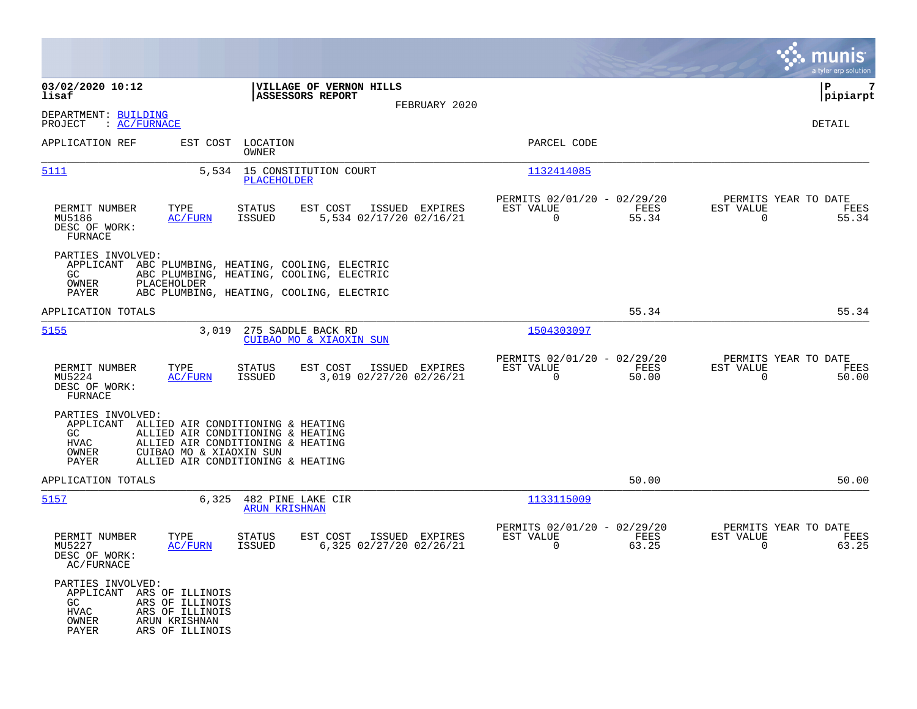**03/02/2020 10:12**
**lisaf**

**VILLAGE OF VERNON HILLS**
**ASSESSORS REPORT**
FEBRUARY 2020

**P 7**
**pipiarpt**

DEPARTMENT: BUILDING
PROJECT : AC/FURNACE

DETAIL

| APPLICATION REF | EST COST | LOCATION / OWNER | PARCEL CODE |
|---|---|---|---|
| 5111 | 5,534 | 15 CONSTITUTION COURT / PLACEHOLDER | 1132414085 |

| PERMIT NUMBER | TYPE | STATUS | EST COST | ISSUED | EXPIRES | PERMITS 02/01/20 - 02/29/20 EST VALUE | FEES | PERMITS YEAR TO DATE EST VALUE | FEES |
|---|---|---|---|---|---|---|---|---|---|
| MU5186 | AC/FURN | ISSUED | 5,534 | 02/17/20 | 02/16/21 | 0 | 55.34 | 0 | 55.34 |

DESC OF WORK:
FURNACE

PARTIES INVOLVED:
- APPLICANT ABC PLUMBING, HEATING, COOLING, ELECTRIC
- GC ABC PLUMBING, HEATING, COOLING, ELECTRIC
- OWNER PLACEHOLDER
- PAYER ABC PLUMBING, HEATING, COOLING, ELECTRIC

APPLICATION TOTALS 55.34 55.34

| APPLICATION REF | EST COST | LOCATION / OWNER | PARCEL CODE |
|---|---|---|---|
| 5155 | 3,019 | 275 SADDLE BACK RD / CUIBAO MO & XIAOXIN SUN | 1504303097 |

| PERMIT NUMBER | TYPE | STATUS | EST COST | ISSUED | EXPIRES | PERMITS 02/01/20 - 02/29/20 EST VALUE | FEES | PERMITS YEAR TO DATE EST VALUE | FEES |
|---|---|---|---|---|---|---|---|---|---|
| MU5224 | AC/FURN | ISSUED | 3,019 | 02/27/20 | 02/26/21 | 0 | 50.00 | 0 | 50.00 |

DESC OF WORK:
FURNACE

PARTIES INVOLVED:
- APPLICANT ALLIED AIR CONDITIONING & HEATING
- GC ALLIED AIR CONDITIONING & HEATING
- HVAC ALLIED AIR CONDITIONING & HEATING
- OWNER CUIBAO MO & XIAOXIN SUN
- PAYER ALLIED AIR CONDITIONING & HEATING

APPLICATION TOTALS 50.00 50.00

| APPLICATION REF | EST COST | LOCATION / OWNER | PARCEL CODE |
|---|---|---|---|
| 5157 | 6,325 | 482 PINE LAKE CIR / ARUN KRISHNAN | 1133115009 |

| PERMIT NUMBER | TYPE | STATUS | EST COST | ISSUED | EXPIRES | PERMITS 02/01/20 - 02/29/20 EST VALUE | FEES | PERMITS YEAR TO DATE EST VALUE | FEES |
|---|---|---|---|---|---|---|---|---|---|
| MU5227 | AC/FURN | ISSUED | 6,325 | 02/27/20 | 02/26/21 | 0 | 63.25 | 0 | 63.25 |

DESC OF WORK:
AC/FURNACE

PARTIES INVOLVED:
- APPLICANT ARS OF ILLINOIS
- GC ARS OF ILLINOIS
- HVAC ARS OF ILLINOIS
- OWNER ARUN KRISHNAN
- PAYER ARS OF ILLINOIS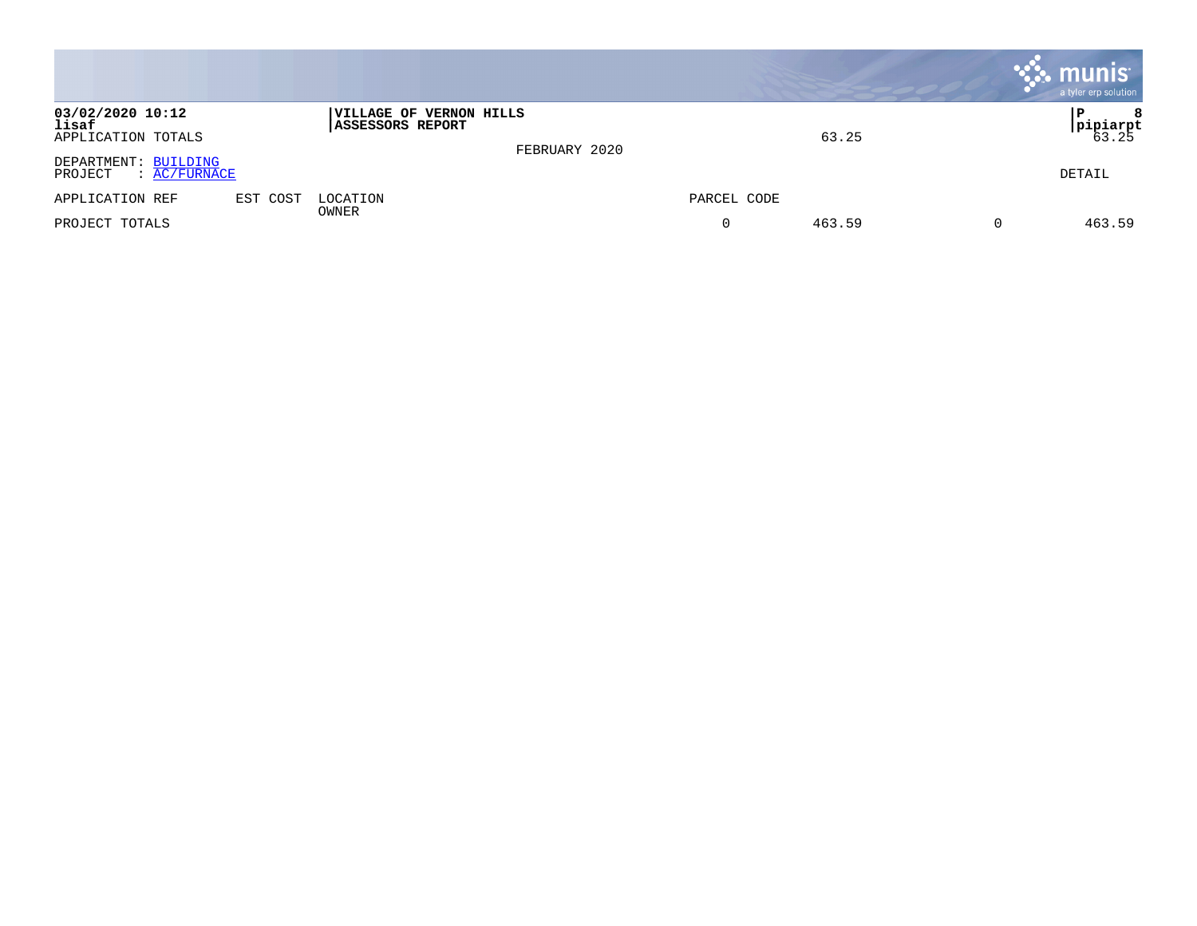03/02/2020 10:12 | VILLAGE OF VERNON HILLS | P 8
lisaf | ASSESSORS REPORT | pipiarpt

APPLICATION TOTALS 63.25 63.25

FEBRUARY 2020

DEPARTMENT: BUILDING
PROJECT : AC/FURNACE

DETAIL

| APPLICATION REF | EST COST | LOCATION<br>OWNER | PARCEL CODE | | | |
|---|---|---|---|---|---|---|
| PROJECT TOTALS | | | 0 | 463.59 | 0 | 463.59 |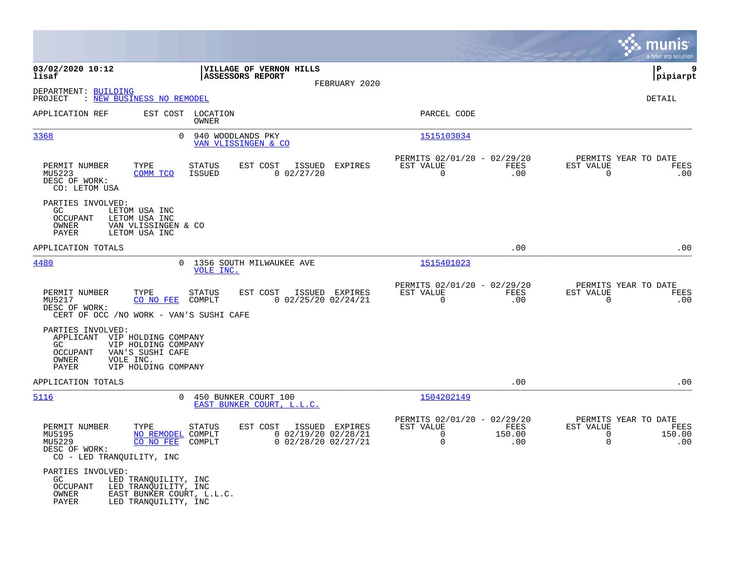**03/02/2020 10:12**
**lisaf**

**VILLAGE OF VERNON HILLS**
**ASSESSORS REPORT**
FEBRUARY 2020

**P 9**
**pipiarpt**

DEPARTMENT: BUILDING
PROJECT : NEW BUSINESS NO REMODEL

DETAIL

| APPLICATION REF | EST COST | LOCATION / OWNER | PARCEL CODE |
|---|---|---|---|
| 3368 | 0 | 940 WOODLANDS PKY / VAN VLISSINGEN & CO | 1515103034 |

| PERMIT NUMBER | TYPE | STATUS | EST COST | ISSUED | EXPIRES | PERMITS 02/01/20 - 02/29/20 EST VALUE | FEES | PERMITS YEAR TO DATE EST VALUE | FEES |
|---|---|---|---|---|---|---|---|---|---|
| MU5223 | COMM TCO | ISSUED | 0 | 02/27/20 | | 0 | .00 | 0 | .00 |

DESC OF WORK:
CO: LETOM USA

PARTIES INVOLVED:
- GC LETOM USA INC
- OCCUPANT LETOM USA INC
- OWNER VAN VLISSINGEN & CO
- PAYER LETOM USA INC

APPLICATION TOTALS .00 .00

| APPLICATION REF | EST COST | LOCATION / OWNER | PARCEL CODE |
|---|---|---|---|
| 4480 | 0 | 1356 SOUTH MILWAUKEE AVE / VOLE INC. | 1515401023 |

| PERMIT NUMBER | TYPE | STATUS | EST COST | ISSUED | EXPIRES | PERMITS 02/01/20 - 02/29/20 EST VALUE | FEES | PERMITS YEAR TO DATE EST VALUE | FEES |
|---|---|---|---|---|---|---|---|---|---|
| MU5217 | CO NO FEE | COMPLT | 0 | 02/25/20 | 02/24/21 | 0 | .00 | 0 | .00 |

DESC OF WORK:
CERT OF OCC /NO WORK - VAN'S SUSHI CAFE

PARTIES INVOLVED:
- APPLICANT VIP HOLDING COMPANY
- GC VIP HOLDING COMPANY
- OCCUPANT VAN'S SUSHI CAFE
- OWNER VOLE INC.
- PAYER VIP HOLDING COMPANY

APPLICATION TOTALS .00 .00

| APPLICATION REF | EST COST | LOCATION / OWNER | PARCEL CODE |
|---|---|---|---|
| 5116 | 0 | 450 BUNKER COURT 100 / EAST BUNKER COURT, L.L.C. | 1504202149 |

| PERMIT NUMBER | TYPE | STATUS | EST COST | ISSUED | EXPIRES | PERMITS 02/01/20 - 02/29/20 EST VALUE | FEES | PERMITS YEAR TO DATE EST VALUE | FEES |
|---|---|---|---|---|---|---|---|---|---|
| MU5195 | NO REMODEL | COMPLT | 0 | 02/19/20 | 02/28/21 | 0 | 150.00 | 0 | 150.00 |
| MU5229 | CO NO FEE | COMPLT | 0 | 02/28/20 | 02/27/21 | 0 | .00 | 0 | .00 |

DESC OF WORK:
CO - LED TRANQUILITY, INC

PARTIES INVOLVED:
- GC LED TRANQUILITY, INC
- OCCUPANT LED TRANQUILITY, INC
- OWNER EAST BUNKER COURT, L.L.C.
- PAYER LED TRANQUILITY, INC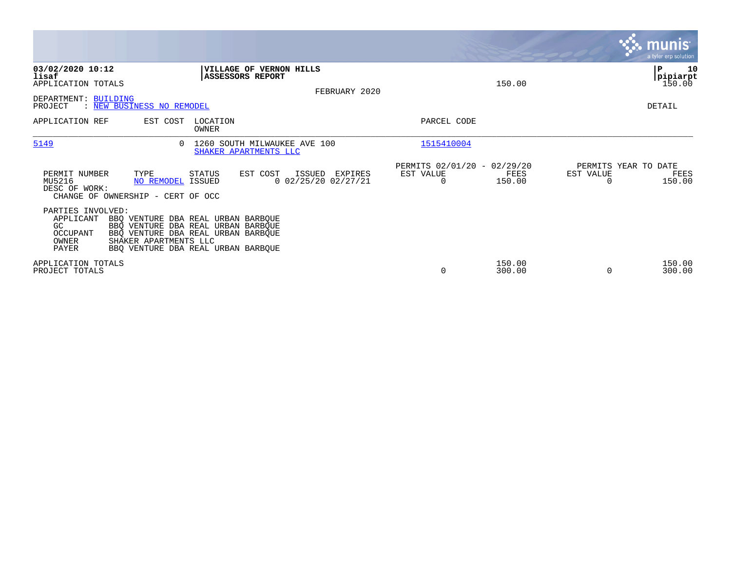**03/02/2020 10:12**
**lisaf**
APPLICATION TOTALS

**VILLAGE OF VERNON HILLS**
**ASSESSORS REPORT**

FEBRUARY 2020

150.00

**P 10**
**pipiarpt**
150.00

DEPARTMENT: BUILDING
PROJECT : NEW BUSINESS NO REMODEL

DETAIL

| APPLICATION REF | EST COST | LOCATION / OWNER | PARCEL CODE |
|---|---|---|---|
| 5149 | 0 | 1260 SOUTH MILWAUKEE AVE 100 / SHAKER APARTMENTS LLC | 1515410004 |

| PERMIT NUMBER | TYPE | STATUS | EST COST | ISSUED | EXPIRES | PERMITS 02/01/20 - 02/29/20 EST VALUE | FEES | PERMITS YEAR TO DATE EST VALUE | FEES |
|---|---|---|---|---|---|---|---|---|---|
| MU5216 | NO REMODEL | ISSUED | 0 | 02/25/20 | 02/27/21 | 0 | 150.00 | 0 | 150.00 |

DESC OF WORK:
CHANGE OF OWNERSHIP - CERT OF OCC

PARTIES INVOLVED:

| | |
|---|---|
| APPLICANT | BBQ VENTURE DBA REAL URBAN BARBQUE |
| GC | BBQ VENTURE DBA REAL URBAN BARBQUE |
| OCCUPANT | BBQ VENTURE DBA REAL URBAN BARBQUE |
| OWNER | SHAKER APARTMENTS LLC |
| PAYER | BBQ VENTURE DBA REAL URBAN BARBQUE |

| | EST VALUE | FEES | YTD EST VALUE | YTD FEES |
|---|---|---|---|---|
| APPLICATION TOTALS | | 150.00 | | 150.00 |
| PROJECT TOTALS | 0 | 300.00 | 0 | 300.00 |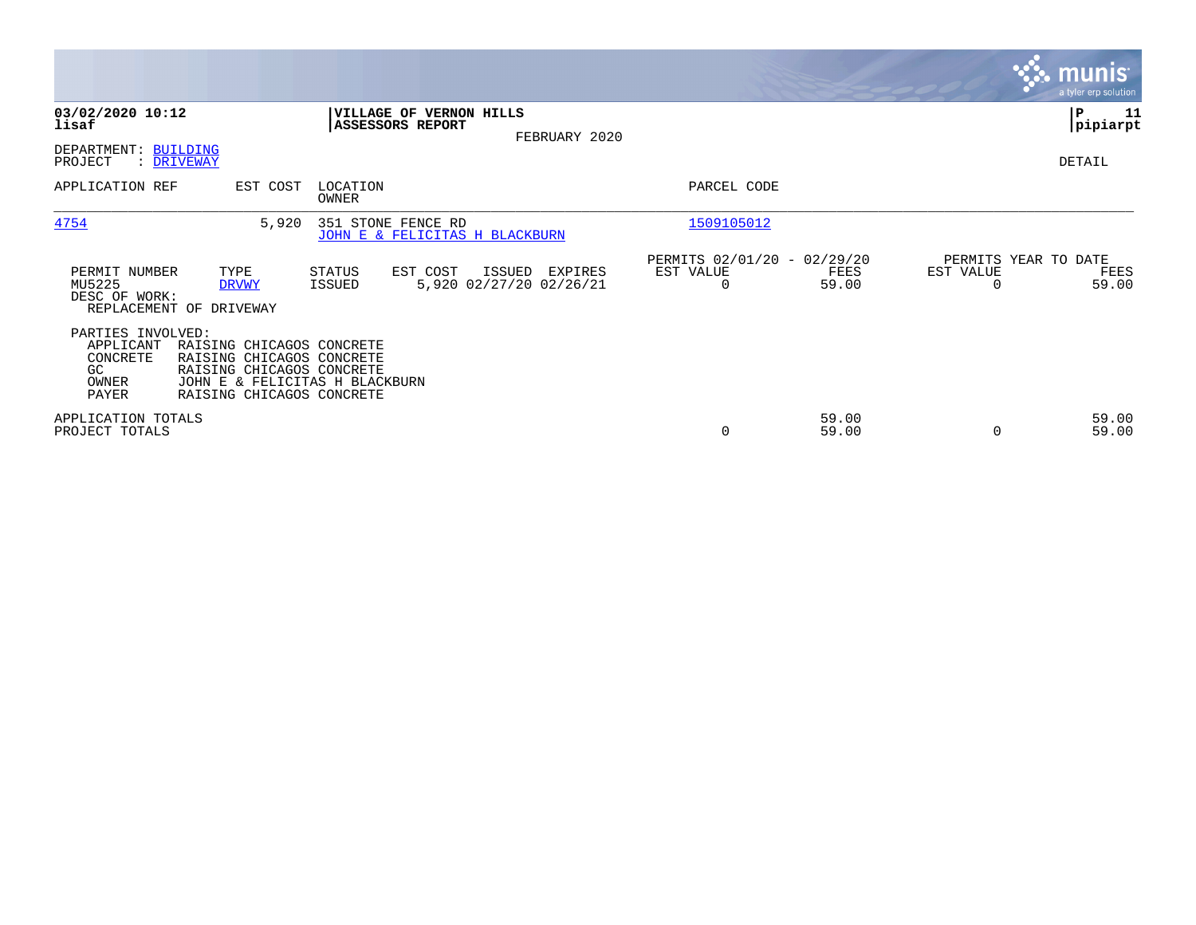**03/02/2020 10:12**
**lisaf**

**VILLAGE OF VERNON HILLS**
**ASSESSORS REPORT**

FEBRUARY 2020

**P 11**
**pipiarpt**

DEPARTMENT: BUILDING
PROJECT : DRIVEWAY

DETAIL

| APPLICATION REF | EST COST | LOCATION / OWNER | PARCEL CODE |
|---|---|---|---|
| 4754 | 5,920 | 351 STONE FENCE RD / JOHN E & FELICITAS H BLACKBURN | 1509105012 |

| PERMIT NUMBER | TYPE | STATUS | EST COST | ISSUED | EXPIRES | PERMITS 02/01/20 - 02/29/20 EST VALUE | FEES | PERMITS YEAR TO DATE EST VALUE | FEES |
|---|---|---|---|---|---|---|---|---|---|
| MU5225 | DRVWY | ISSUED | 5,920 | 02/27/20 | 02/26/21 | 0 | 59.00 | 0 | 59.00 |

DESC OF WORK:
REPLACEMENT OF DRIVEWAY

PARTIES INVOLVED:

| | |
|---|---|
| APPLICANT | RAISING CHICAGOS CONCRETE |
| CONCRETE | RAISING CHICAGOS CONCRETE |
| GC | RAISING CHICAGOS CONCRETE |
| OWNER | JOHN E & FELICITAS H BLACKBURN |
| PAYER | RAISING CHICAGOS CONCRETE |

| | EST VALUE | FEES | EST VALUE | FEES |
|---|---|---|---|---|
| APPLICATION TOTALS | | 59.00 | | 59.00 |
| PROJECT TOTALS | 0 | 59.00 | 0 | 59.00 |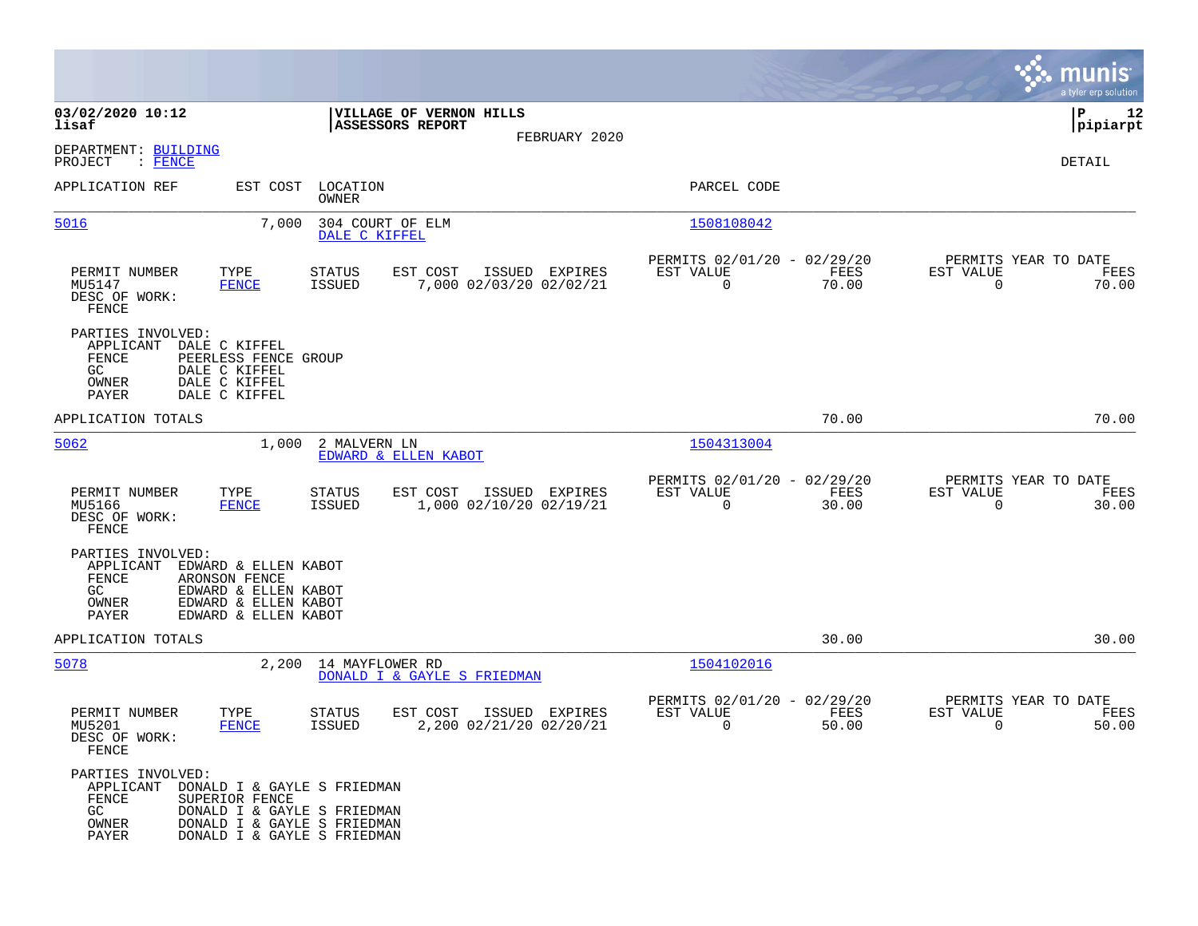**03/02/2020 10:12**
**lisaf**

**VILLAGE OF VERNON HILLS**
**ASSESSORS REPORT**
FEBRUARY 2020

**P 12**
**pipiarpt**

DEPARTMENT: BUILDING
PROJECT : FENCE

DETAIL

| APPLICATION REF | EST COST | LOCATION / OWNER | PARCEL CODE |
|---|---|---|---|
| 5016 | 7,000 | 304 COURT OF ELM / DALE C KIFFEL | 1508108042 |

| PERMIT NUMBER | TYPE | STATUS | EST COST | ISSUED | EXPIRES | PERMITS 02/01/20 - 02/29/20 EST VALUE | FEES | PERMITS YEAR TO DATE EST VALUE | FEES |
|---|---|---|---|---|---|---|---|---|---|
| MU5147 | FENCE | ISSUED | 7,000 | 02/03/20 | 02/02/21 | 0 | 70.00 | 0 | 70.00 |

DESC OF WORK:
FENCE

PARTIES INVOLVED:
- APPLICANT DALE C KIFFEL
- FENCE PEERLESS FENCE GROUP
- GC DALE C KIFFEL
- OWNER DALE C KIFFEL
- PAYER DALE C KIFFEL

APPLICATION TOTALS 70.00 70.00

| APPLICATION REF | EST COST | LOCATION / OWNER | PARCEL CODE |
|---|---|---|---|
| 5062 | 1,000 | 2 MALVERN LN / EDWARD & ELLEN KABOT | 1504313004 |

| PERMIT NUMBER | TYPE | STATUS | EST COST | ISSUED | EXPIRES | PERMITS 02/01/20 - 02/29/20 EST VALUE | FEES | PERMITS YEAR TO DATE EST VALUE | FEES |
|---|---|---|---|---|---|---|---|---|---|
| MU5166 | FENCE | ISSUED | 1,000 | 02/10/20 | 02/19/21 | 0 | 30.00 | 0 | 30.00 |

DESC OF WORK:
FENCE

PARTIES INVOLVED:
- APPLICANT EDWARD & ELLEN KABOT
- FENCE ARONSON FENCE
- GC EDWARD & ELLEN KABOT
- OWNER EDWARD & ELLEN KABOT
- PAYER EDWARD & ELLEN KABOT

APPLICATION TOTALS 30.00 30.00

| APPLICATION REF | EST COST | LOCATION / OWNER | PARCEL CODE |
|---|---|---|---|
| 5078 | 2,200 | 14 MAYFLOWER RD / DONALD I & GAYLE S FRIEDMAN | 1504102016 |

| PERMIT NUMBER | TYPE | STATUS | EST COST | ISSUED | EXPIRES | PERMITS 02/01/20 - 02/29/20 EST VALUE | FEES | PERMITS YEAR TO DATE EST VALUE | FEES |
|---|---|---|---|---|---|---|---|---|---|
| MU5201 | FENCE | ISSUED | 2,200 | 02/21/20 | 02/20/21 | 0 | 50.00 | 0 | 50.00 |

DESC OF WORK:
FENCE

PARTIES INVOLVED:
- APPLICANT DONALD I & GAYLE S FRIEDMAN
- FENCE SUPERIOR FENCE
- GC DONALD I & GAYLE S FRIEDMAN
- OWNER DONALD I & GAYLE S FRIEDMAN
- PAYER DONALD I & GAYLE S FRIEDMAN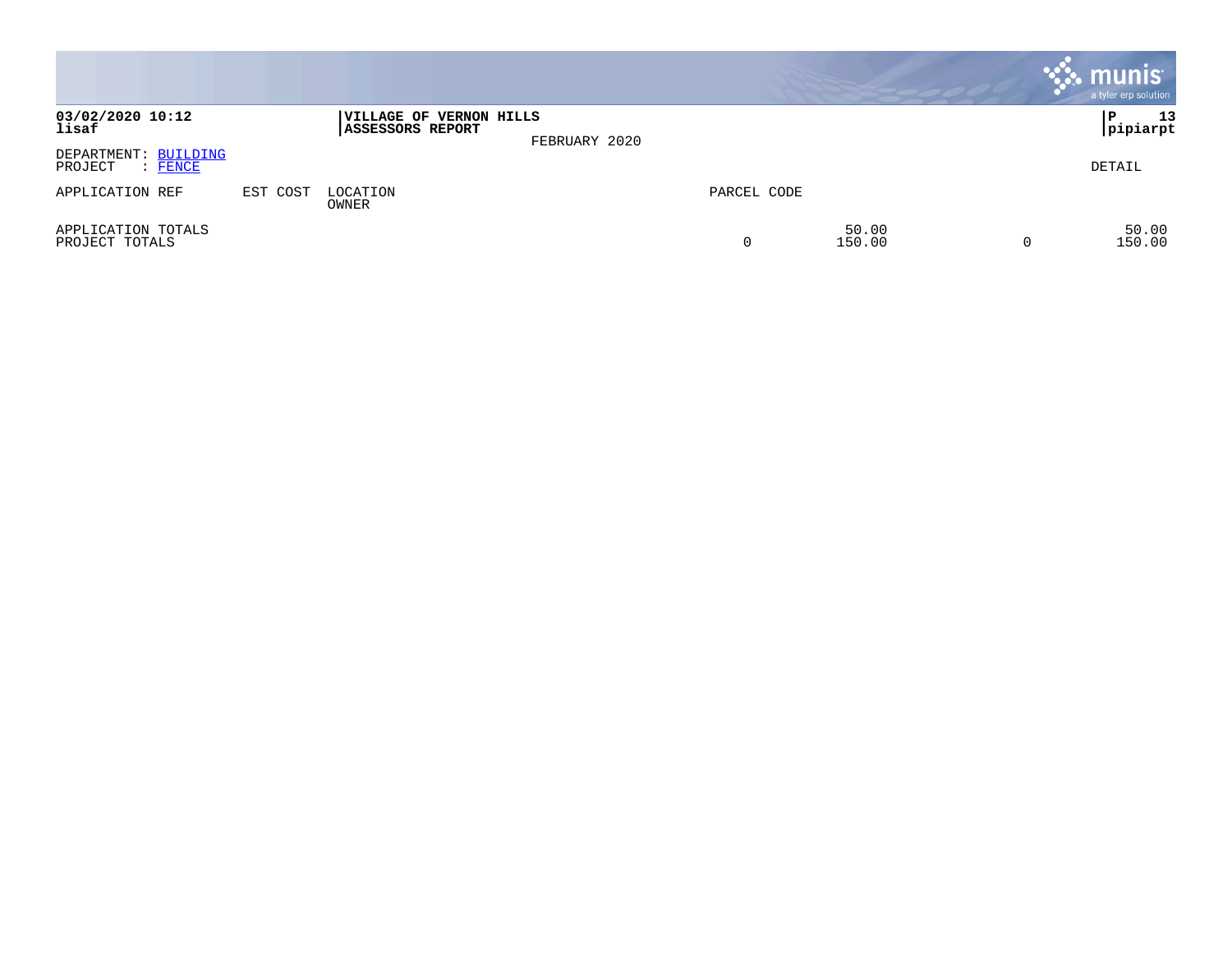**03/02/2020 10:12** | **VILLAGE OF VERNON HILLS** | **P 13**
**lisaf** | **ASSESSORS REPORT** | **pipiarpt**

FEBRUARY 2020

DEPARTMENT: BUILDING
PROJECT : FENCE

DETAIL

| APPLICATION REF | EST COST | LOCATION / OWNER | PARCEL CODE | | | |
|---|---|---|---|---|---|---|
| APPLICATION TOTALS | | | | 50.00 | | 50.00 |
| PROJECT TOTALS | | | 0 | 150.00 | 0 | 150.00 |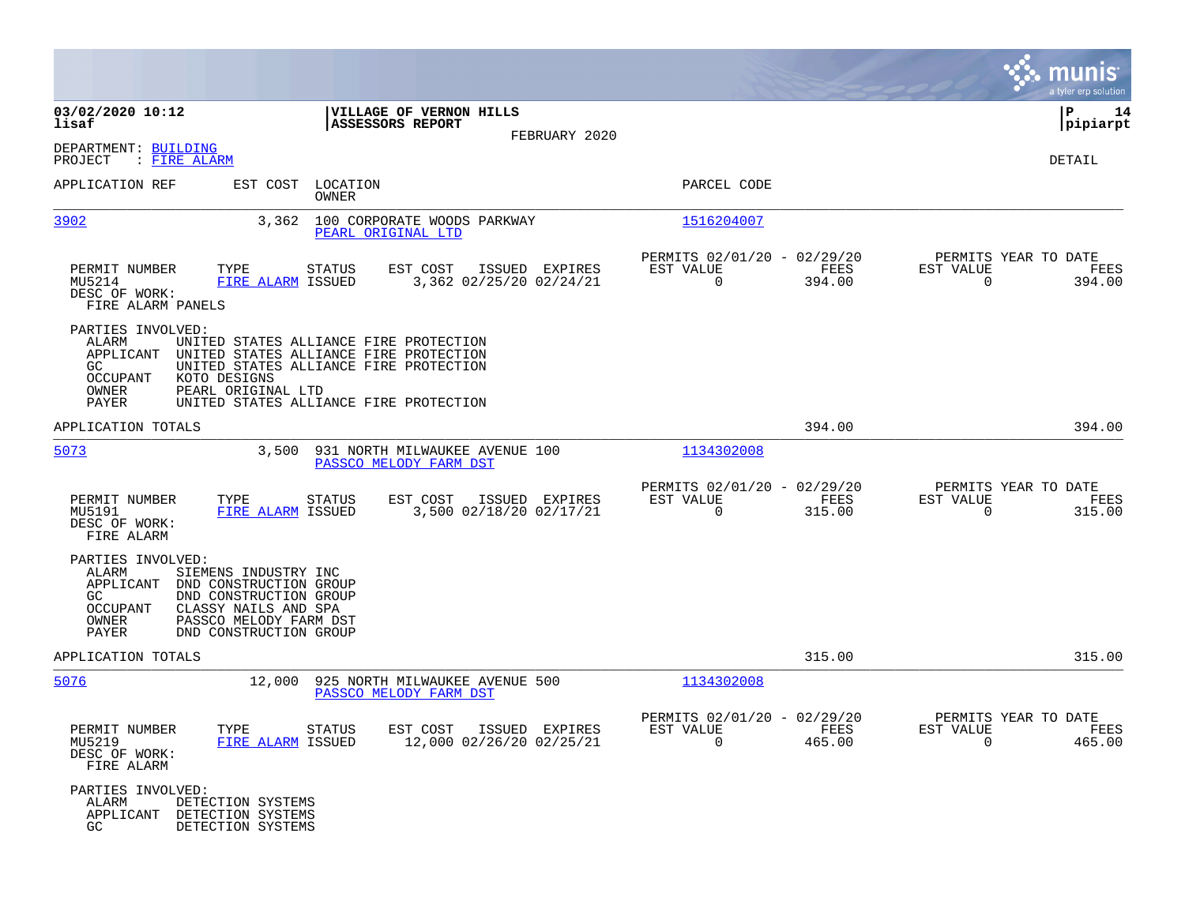**03/02/2020 10:12**
**lisaf**

**VILLAGE OF VERNON HILLS**
**ASSESSORS REPORT**
FEBRUARY 2020

**P 14**
**pipiarpt**

DEPARTMENT: BUILDING
PROJECT : FIRE ALARM

DETAIL

| APPLICATION REF | EST COST | LOCATION / OWNER | PARCEL CODE |
|---|---|---|---|
| 3902 | 3,362 | 100 CORPORATE WOODS PARKWAY / PEARL ORIGINAL LTD | 1516204007 |

| PERMIT NUMBER | TYPE | STATUS | EST COST | ISSUED | EXPIRES | PERMITS 02/01/20 - 02/29/20 EST VALUE | FEES | PERMITS YEAR TO DATE EST VALUE | FEES |
|---|---|---|---|---|---|---|---|---|---|
| MU5214 | FIRE ALARM | ISSUED | 3,362 | 02/25/20 | 02/24/21 | 0 | 394.00 | 0 | 394.00 |

DESC OF WORK:
FIRE ALARM PANELS

PARTIES INVOLVED:
- ALARM UNITED STATES ALLIANCE FIRE PROTECTION
- APPLICANT UNITED STATES ALLIANCE FIRE PROTECTION
- GC UNITED STATES ALLIANCE FIRE PROTECTION
- OCCUPANT KOTO DESIGNS
- OWNER PEARL ORIGINAL LTD
- PAYER UNITED STATES ALLIANCE FIRE PROTECTION

APPLICATION TOTALS: 394.00 | 394.00

| APPLICATION REF | EST COST | LOCATION / OWNER | PARCEL CODE |
|---|---|---|---|
| 5073 | 3,500 | 931 NORTH MILWAUKEE AVENUE 100 / PASSCO MELODY FARM DST | 1134302008 |

| PERMIT NUMBER | TYPE | STATUS | EST COST | ISSUED | EXPIRES | PERMITS 02/01/20 - 02/29/20 EST VALUE | FEES | PERMITS YEAR TO DATE EST VALUE | FEES |
|---|---|---|---|---|---|---|---|---|---|
| MU5191 | FIRE ALARM | ISSUED | 3,500 | 02/18/20 | 02/17/21 | 0 | 315.00 | 0 | 315.00 |

DESC OF WORK:
FIRE ALARM

PARTIES INVOLVED:
- ALARM SIEMENS INDUSTRY INC
- APPLICANT DND CONSTRUCTION GROUP
- GC DND CONSTRUCTION GROUP
- OCCUPANT CLASSY NAILS AND SPA
- OWNER PASSCO MELODY FARM DST
- PAYER DND CONSTRUCTION GROUP

APPLICATION TOTALS: 315.00 | 315.00

| APPLICATION REF | EST COST | LOCATION / OWNER | PARCEL CODE |
|---|---|---|---|
| 5076 | 12,000 | 925 NORTH MILWAUKEE AVENUE 500 / PASSCO MELODY FARM DST | 1134302008 |

| PERMIT NUMBER | TYPE | STATUS | EST COST | ISSUED | EXPIRES | PERMITS 02/01/20 - 02/29/20 EST VALUE | FEES | PERMITS YEAR TO DATE EST VALUE | FEES |
|---|---|---|---|---|---|---|---|---|---|
| MU5219 | FIRE ALARM | ISSUED | 12,000 | 02/26/20 | 02/25/21 | 0 | 465.00 | 0 | 465.00 |

DESC OF WORK:
FIRE ALARM

PARTIES INVOLVED:
- ALARM DETECTION SYSTEMS
- APPLICANT DETECTION SYSTEMS
- GC DETECTION SYSTEMS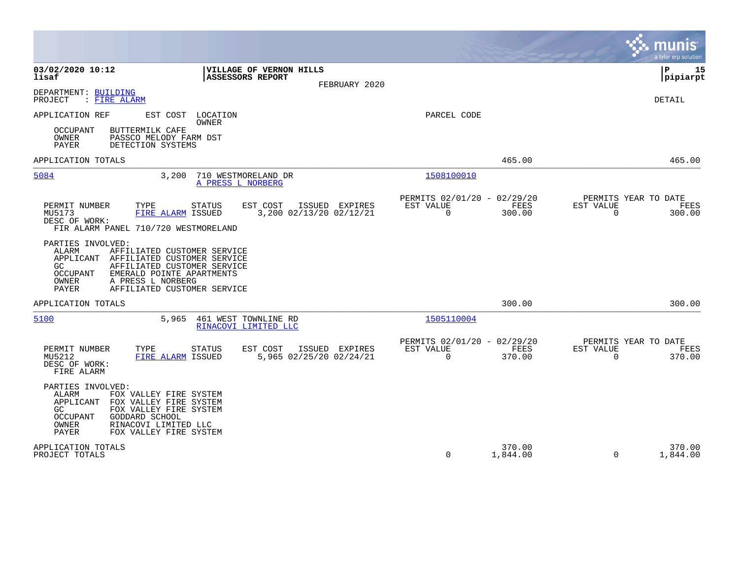**03/02/2020 10:12**
**lisaf**

**VILLAGE OF VERNON HILLS**
**ASSESSORS REPORT**
FEBRUARY 2020

**P 15**
**pipiarpt**

DEPARTMENT: BUILDING
PROJECT : FIRE ALARM

DETAIL

APPLICATION REF | EST COST | LOCATION / OWNER | PARCEL CODE

OCCUPANT BUTTERMILK CAFE
OWNER PASSCO MELODY FARM DST
PAYER DETECTION SYSTEMS

APPLICATION TOTALS — 465.00 — 465.00

---

**5084** — 3,200 — 710 WESTMORELAND DR — A PRESS L NORBERG — 1508100010

| PERMIT NUMBER | TYPE | STATUS | EST COST | ISSUED | EXPIRES | PERMITS 02/01/20 - 02/29/20 EST VALUE | FEES | PERMITS YEAR TO DATE EST VALUE | FEES |
|---|---|---|---|---|---|---|---|---|---|
| MU5173 | FIRE ALARM | ISSUED | 3,200 | 02/13/20 | 02/12/21 | 0 | 300.00 | 0 | 300.00 |

DESC OF WORK:
FIR ALARM PANEL 710/720 WESTMORELAND

PARTIES INVOLVED:
ALARM AFFILIATED CUSTOMER SERVICE
APPLICANT AFFILIATED CUSTOMER SERVICE
GC AFFILIATED CUSTOMER SERVICE
OCCUPANT EMERALD POINTE APARTMENTS
OWNER A PRESS L NORBERG
PAYER AFFILIATED CUSTOMER SERVICE

APPLICATION TOTALS — 300.00 — 300.00

---

**5100** — 5,965 — 461 WEST TOWNLINE RD — RINACOVI LIMITED LLC — 1505110004

| PERMIT NUMBER | TYPE | STATUS | EST COST | ISSUED | EXPIRES | PERMITS 02/01/20 - 02/29/20 EST VALUE | FEES | PERMITS YEAR TO DATE EST VALUE | FEES |
|---|---|---|---|---|---|---|---|---|---|
| MU5212 | FIRE ALARM | ISSUED | 5,965 | 02/25/20 | 02/24/21 | 0 | 370.00 | 0 | 370.00 |

DESC OF WORK:
FIRE ALARM

PARTIES INVOLVED:
ALARM FOX VALLEY FIRE SYSTEM
APPLICANT FOX VALLEY FIRE SYSTEM
GC FOX VALLEY FIRE SYSTEM
OCCUPANT GODDARD SCHOOL
OWNER RINACOVI LIMITED LLC
PAYER FOX VALLEY FIRE SYSTEM

| | EST VALUE | FEES | YTD EST VALUE | YTD FEES |
|---|---|---|---|---|
| APPLICATION TOTALS | | 370.00 | | 370.00 |
| PROJECT TOTALS | 0 | 1,844.00 | 0 | 1,844.00 |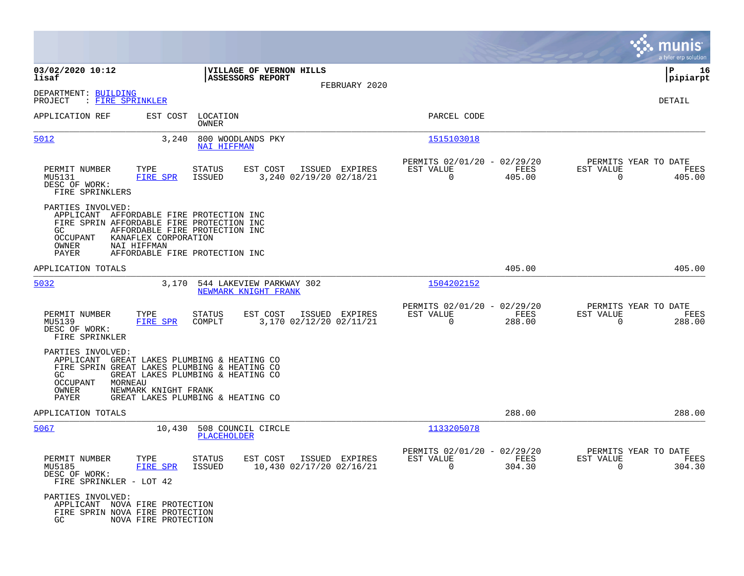**03/02/2020 10:12** | **VILLAGE OF VERNON HILLS** | **P 16**
**lisaf** | **ASSESSORS REPORT** | **pipiarpt**

FEBRUARY 2020

DEPARTMENT: BUILDING
PROJECT : FIRE SPRINKLER

DETAIL

| APPLICATION REF | EST COST | LOCATION / OWNER | PARCEL CODE |
|---|---|---|---|
| 5012 | 3,240 | 800 WOODLANDS PKY / NAI HIFFMAN | 1515103018 |

| PERMIT NUMBER | TYPE | STATUS | EST COST | ISSUED | EXPIRES | PERMITS 02/01/20 - 02/29/20 EST VALUE | FEES | PERMITS YEAR TO DATE EST VALUE | FEES |
|---|---|---|---|---|---|---|---|---|---|
| MU5131 | FIRE SPR | ISSUED | 3,240 | 02/19/20 | 02/18/21 | 0 | 405.00 | 0 | 405.00 |

DESC OF WORK:
FIRE SPRINKLERS

PARTIES INVOLVED:
- APPLICANT AFFORDABLE FIRE PROTECTION INC
- FIRE SPRIN AFFORDABLE FIRE PROTECTION INC
- GC AFFORDABLE FIRE PROTECTION INC
- OCCUPANT KANAFLEX CORPORATION
- OWNER NAI HIFFMAN
- PAYER AFFORDABLE FIRE PROTECTION INC

APPLICATION TOTALS 405.00 405.00

| APPLICATION REF | EST COST | LOCATION / OWNER | PARCEL CODE |
|---|---|---|---|
| 5032 | 3,170 | 544 LAKEVIEW PARKWAY 302 / NEWMARK KNIGHT FRANK | 1504202152 |

| PERMIT NUMBER | TYPE | STATUS | EST COST | ISSUED | EXPIRES | PERMITS 02/01/20 - 02/29/20 EST VALUE | FEES | PERMITS YEAR TO DATE EST VALUE | FEES |
|---|---|---|---|---|---|---|---|---|---|
| MU5139 | FIRE SPR | COMPLT | 3,170 | 02/12/20 | 02/11/21 | 0 | 288.00 | 0 | 288.00 |

DESC OF WORK:
FIRE SPRINKLER

PARTIES INVOLVED:
- APPLICANT GREAT LAKES PLUMBING & HEATING CO
- FIRE SPRIN GREAT LAKES PLUMBING & HEATING CO
- GC GREAT LAKES PLUMBING & HEATING CO
- OCCUPANT MORNEAU
- OWNER NEWMARK KNIGHT FRANK
- PAYER GREAT LAKES PLUMBING & HEATING CO

APPLICATION TOTALS 288.00 288.00

| APPLICATION REF | EST COST | LOCATION / OWNER | PARCEL CODE |
|---|---|---|---|
| 5067 | 10,430 | 508 COUNCIL CIRCLE / PLACEHOLDER | 1133205078 |

| PERMIT NUMBER | TYPE | STATUS | EST COST | ISSUED | EXPIRES | PERMITS 02/01/20 - 02/29/20 EST VALUE | FEES | PERMITS YEAR TO DATE EST VALUE | FEES |
|---|---|---|---|---|---|---|---|---|---|
| MU5185 | FIRE SPR | ISSUED | 10,430 | 02/17/20 | 02/16/21 | 0 | 304.30 | 0 | 304.30 |

DESC OF WORK:
FIRE SPRINKLER - LOT 42

PARTIES INVOLVED:
- APPLICANT NOVA FIRE PROTECTION
- FIRE SPRIN NOVA FIRE PROTECTION
- GC NOVA FIRE PROTECTION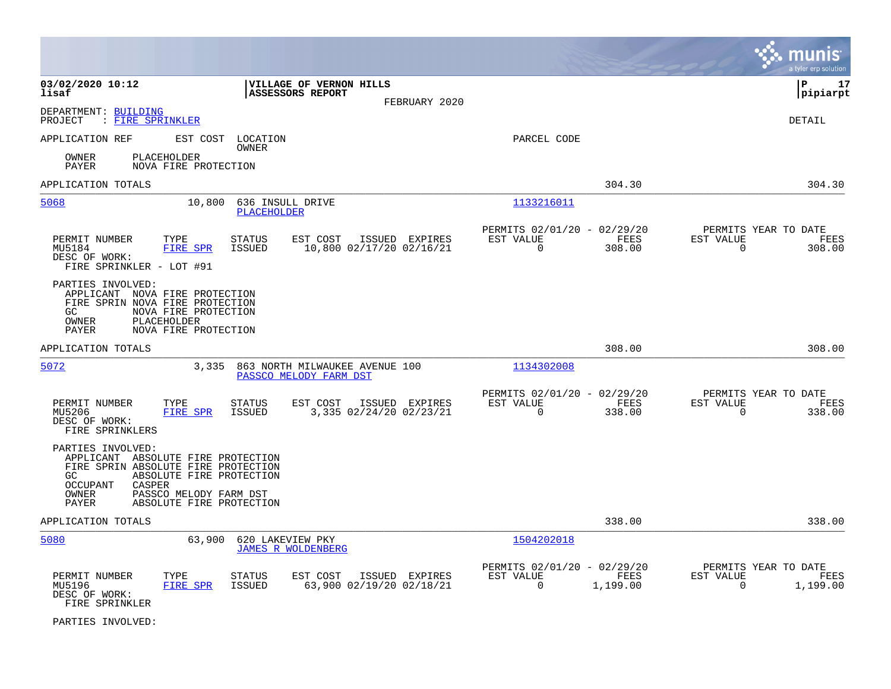**03/02/2020 10:12**
**lisaf**

**VILLAGE OF VERNON HILLS**
**ASSESSORS REPORT**
FEBRUARY 2020

**P 17**
**pipiarpt**

DEPARTMENT: BUILDING
PROJECT : FIRE SPRINKLER

DETAIL

APPLICATION REF | EST COST | LOCATION / OWNER | PARCEL CODE

OWNER PLACEHOLDER
PAYER NOVA FIRE PROTECTION

APPLICATION TOTALS 304.30 304.30

---

**5068** | 10,800 | 636 INSULL DRIVE / PLACEHOLDER | 1133216011

| PERMIT NUMBER | TYPE | STATUS | EST COST | ISSUED | EXPIRES | PERMITS 02/01/20 - 02/29/20 EST VALUE | FEES | PERMITS YEAR TO DATE EST VALUE | FEES |
|---|---|---|---|---|---|---|---|---|---|
| MU5184 | FIRE SPR | ISSUED | 10,800 | 02/17/20 | 02/16/21 | 0 | 308.00 | 0 | 308.00 |

DESC OF WORK:
FIRE SPRINKLER - LOT #91

PARTIES INVOLVED:
APPLICANT NOVA FIRE PROTECTION
FIRE SPRIN NOVA FIRE PROTECTION
GC NOVA FIRE PROTECTION
OWNER PLACEHOLDER
PAYER NOVA FIRE PROTECTION

APPLICATION TOTALS 308.00 308.00

---

**5072** | 3,335 | 863 NORTH MILWAUKEE AVENUE 100 / PASSCO MELODY FARM DST | 1134302008

| PERMIT NUMBER | TYPE | STATUS | EST COST | ISSUED | EXPIRES | PERMITS 02/01/20 - 02/29/20 EST VALUE | FEES | PERMITS YEAR TO DATE EST VALUE | FEES |
|---|---|---|---|---|---|---|---|---|---|
| MU5206 | FIRE SPR | ISSUED | 3,335 | 02/24/20 | 02/23/21 | 0 | 338.00 | 0 | 338.00 |

DESC OF WORK:
FIRE SPRINKLERS

PARTIES INVOLVED:
APPLICANT ABSOLUTE FIRE PROTECTION
FIRE SPRIN ABSOLUTE FIRE PROTECTION
GC ABSOLUTE FIRE PROTECTION
OCCUPANT CASPER
OWNER PASSCO MELODY FARM DST
PAYER ABSOLUTE FIRE PROTECTION

APPLICATION TOTALS 338.00 338.00

---

**5080** | 63,900 | 620 LAKEVIEW PKY / JAMES R WOLDENBERG | 1504202018

| PERMIT NUMBER | TYPE | STATUS | EST COST | ISSUED | EXPIRES | PERMITS 02/01/20 - 02/29/20 EST VALUE | FEES | PERMITS YEAR TO DATE EST VALUE | FEES |
|---|---|---|---|---|---|---|---|---|---|
| MU5196 | FIRE SPR | ISSUED | 63,900 | 02/19/20 | 02/18/21 | 0 | 1,199.00 | 0 | 1,199.00 |

DESC OF WORK:
FIRE SPRINKLER

PARTIES INVOLVED: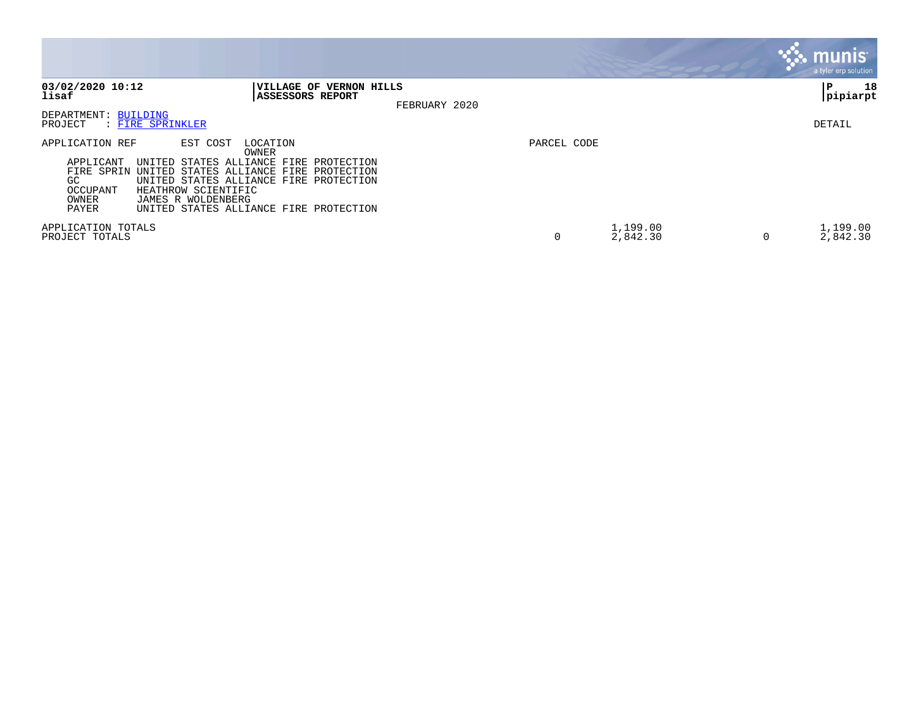**VILLAGE OF VERNON HILLS**
**ASSESSORS REPORT**

FEBRUARY 2020

DEPARTMENT: BUILDING
PROJECT : FIRE SPRINKLER

DETAIL

| APPLICATION REF | EST COST | LOCATION / OWNER | PARCEL CODE | | | |
|---|---|---|---|---|---|---|
| APPLICANT | UNITED STATES ALLIANCE FIRE PROTECTION | | | | | |
| FIRE SPRIN | UNITED STATES ALLIANCE FIRE PROTECTION | | | | | |
| GC | UNITED STATES ALLIANCE FIRE PROTECTION | | | | | |
| OCCUPANT | HEATHROW SCIENTIFIC | | | | | |
| OWNER | JAMES R WOLDENBERG | | | | | |
| PAYER | UNITED STATES ALLIANCE FIRE PROTECTION | | | | | |
| APPLICATION TOTALS | | | | 1,199.00 | | 1,199.00 |
| PROJECT TOTALS | | | 0 | 2,842.30 | 0 | 2,842.30 |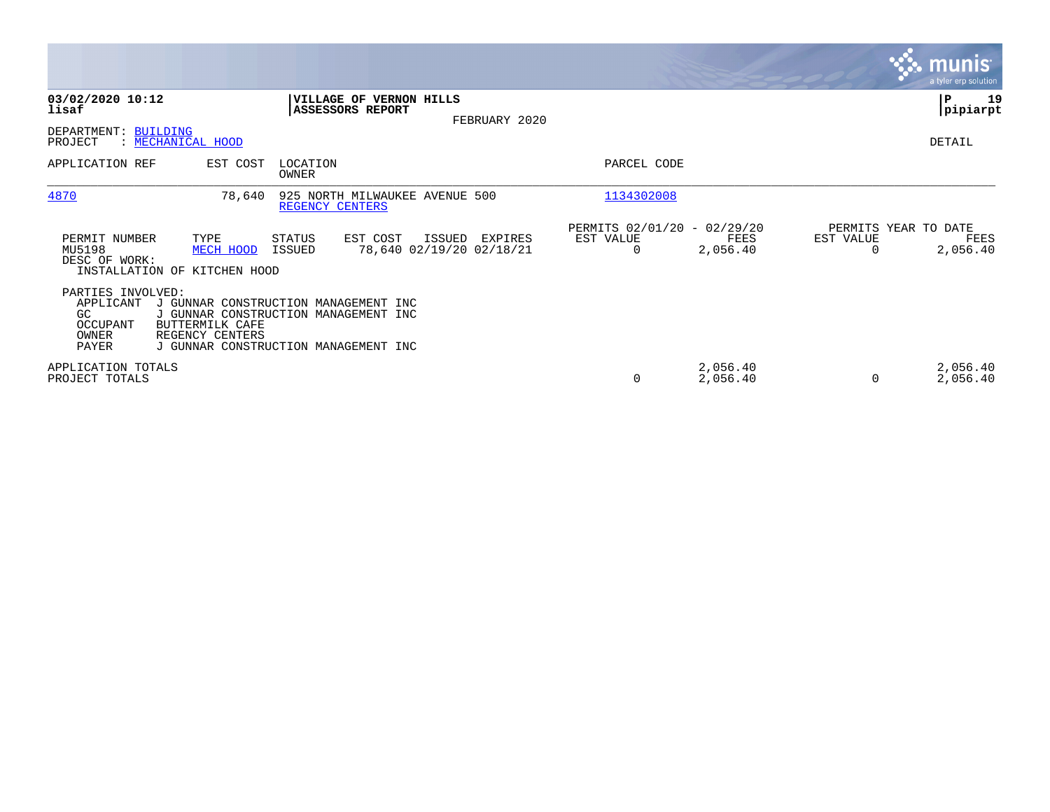**03/02/2020 10:12**
**lisaf**

**VILLAGE OF VERNON HILLS**
**ASSESSORS REPORT**

FEBRUARY 2020

DEPARTMENT: BUILDING
PROJECT : MECHANICAL HOOD

DETAIL

| APPLICATION REF | EST COST | LOCATION / OWNER | PARCEL CODE |
|---|---|---|---|
| 4870 | 78,640 | 925 NORTH MILWAUKEE AVENUE 500 / REGENCY CENTERS | 1134302008 |

| PERMIT NUMBER | TYPE | STATUS | EST COST | ISSUED | EXPIRES | PERMITS 02/01/20 - 02/29/20 EST VALUE | FEES | PERMITS YEAR TO DATE EST VALUE | FEES |
|---|---|---|---|---|---|---|---|---|---|
| MU5198 | MECH HOOD | ISSUED | 78,640 | 02/19/20 | 02/18/21 | 0 | 2,056.40 | 0 | 2,056.40 |

DESC OF WORK:
INSTALLATION OF KITCHEN HOOD

PARTIES INVOLVED:

| | |
|---|---|
| APPLICANT | J GUNNAR CONSTRUCTION MANAGEMENT INC |
| GC | J GUNNAR CONSTRUCTION MANAGEMENT INC |
| OCCUPANT | BUTTERMILK CAFE |
| OWNER | REGENCY CENTERS |
| PAYER | J GUNNAR CONSTRUCTION MANAGEMENT INC |

| | EST VALUE | FEES | YTD EST VALUE | YTD FEES |
|---|---|---|---|---|
| APPLICATION TOTALS | | 2,056.40 | | 2,056.40 |
| PROJECT TOTALS | 0 | 2,056.40 | 0 | 2,056.40 |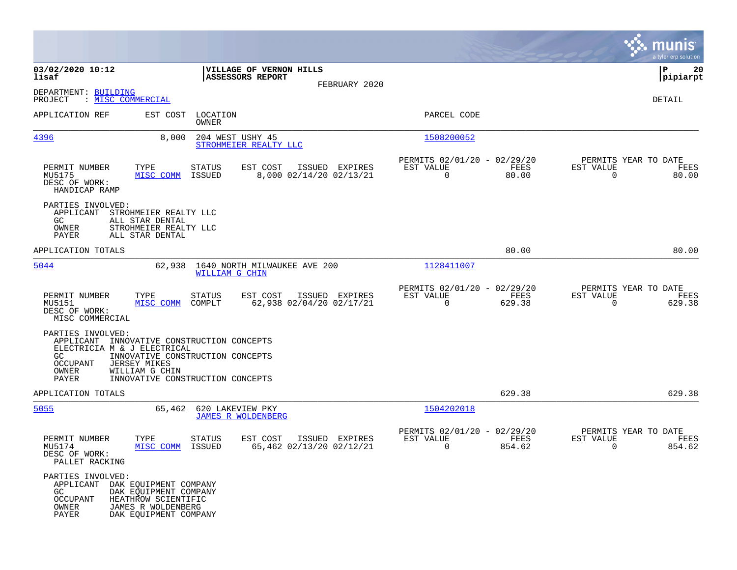**03/02/2020 10:12**
**lisaf**

**VILLAGE OF VERNON HILLS**
**ASSESSORS REPORT**
FEBRUARY 2020

DEPARTMENT: BUILDING
PROJECT : MISC COMMERCIAL

DETAIL

| APPLICATION REF | EST COST | LOCATION / OWNER | PARCEL CODE |
|---|---|---|---|
| 4396 | 8,000 | 204 WEST USHY 45 / STROHMEIER REALTY LLC | 1508200052 |

| PERMIT NUMBER | TYPE | STATUS | EST COST | ISSUED | EXPIRES | PERMITS 02/01/20 - 02/29/20 EST VALUE | FEES | PERMITS YEAR TO DATE EST VALUE | FEES |
|---|---|---|---|---|---|---|---|---|---|
| MU5175 | MISC COMM | ISSUED | 8,000 | 02/14/20 | 02/13/21 | 0 | 80.00 | 0 | 80.00 |

DESC OF WORK:
HANDICAP RAMP

PARTIES INVOLVED:
- APPLICANT STROHMEIER REALTY LLC
- GC ALL STAR DENTAL
- OWNER STROHMEIER REALTY LLC
- PAYER ALL STAR DENTAL

APPLICATION TOTALS 80.00 80.00

| APPLICATION REF | EST COST | LOCATION / OWNER | PARCEL CODE |
|---|---|---|---|
| 5044 | 62,938 | 1640 NORTH MILWAUKEE AVE 200 / WILLIAM G CHIN | 1128411007 |

| PERMIT NUMBER | TYPE | STATUS | EST COST | ISSUED | EXPIRES | PERMITS 02/01/20 - 02/29/20 EST VALUE | FEES | PERMITS YEAR TO DATE EST VALUE | FEES |
|---|---|---|---|---|---|---|---|---|---|
| MU5151 | MISC COMM | COMPLT | 62,938 | 02/04/20 | 02/17/21 | 0 | 629.38 | 0 | 629.38 |

DESC OF WORK:
MISC COMMERCIAL

PARTIES INVOLVED:
- APPLICANT INNOVATIVE CONSTRUCTION CONCEPTS
- ELECTRICIA M & J ELECTRICAL
- GC INNOVATIVE CONSTRUCTION CONCEPTS
- OCCUPANT JERSEY MIKES
- OWNER WILLIAM G CHIN
- PAYER INNOVATIVE CONSTRUCTION CONCEPTS

APPLICATION TOTALS 629.38 629.38

| APPLICATION REF | EST COST | LOCATION / OWNER | PARCEL CODE |
|---|---|---|---|
| 5055 | 65,462 | 620 LAKEVIEW PKY / JAMES R WOLDENBERG | 1504202018 |

| PERMIT NUMBER | TYPE | STATUS | EST COST | ISSUED | EXPIRES | PERMITS 02/01/20 - 02/29/20 EST VALUE | FEES | PERMITS YEAR TO DATE EST VALUE | FEES |
|---|---|---|---|---|---|---|---|---|---|
| MU5174 | MISC COMM | ISSUED | 65,462 | 02/13/20 | 02/12/21 | 0 | 854.62 | 0 | 854.62 |

DESC OF WORK:
PALLET RACKING

PARTIES INVOLVED:
- APPLICANT DAK EQUIPMENT COMPANY
- GC DAK EQUIPMENT COMPANY
- OCCUPANT HEATHROW SCIENTIFIC
- OWNER JAMES R WOLDENBERG
- PAYER DAK EQUIPMENT COMPANY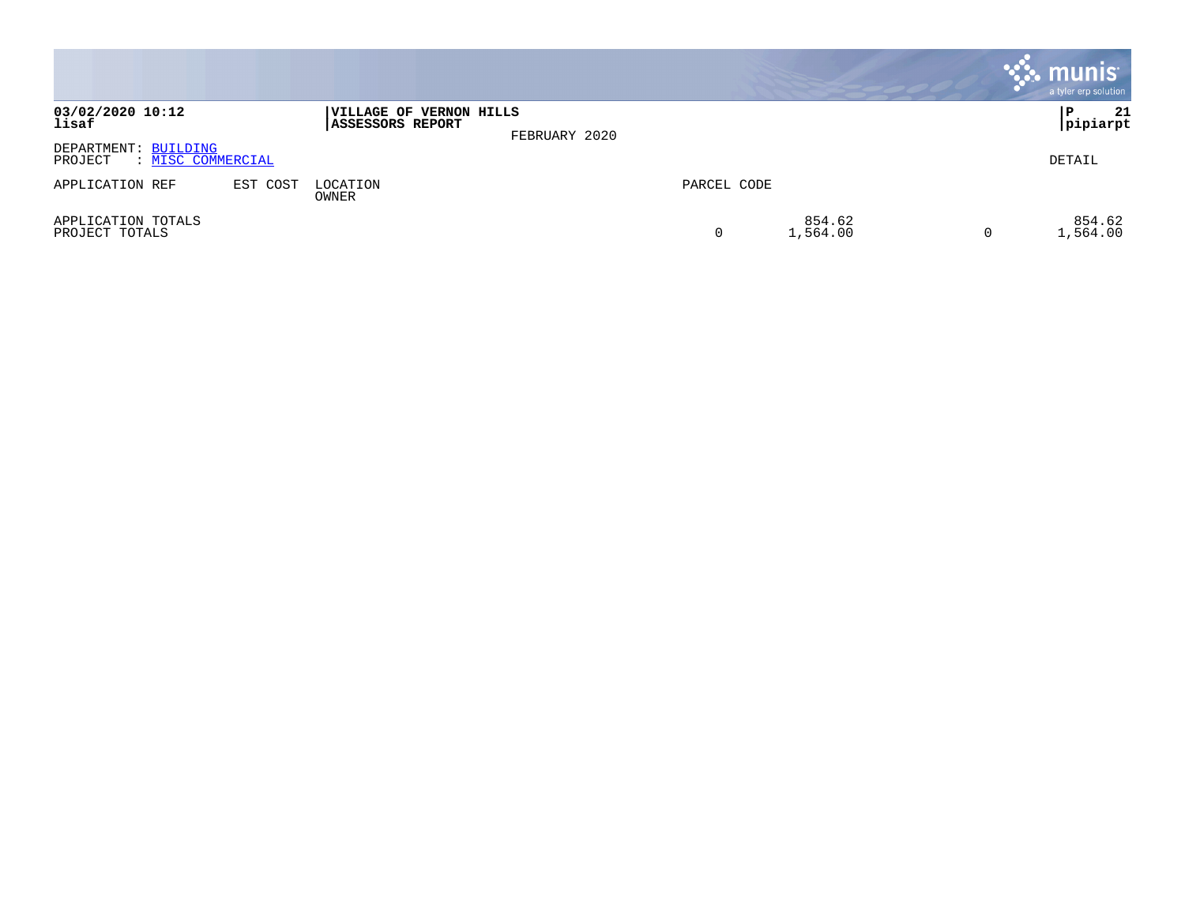**03/02/2020 10:12**
**lisaf**

**VILLAGE OF VERNON HILLS**
**ASSESSORS REPORT**

FEBRUARY 2020

**P 21**
**pipiarpt**

DEPARTMENT: BUILDING
PROJECT : MISC COMMERCIAL

DETAIL

| APPLICATION REF | EST COST | LOCATION<br>OWNER | PARCEL CODE | | | |
|---|---|---|---|---|---|---|
| APPLICATION TOTALS<br>PROJECT TOTALS | | | 0 | 854.62<br>1,564.00 | 0 | 854.62<br>1,564.00 |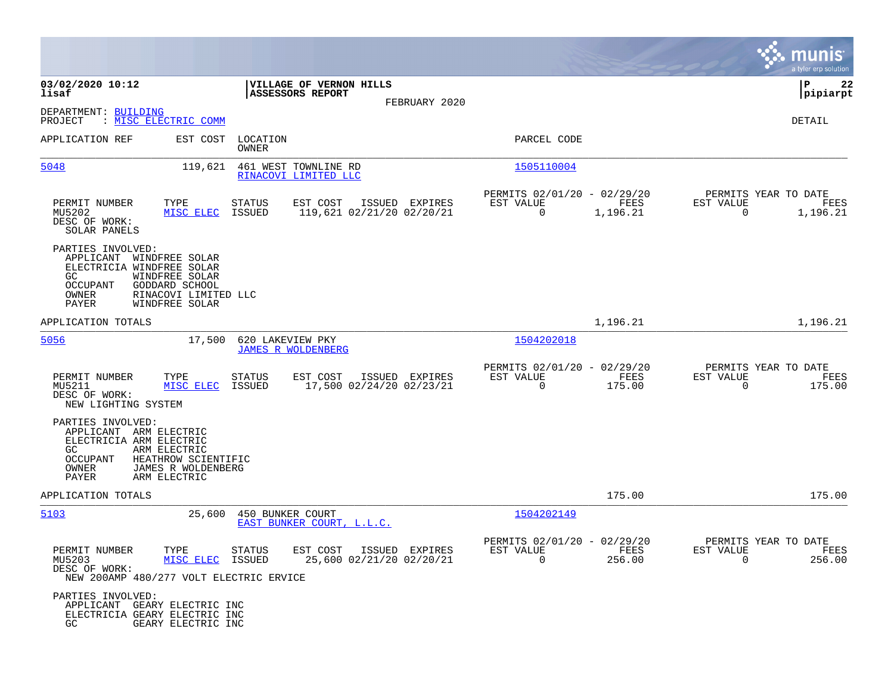**03/02/2020 10:12**
**lisaf**

**VILLAGE OF VERNON HILLS**
**ASSESSORS REPORT**
FEBRUARY 2020

**P 22**
**pipiarpt**

DEPARTMENT: BUILDING
PROJECT : MISC ELECTRIC COMM

DETAIL

| APPLICATION REF | EST COST | LOCATION / OWNER | PARCEL CODE |
|---|---|---|---|
| 5048 | 119,621 | 461 WEST TOWNLINE RD / RINACOVI LIMITED LLC | 1505110004 |

| PERMIT NUMBER | TYPE | STATUS | EST COST | ISSUED | EXPIRES | PERMITS 02/01/20 - 02/29/20 EST VALUE | FEES | PERMITS YEAR TO DATE EST VALUE | FEES |
|---|---|---|---|---|---|---|---|---|---|
| MU5202 | MISC ELEC | ISSUED | 119,621 | 02/21/20 | 02/20/21 | 0 | 1,196.21 | 0 | 1,196.21 |

DESC OF WORK:
SOLAR PANELS

PARTIES INVOLVED:
- APPLICANT WINDFREE SOLAR
- ELECTRICIA WINDFREE SOLAR
- GC WINDFREE SOLAR
- OCCUPANT GODDARD SCHOOL
- OWNER RINACOVI LIMITED LLC
- PAYER WINDFREE SOLAR

APPLICATION TOTALS: 1,196.21 | 1,196.21

| APPLICATION REF | EST COST | LOCATION / OWNER | PARCEL CODE |
|---|---|---|---|
| 5056 | 17,500 | 620 LAKEVIEW PKY / JAMES R WOLDENBERG | 1504202018 |

| PERMIT NUMBER | TYPE | STATUS | EST COST | ISSUED | EXPIRES | PERMITS 02/01/20 - 02/29/20 EST VALUE | FEES | PERMITS YEAR TO DATE EST VALUE | FEES |
|---|---|---|---|---|---|---|---|---|---|
| MU5211 | MISC ELEC | ISSUED | 17,500 | 02/24/20 | 02/23/21 | 0 | 175.00 | 0 | 175.00 |

DESC OF WORK:
NEW LIGHTING SYSTEM

PARTIES INVOLVED:
- APPLICANT ARM ELECTRIC
- ELECTRICIA ARM ELECTRIC
- GC ARM ELECTRIC
- OCCUPANT HEATHROW SCIENTIFIC
- OWNER JAMES R WOLDENBERG
- PAYER ARM ELECTRIC

APPLICATION TOTALS: 175.00 | 175.00

| APPLICATION REF | EST COST | LOCATION / OWNER | PARCEL CODE |
|---|---|---|---|
| 5103 | 25,600 | 450 BUNKER COURT / EAST BUNKER COURT, L.L.C. | 1504202149 |

| PERMIT NUMBER | TYPE | STATUS | EST COST | ISSUED | EXPIRES | PERMITS 02/01/20 - 02/29/20 EST VALUE | FEES | PERMITS YEAR TO DATE EST VALUE | FEES |
|---|---|---|---|---|---|---|---|---|---|
| MU5203 | MISC ELEC | ISSUED | 25,600 | 02/21/20 | 02/20/21 | 0 | 256.00 | 0 | 256.00 |

DESC OF WORK:
NEW 200AMP 480/277 VOLT ELECTRIC ERVICE

PARTIES INVOLVED:
- APPLICANT GEARY ELECTRIC INC
- ELECTRICIA GEARY ELECTRIC INC
- GC GEARY ELECTRIC INC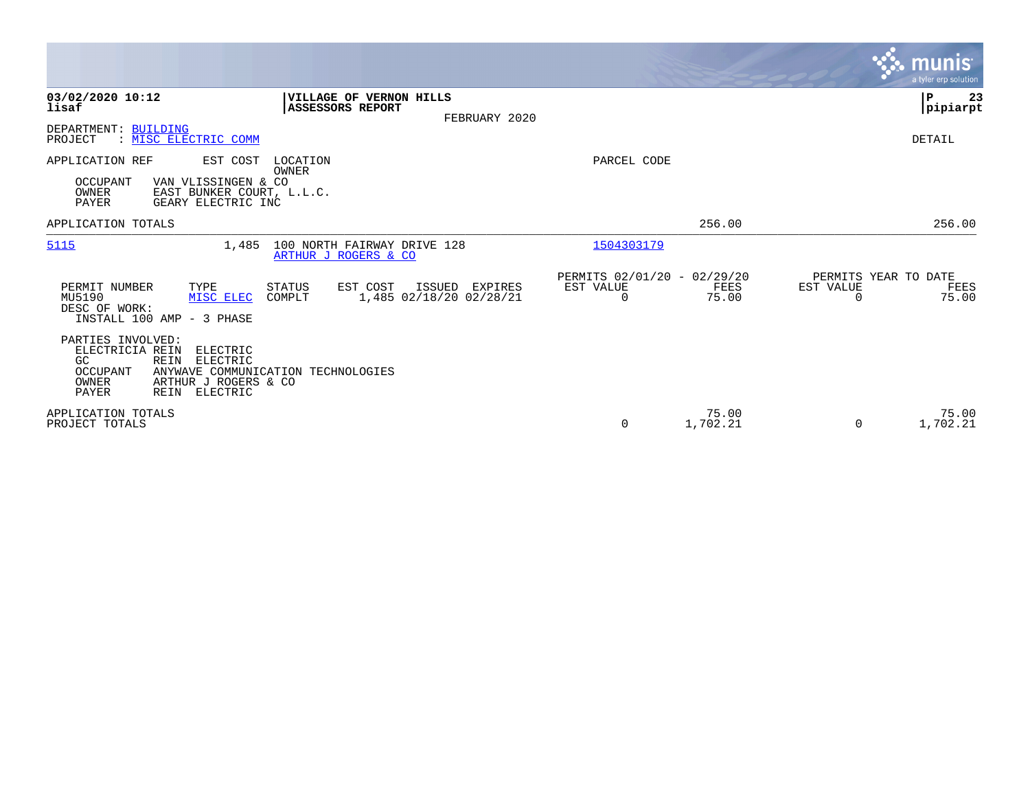**03/02/2020 10:12**
**lisaf**

**VILLAGE OF VERNON HILLS**
**ASSESSORS REPORT**

FEBRUARY 2020

DEPARTMENT: BUILDING
PROJECT : MISC ELECTRIC COMM

DETAIL

| APPLICATION REF | EST COST | LOCATION / OWNER | PARCEL CODE |
|---|---|---|---|

OCCUPANT VAN VLISSINGEN & CO
OWNER EAST BUNKER COURT, L.L.C.
PAYER GEARY ELECTRIC INC

| | | |
|---|---|---|
| APPLICATION TOTALS | 256.00 | 256.00 |

| APPLICATION REF | EST COST | LOCATION / OWNER | PARCEL CODE |
|---|---|---|---|
| 5115 | 1,485 | 100 NORTH FAIRWAY DRIVE 128 / ARTHUR J ROGERS & CO | 1504303179 |

| PERMIT NUMBER | TYPE | STATUS | EST COST | ISSUED | EXPIRES | PERMITS 02/01/20 - 02/29/20 EST VALUE | FEES | PERMITS YEAR TO DATE EST VALUE | FEES |
|---|---|---|---|---|---|---|---|---|---|
| MU5190 | MISC ELEC | COMPLT | 1,485 | 02/18/20 | 02/28/21 | 0 | 75.00 | 0 | 75.00 |

DESC OF WORK:
INSTALL 100 AMP - 3 PHASE

PARTIES INVOLVED:
ELECTRICIA REIN ELECTRIC
GC REIN ELECTRIC
OCCUPANT ANYWAVE COMMUNICATION TECHNOLOGIES
OWNER ARTHUR J ROGERS & CO
PAYER REIN ELECTRIC

| | EST VALUE | FEES | EST VALUE | FEES |
|---|---|---|---|---|
| APPLICATION TOTALS | | 75.00 | | 75.00 |
| PROJECT TOTALS | 0 | 1,702.21 | 0 | 1,702.21 |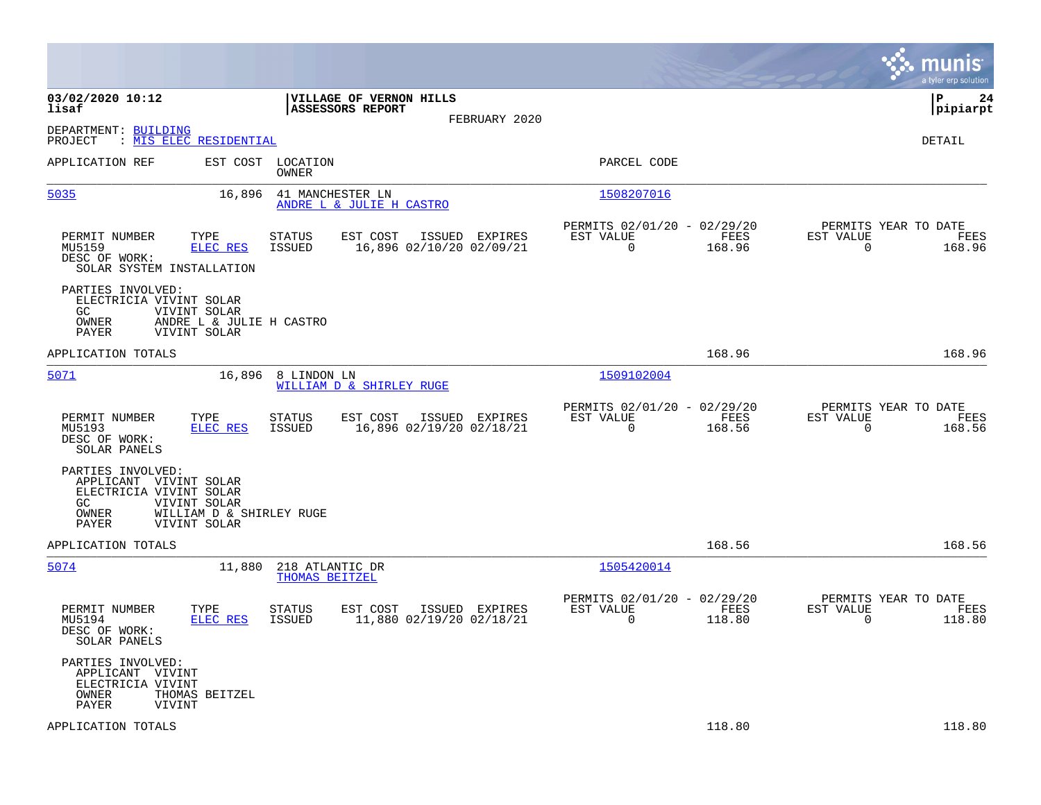**03/02/2020 10:12**
**lisaf**

**VILLAGE OF VERNON HILLS**
**ASSESSORS REPORT**
FEBRUARY 2020

DEPARTMENT: BUILDING
PROJECT : MIS ELEC RESIDENTIAL

DETAIL

| APPLICATION REF | EST COST | LOCATION / OWNER | PARCEL CODE |
|---|---|---|---|
| 5035 | 16,896 | 41 MANCHESTER LN / ANDRE L & JULIE H CASTRO | 1508207016 |

| PERMIT NUMBER | TYPE | STATUS | EST COST | ISSUED | EXPIRES | PERMITS 02/01/20 - 02/29/20 EST VALUE | FEES | PERMITS YEAR TO DATE EST VALUE | FEES |
|---|---|---|---|---|---|---|---|---|---|
| MU5159 | ELEC RES | ISSUED | 16,896 | 02/10/20 | 02/09/21 | 0 | 168.96 | 0 | 168.96 |

DESC OF WORK:
SOLAR SYSTEM INSTALLATION

PARTIES INVOLVED:
- ELECTRICIA VIVINT SOLAR
- GC VIVINT SOLAR
- OWNER ANDRE L & JULIE H CASTRO
- PAYER VIVINT SOLAR

APPLICATION TOTALS: 168.96 | 168.96

| APPLICATION REF | EST COST | LOCATION / OWNER | PARCEL CODE |
|---|---|---|---|
| 5071 | 16,896 | 8 LINDON LN / WILLIAM D & SHIRLEY RUGE | 1509102004 |

| PERMIT NUMBER | TYPE | STATUS | EST COST | ISSUED | EXPIRES | PERMITS 02/01/20 - 02/29/20 EST VALUE | FEES | PERMITS YEAR TO DATE EST VALUE | FEES |
|---|---|---|---|---|---|---|---|---|---|
| MU5193 | ELEC RES | ISSUED | 16,896 | 02/19/20 | 02/18/21 | 0 | 168.56 | 0 | 168.56 |

DESC OF WORK:
SOLAR PANELS

PARTIES INVOLVED:
- APPLICANT VIVINT SOLAR
- ELECTRICIA VIVINT SOLAR
- GC VIVINT SOLAR
- OWNER WILLIAM D & SHIRLEY RUGE
- PAYER VIVINT SOLAR

APPLICATION TOTALS: 168.56 | 168.56

| APPLICATION REF | EST COST | LOCATION / OWNER | PARCEL CODE |
|---|---|---|---|
| 5074 | 11,880 | 218 ATLANTIC DR / THOMAS BEITZEL | 1505420014 |

| PERMIT NUMBER | TYPE | STATUS | EST COST | ISSUED | EXPIRES | PERMITS 02/01/20 - 02/29/20 EST VALUE | FEES | PERMITS YEAR TO DATE EST VALUE | FEES |
|---|---|---|---|---|---|---|---|---|---|
| MU5194 | ELEC RES | ISSUED | 11,880 | 02/19/20 | 02/18/21 | 0 | 118.80 | 0 | 118.80 |

DESC OF WORK:
SOLAR PANELS

PARTIES INVOLVED:
- APPLICANT VIVINT
- ELECTRICIA VIVINT
- OWNER THOMAS BEITZEL
- PAYER VIVINT

APPLICATION TOTALS: 118.80 | 118.80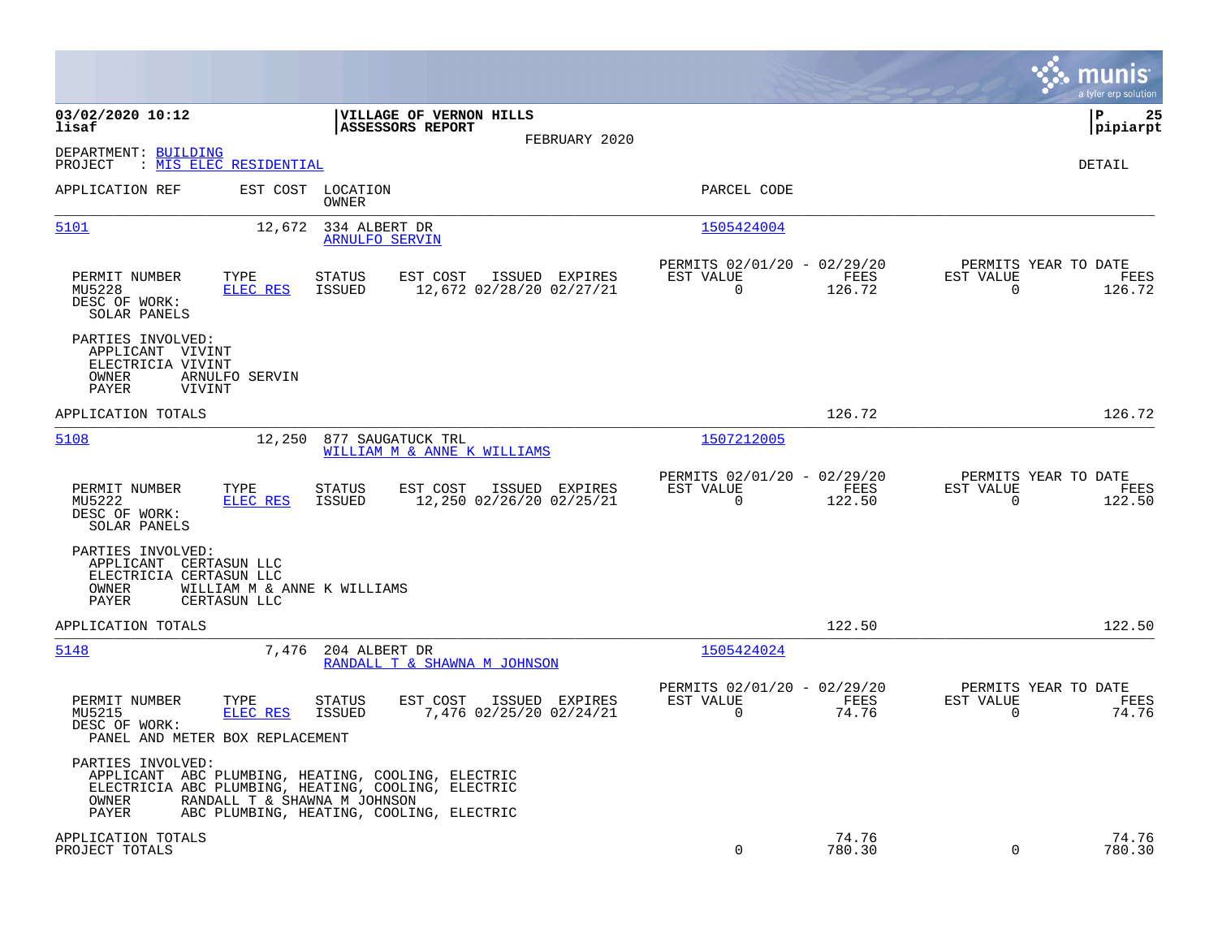03/02/2020 10:12
lisaf

**VILLAGE OF VERNON HILLS**
**ASSESSORS REPORT**
FEBRUARY 2020

P 25
pipiarpt

DEPARTMENT: BUILDING
PROJECT : MIS ELEC RESIDENTIAL

DETAIL

| APPLICATION REF | EST COST | LOCATION / OWNER | PARCEL CODE |
|---|---|---|---|
| 5101 | 12,672 | 334 ALBERT DR / ARNULFO SERVIN | 1505424004 |

| PERMIT NUMBER | TYPE | STATUS | EST COST | ISSUED | EXPIRES | PERMITS 02/01/20 - 02/29/20 EST VALUE | FEES | PERMITS YEAR TO DATE EST VALUE | FEES |
|---|---|---|---|---|---|---|---|---|---|
| MU5228 | ELEC RES | ISSUED | 12,672 | 02/28/20 | 02/27/21 | 0 | 126.72 | 0 | 126.72 |

DESC OF WORK:
SOLAR PANELS

PARTIES INVOLVED:
- APPLICANT VIVINT
- ELECTRICIA VIVINT
- OWNER ARNULFO SERVIN
- PAYER VIVINT

APPLICATION TOTALS 126.72 126.72

| APPLICATION REF | EST COST | LOCATION / OWNER | PARCEL CODE |
|---|---|---|---|
| 5108 | 12,250 | 877 SAUGATUCK TRL / WILLIAM M & ANNE K WILLIAMS | 1507212005 |

| PERMIT NUMBER | TYPE | STATUS | EST COST | ISSUED | EXPIRES | PERMITS 02/01/20 - 02/29/20 EST VALUE | FEES | PERMITS YEAR TO DATE EST VALUE | FEES |
|---|---|---|---|---|---|---|---|---|---|
| MU5222 | ELEC RES | ISSUED | 12,250 | 02/26/20 | 02/25/21 | 0 | 122.50 | 0 | 122.50 |

DESC OF WORK:
SOLAR PANELS

PARTIES INVOLVED:
- APPLICANT CERTASUN LLC
- ELECTRICIA CERTASUN LLC
- OWNER WILLIAM M & ANNE K WILLIAMS
- PAYER CERTASUN LLC

APPLICATION TOTALS 122.50 122.50

| APPLICATION REF | EST COST | LOCATION / OWNER | PARCEL CODE |
|---|---|---|---|
| 5148 | 7,476 | 204 ALBERT DR / RANDALL T & SHAWNA M JOHNSON | 1505424024 |

| PERMIT NUMBER | TYPE | STATUS | EST COST | ISSUED | EXPIRES | PERMITS 02/01/20 - 02/29/20 EST VALUE | FEES | PERMITS YEAR TO DATE EST VALUE | FEES |
|---|---|---|---|---|---|---|---|---|---|
| MU5215 | ELEC RES | ISSUED | 7,476 | 02/25/20 | 02/24/21 | 0 | 74.76 | 0 | 74.76 |

DESC OF WORK:
PANEL AND METER BOX REPLACEMENT

PARTIES INVOLVED:
- APPLICANT ABC PLUMBING, HEATING, COOLING, ELECTRIC
- ELECTRICIA ABC PLUMBING, HEATING, COOLING, ELECTRIC
- OWNER RANDALL T & SHAWNA M JOHNSON
- PAYER ABC PLUMBING, HEATING, COOLING, ELECTRIC

| | EST VALUE | FEES | YTD EST VALUE | YTD FEES |
|---|---|---|---|---|
| APPLICATION TOTALS | | 74.76 | | 74.76 |
| PROJECT TOTALS | 0 | 780.30 | 0 | 780.30 |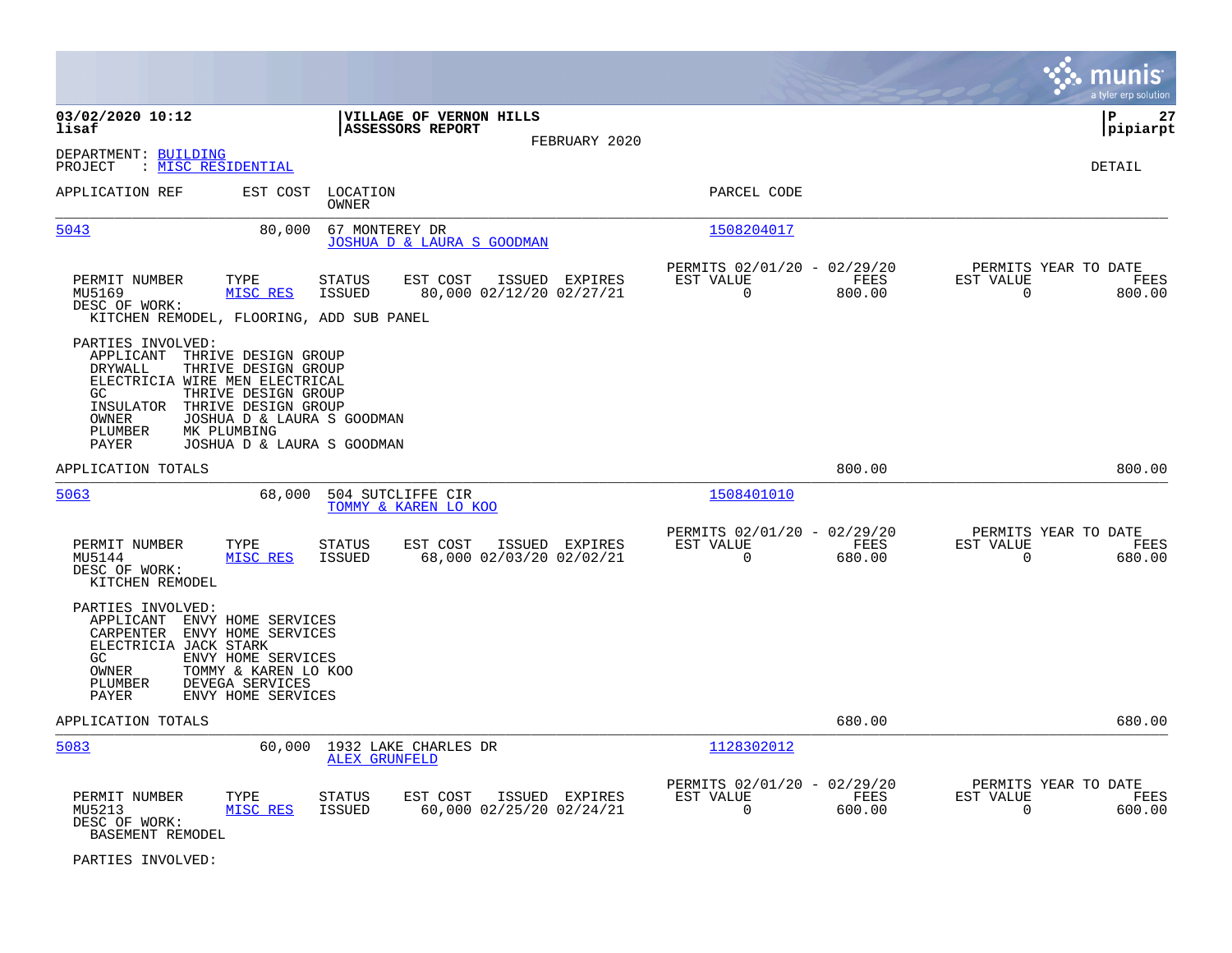**03/02/2020 10:12**
**lisaf**

**VILLAGE OF VERNON HILLS**
**ASSESSORS REPORT**
FEBRUARY 2020

**P 27**
**pipiarpt**

DEPARTMENT: BUILDING
PROJECT : MISC RESIDENTIAL

DETAIL

| APPLICATION REF | EST COST | LOCATION / OWNER | PARCEL CODE |
|---|---|---|---|
| 5043 | 80,000 | 67 MONTEREY DR / JOSHUA D & LAURA S GOODMAN | 1508204017 |

| PERMIT NUMBER | TYPE | STATUS | EST COST | ISSUED | EXPIRES | PERMITS 02/01/20 - 02/29/20 EST VALUE | FEES | PERMITS YEAR TO DATE EST VALUE | FEES |
|---|---|---|---|---|---|---|---|---|---|
| MU5169 | MISC RES | ISSUED | 80,000 | 02/12/20 | 02/27/21 | 0 | 800.00 | 0 | 800.00 |

DESC OF WORK:
KITCHEN REMODEL, FLOORING, ADD SUB PANEL

PARTIES INVOLVED:
- APPLICANT THRIVE DESIGN GROUP
- DRYWALL THRIVE DESIGN GROUP
- ELECTRICIA WIRE MEN ELECTRICAL
- GC THRIVE DESIGN GROUP
- INSULATOR THRIVE DESIGN GROUP
- OWNER JOSHUA D & LAURA S GOODMAN
- PLUMBER MK PLUMBING
- PAYER JOSHUA D & LAURA S GOODMAN

APPLICATION TOTALS 800.00 800.00

| APPLICATION REF | EST COST | LOCATION / OWNER | PARCEL CODE |
|---|---|---|---|
| 5063 | 68,000 | 504 SUTCLIFFE CIR / TOMMY & KAREN LO KOO | 1508401010 |

| PERMIT NUMBER | TYPE | STATUS | EST COST | ISSUED | EXPIRES | PERMITS 02/01/20 - 02/29/20 EST VALUE | FEES | PERMITS YEAR TO DATE EST VALUE | FEES |
|---|---|---|---|---|---|---|---|---|---|
| MU5144 | MISC RES | ISSUED | 68,000 | 02/03/20 | 02/02/21 | 0 | 680.00 | 0 | 680.00 |

DESC OF WORK:
KITCHEN REMODEL

PARTIES INVOLVED:
- APPLICANT ENVY HOME SERVICES
- CARPENTER ENVY HOME SERVICES
- ELECTRICIA JACK STARK
- GC ENVY HOME SERVICES
- OWNER TOMMY & KAREN LO KOO
- PLUMBER DEVEGA SERVICES
- PAYER ENVY HOME SERVICES

APPLICATION TOTALS 680.00 680.00

| APPLICATION REF | EST COST | LOCATION / OWNER | PARCEL CODE |
|---|---|---|---|
| 5083 | 60,000 | 1932 LAKE CHARLES DR / ALEX GRUNFELD | 1128302012 |

| PERMIT NUMBER | TYPE | STATUS | EST COST | ISSUED | EXPIRES | PERMITS 02/01/20 - 02/29/20 EST VALUE | FEES | PERMITS YEAR TO DATE EST VALUE | FEES |
|---|---|---|---|---|---|---|---|---|---|
| MU5213 | MISC RES | ISSUED | 60,000 | 02/25/20 | 02/24/21 | 0 | 600.00 | 0 | 600.00 |

DESC OF WORK:
BASEMENT REMODEL

PARTIES INVOLVED: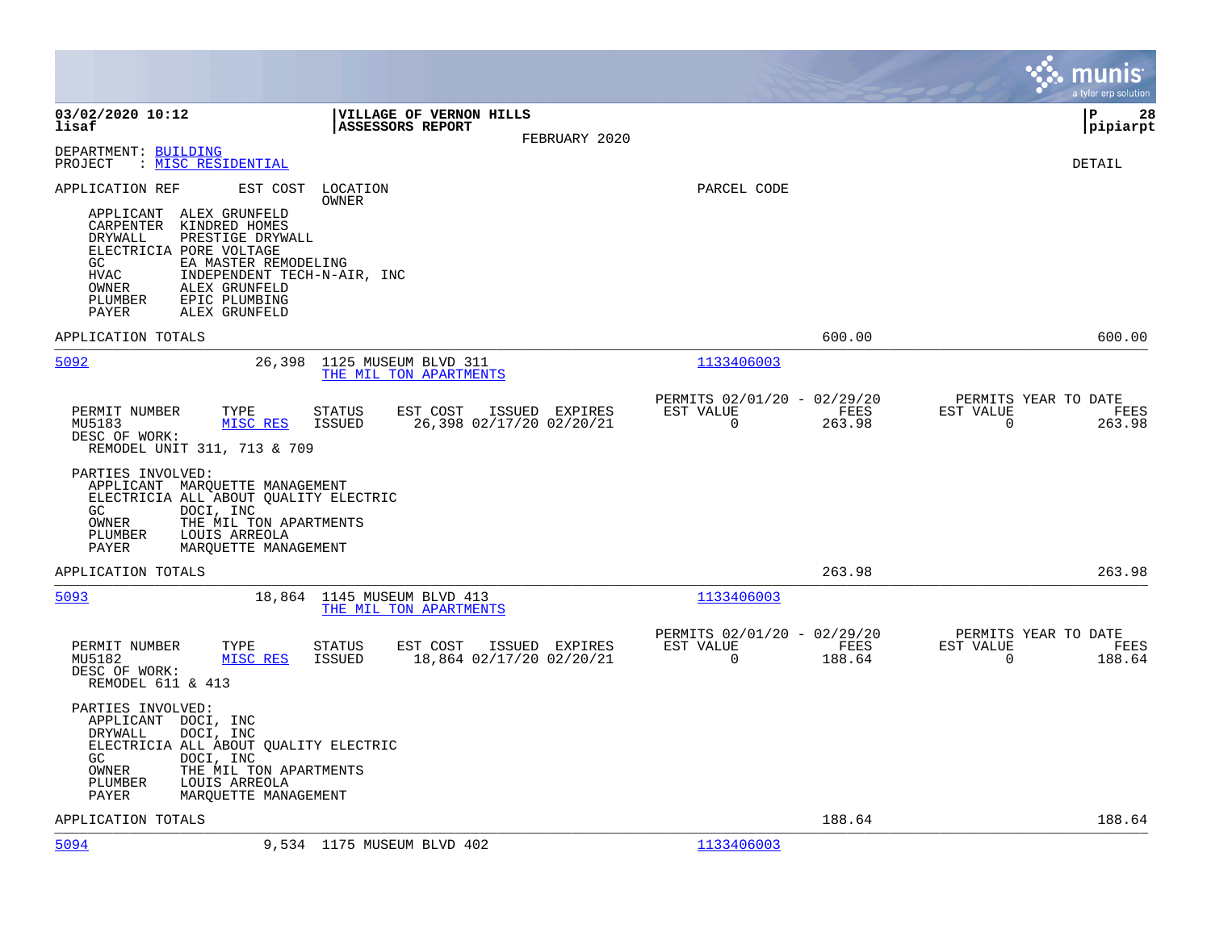**03/02/2020 10:12** | **VILLAGE OF VERNON HILLS** | **P 28**
**lisaf** | **ASSESSORS REPORT** | **pipiarpt**

FEBRUARY 2020

DEPARTMENT: BUILDING
PROJECT : MISC RESIDENTIAL

DETAIL

APPLICATION REF    EST COST    LOCATION    OWNER    PARCEL CODE

APPLICANT ALEX GRUNFELD
CARPENTER KINDRED HOMES
DRYWALL PRESTIGE DRYWALL
ELECTRICIA PORE VOLTAGE
GC EA MASTER REMODELING
HVAC INDEPENDENT TECH-N-AIR, INC
OWNER ALEX GRUNFELD
PLUMBER EPIC PLUMBING
PAYER ALEX GRUNFELD

APPLICATION TOTALS 600.00 600.00

---

**5092** 26,398 1125 MUSEUM BLVD 311 — THE MIL TON APARTMENTS — 1133406003

| PERMIT NUMBER | TYPE | STATUS | EST COST | ISSUED | EXPIRES | PERMITS 02/01/20 - 02/29/20 EST VALUE | FEES | PERMITS YEAR TO DATE EST VALUE | FEES |
|---|---|---|---|---|---|---|---|---|---|
| MU5183 | MISC RES | ISSUED | 26,398 | 02/17/20 | 02/20/21 | 0 | 263.98 | 0 | 263.98 |

DESC OF WORK:
REMODEL UNIT 311, 713 & 709

PARTIES INVOLVED:
APPLICANT MARQUETTE MANAGEMENT
ELECTRICIA ALL ABOUT QUALITY ELECTRIC
GC DOCI, INC
OWNER THE MIL TON APARTMENTS
PLUMBER LOUIS ARREOLA
PAYER MARQUETTE MANAGEMENT

APPLICATION TOTALS 263.98 263.98

---

**5093** 18,864 1145 MUSEUM BLVD 413 — THE MIL TON APARTMENTS — 1133406003

| PERMIT NUMBER | TYPE | STATUS | EST COST | ISSUED | EXPIRES | PERMITS 02/01/20 - 02/29/20 EST VALUE | FEES | PERMITS YEAR TO DATE EST VALUE | FEES |
|---|---|---|---|---|---|---|---|---|---|
| MU5182 | MISC RES | ISSUED | 18,864 | 02/17/20 | 02/20/21 | 0 | 188.64 | 0 | 188.64 |

DESC OF WORK:
REMODEL 611 & 413

PARTIES INVOLVED:
APPLICANT DOCI, INC
DRYWALL DOCI, INC
ELECTRICIA ALL ABOUT QUALITY ELECTRIC
GC DOCI, INC
OWNER THE MIL TON APARTMENTS
PLUMBER LOUIS ARREOLA
PAYER MARQUETTE MANAGEMENT

APPLICATION TOTALS 188.64 188.64

---

**5094** 9,534 1175 MUSEUM BLVD 402 — 1133406003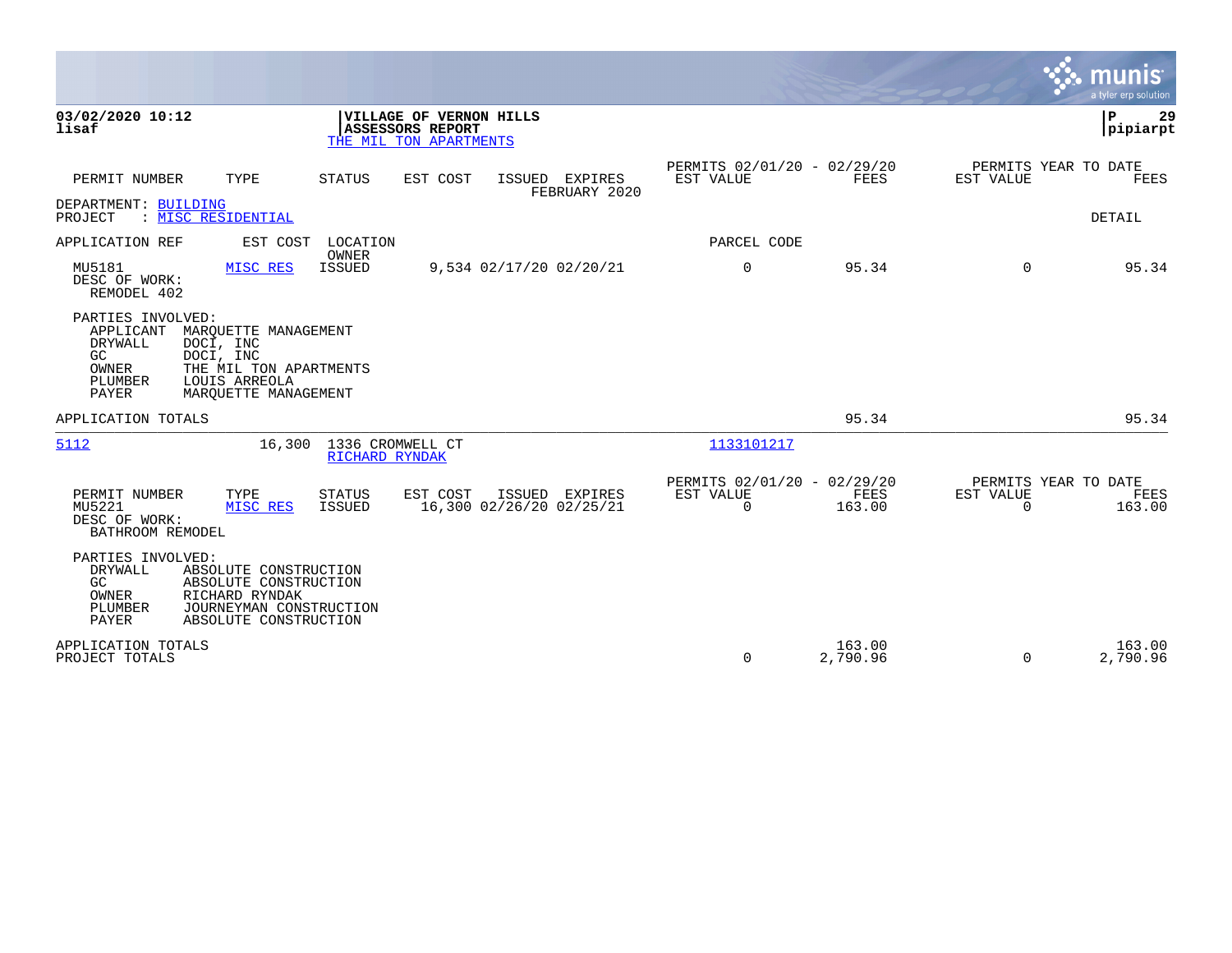**03/02/2020 10:12**
**lisaf**

**VILLAGE OF VERNON HILLS**
**ASSESSORS REPORT**
THE MIL TON APARTMENTS

**P 29**
**pipiarpt**

| PERMIT NUMBER | TYPE | STATUS | EST COST | ISSUED | EXPIRES | PERMITS 02/01/20 - 02/29/20 EST VALUE | FEES | PERMITS YEAR TO DATE EST VALUE | FEES |
|---|---|---|---|---|---|---|---|---|---|
| | | | | FEBRUARY 2020 | | | | | |

DEPARTMENT: BUILDING
PROJECT : MISC RESIDENTIAL

DETAIL

| APPLICATION REF | EST COST | LOCATION / OWNER | | PARCEL CODE | | | |
|---|---|---|---|---|---|---|---|
| MU5181 | MISC RES | ISSUED | 9,534 02/17/20 02/20/21 | 0 | 95.34 | 0 | 95.34 |

DESC OF WORK:
REMODEL 402

PARTIES INVOLVED:
- APPLICANT MARQUETTE MANAGEMENT
- DRYWALL DOCI, INC
- GC DOCI, INC
- OWNER THE MIL TON APARTMENTS
- PLUMBER LOUIS ARREOLA
- PAYER MARQUETTE MANAGEMENT

APPLICATION TOTALS 95.34 95.34

---

| APPLICATION REF | EST COST | LOCATION / OWNER | PARCEL CODE |
|---|---|---|---|
| 5112 | 16,300 | 1336 CROMWELL CT / RICHARD RYNDAK | 1133101217 |

| PERMIT NUMBER | TYPE | STATUS | EST COST | ISSUED | EXPIRES | PERMITS 02/01/20 - 02/29/20 EST VALUE | FEES | PERMITS YEAR TO DATE EST VALUE | FEES |
|---|---|---|---|---|---|---|---|---|---|
| MU5221 | MISC RES | ISSUED | 16,300 | 02/26/20 | 02/25/21 | 0 | 163.00 | 0 | 163.00 |

DESC OF WORK:
BATHROOM REMODEL

PARTIES INVOLVED:
- DRYWALL ABSOLUTE CONSTRUCTION
- GC ABSOLUTE CONSTRUCTION
- OWNER RICHARD RYNDAK
- PLUMBER JOURNEYMAN CONSTRUCTION
- PAYER ABSOLUTE CONSTRUCTION

| | EST VALUE | FEES | EST VALUE | FEES |
|---|---|---|---|---|
| APPLICATION TOTALS | | 163.00 | | 163.00 |
| PROJECT TOTALS | 0 | 2,790.96 | 0 | 2,790.96 |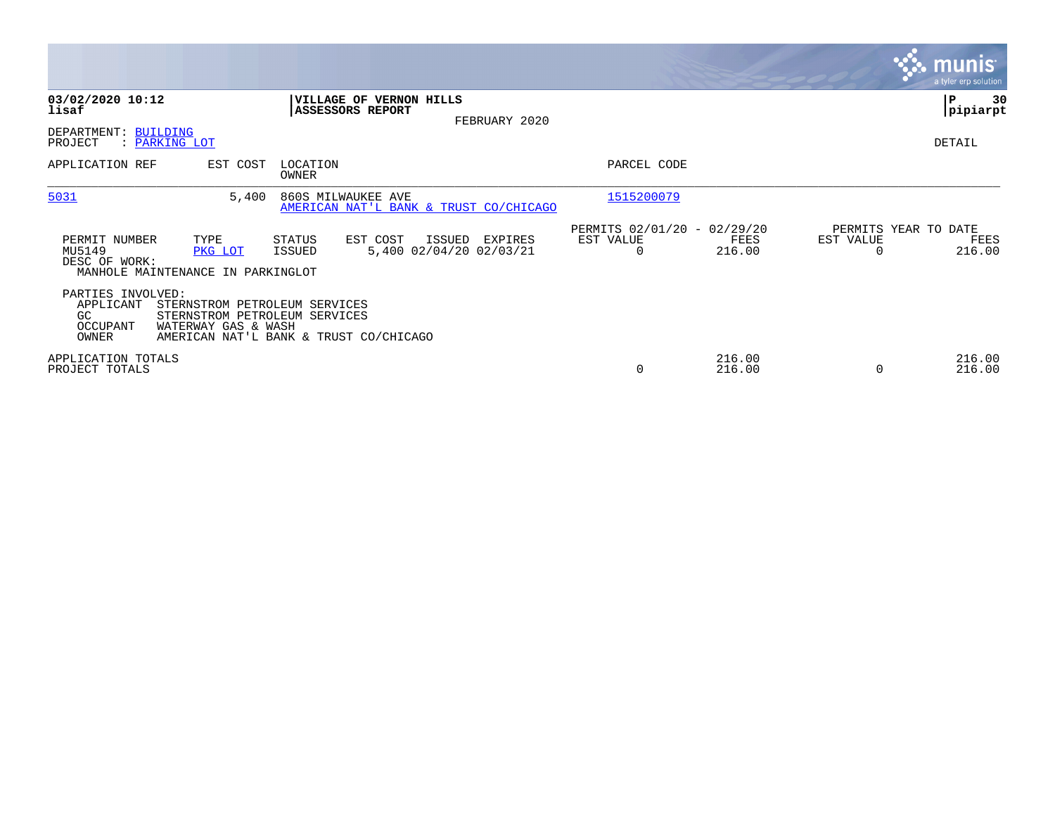**03/02/2020 10:12**
**lisaf**

**VILLAGE OF VERNON HILLS**
**ASSESSORS REPORT**
FEBRUARY 2020

**P 30**
**pipiarpt**

DEPARTMENT: BUILDING
PROJECT : PARKING LOT

DETAIL

| APPLICATION REF | EST COST | LOCATION / OWNER | PARCEL CODE |
|---|---|---|---|
| 5031 | 5,400 | 860S MILWAUKEE AVE<br>AMERICAN NAT'L BANK & TRUST CO/CHICAGO | 1515200079 |

| PERMIT NUMBER | TYPE | STATUS | EST COST | ISSUED | EXPIRES | PERMITS 02/01/20 - 02/29/20 EST VALUE | FEES | PERMITS YEAR TO DATE EST VALUE | FEES |
|---|---|---|---|---|---|---|---|---|---|
| MU5149 | PKG LOT | ISSUED | 5,400 | 02/04/20 | 02/03/21 | 0 | 216.00 | 0 | 216.00 |

DESC OF WORK:
MANHOLE MAINTENANCE IN PARKINGLOT

PARTIES INVOLVED:

| | |
|---|---|
| APPLICANT | STERNSTROM PETROLEUM SERVICES |
| GC | STERNSTROM PETROLEUM SERVICES |
| OCCUPANT | WATERWAY GAS & WASH |
| OWNER | AMERICAN NAT'L BANK & TRUST CO/CHICAGO |

| | EST VALUE | FEES | EST VALUE | FEES |
|---|---|---|---|---|
| APPLICATION TOTALS | | 216.00 | | 216.00 |
| PROJECT TOTALS | 0 | 216.00 | 0 | 216.00 |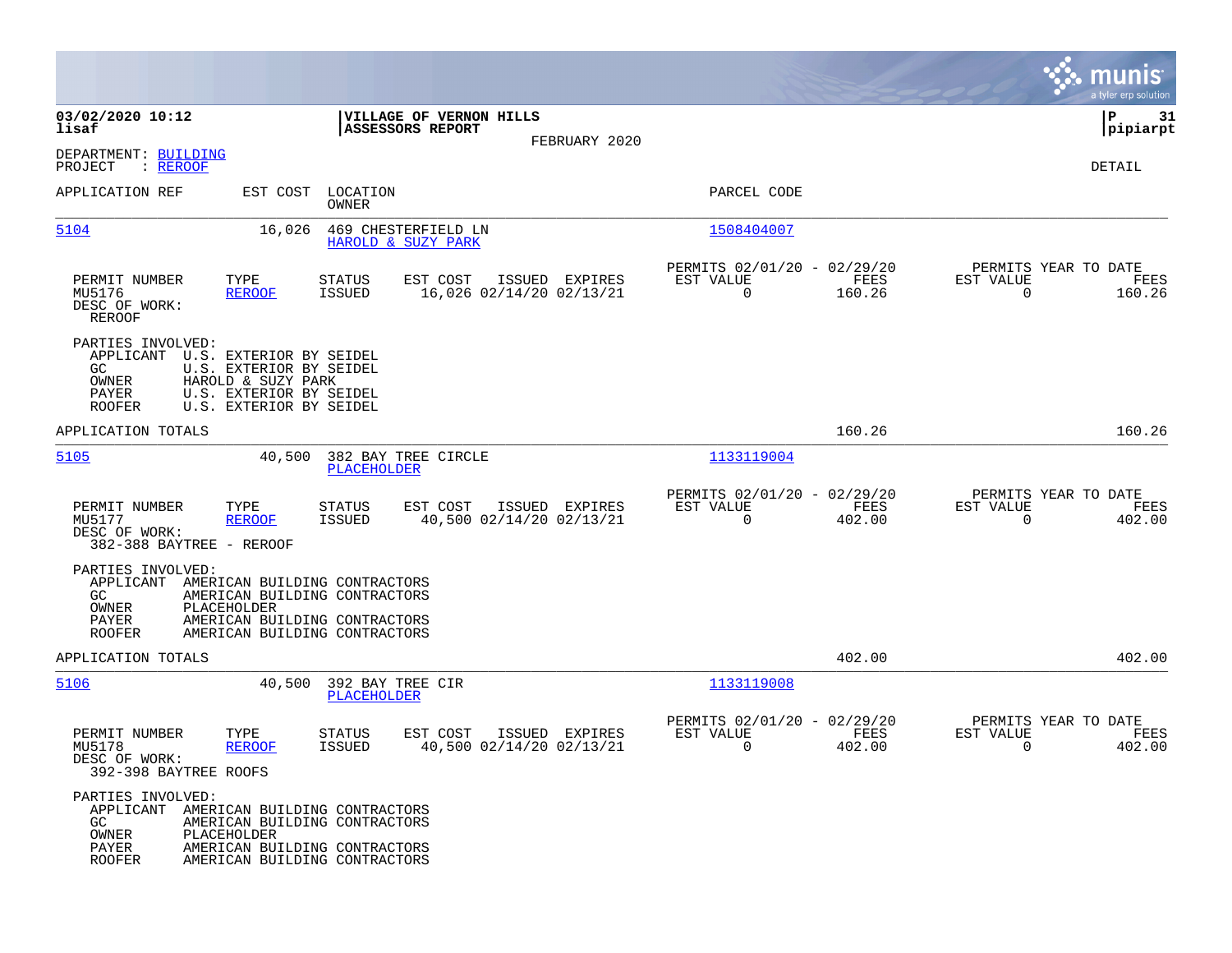**03/02/2020 10:12** | **VILLAGE OF VERNON HILLS** | **P 31**
**lisaf** | **ASSESSORS REPORT** | **pipiarpt**

FEBRUARY 2020

DEPARTMENT: BUILDING
PROJECT : REROOF

DETAIL

| APPLICATION REF | EST COST | LOCATION / OWNER | PARCEL CODE |
|---|---|---|---|
| 5104 | 16,026 | 469 CHESTERFIELD LN / HAROLD & SUZY PARK | 1508404007 |

| PERMIT NUMBER | TYPE | STATUS | EST COST | ISSUED | EXPIRES | PERMITS 02/01/20 - 02/29/20 EST VALUE | FEES | PERMITS YEAR TO DATE EST VALUE | FEES |
|---|---|---|---|---|---|---|---|---|---|
| MU5176 | REROOF | ISSUED | 16,026 | 02/14/20 | 02/13/21 | 0 | 160.26 | 0 | 160.26 |

DESC OF WORK:
REROOF

PARTIES INVOLVED:
- APPLICANT U.S. EXTERIOR BY SEIDEL
- GC U.S. EXTERIOR BY SEIDEL
- OWNER HAROLD & SUZY PARK
- PAYER U.S. EXTERIOR BY SEIDEL
- ROOFER U.S. EXTERIOR BY SEIDEL

APPLICATION TOTALS: 160.26 | 160.26

| APPLICATION REF | EST COST | LOCATION / OWNER | PARCEL CODE |
|---|---|---|---|
| 5105 | 40,500 | 382 BAY TREE CIRCLE / PLACEHOLDER | 1133119004 |

| PERMIT NUMBER | TYPE | STATUS | EST COST | ISSUED | EXPIRES | PERMITS 02/01/20 - 02/29/20 EST VALUE | FEES | PERMITS YEAR TO DATE EST VALUE | FEES |
|---|---|---|---|---|---|---|---|---|---|
| MU5177 | REROOF | ISSUED | 40,500 | 02/14/20 | 02/13/21 | 0 | 402.00 | 0 | 402.00 |

DESC OF WORK:
382-388 BAYTREE - REROOF

PARTIES INVOLVED:
- APPLICANT AMERICAN BUILDING CONTRACTORS
- GC AMERICAN BUILDING CONTRACTORS
- OWNER PLACEHOLDER
- PAYER AMERICAN BUILDING CONTRACTORS
- ROOFER AMERICAN BUILDING CONTRACTORS

APPLICATION TOTALS: 402.00 | 402.00

| APPLICATION REF | EST COST | LOCATION / OWNER | PARCEL CODE |
|---|---|---|---|
| 5106 | 40,500 | 392 BAY TREE CIR / PLACEHOLDER | 1133119008 |

| PERMIT NUMBER | TYPE | STATUS | EST COST | ISSUED | EXPIRES | PERMITS 02/01/20 - 02/29/20 EST VALUE | FEES | PERMITS YEAR TO DATE EST VALUE | FEES |
|---|---|---|---|---|---|---|---|---|---|
| MU5178 | REROOF | ISSUED | 40,500 | 02/14/20 | 02/13/21 | 0 | 402.00 | 0 | 402.00 |

DESC OF WORK:
392-398 BAYTREE ROOFS

PARTIES INVOLVED:
- APPLICANT AMERICAN BUILDING CONTRACTORS
- GC AMERICAN BUILDING CONTRACTORS
- OWNER PLACEHOLDER
- PAYER AMERICAN BUILDING CONTRACTORS
- ROOFER AMERICAN BUILDING CONTRACTORS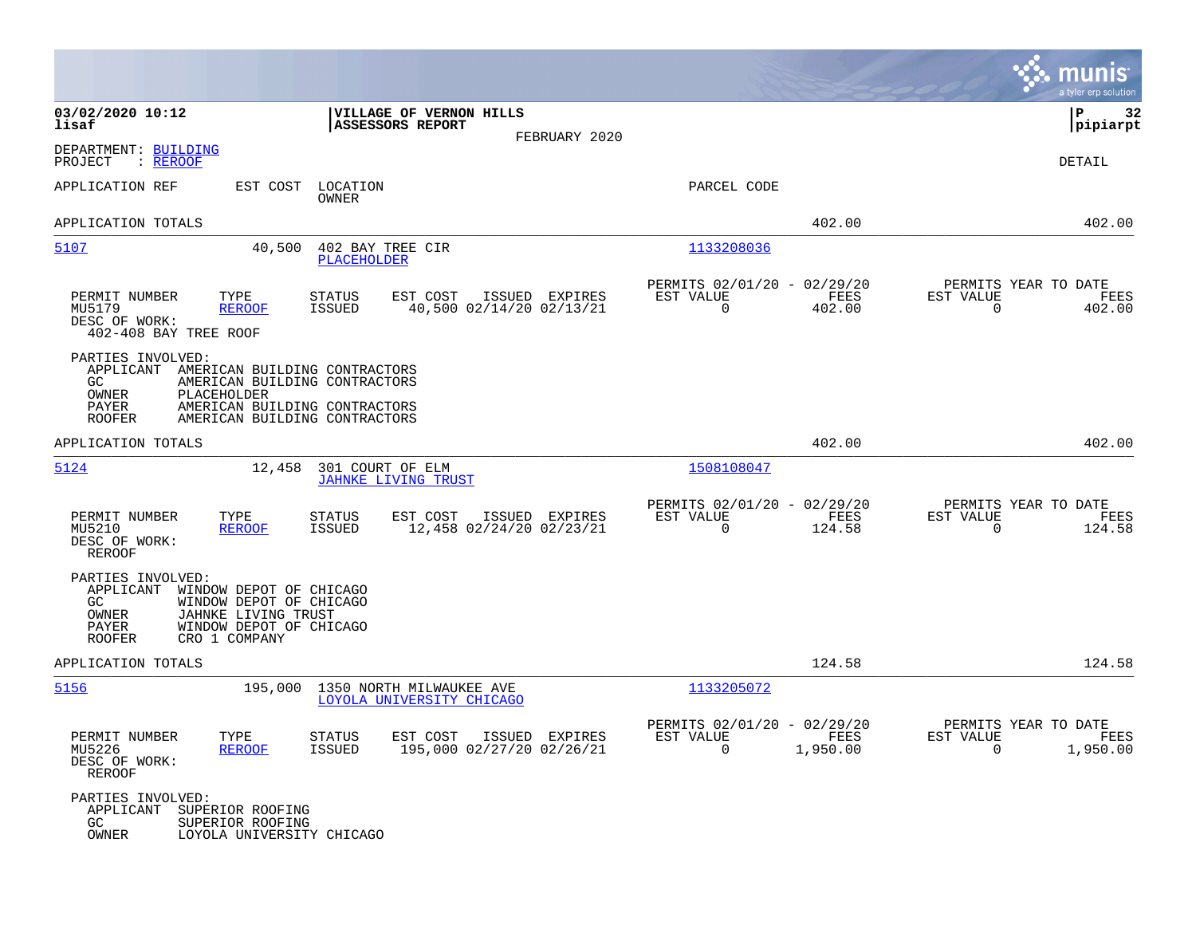03/02/2020 10:12
lisaf

VILLAGE OF VERNON HILLS
ASSESSORS REPORT
FEBRUARY 2020

P 32
pipiarpt

DEPARTMENT: BUILDING
PROJECT : REROOF

DETAIL

| APPLICATION REF | EST COST | LOCATION / OWNER | PARCEL CODE | | |
|---|---|---|---|---|---|
| APPLICATION TOTALS | | | | 402.00 | 402.00 |

**5107** — 40,500 — 402 BAY TREE CIR — PLACEHOLDER — Parcel 1133208036

| PERMIT NUMBER | TYPE | STATUS | EST COST | ISSUED | EXPIRES | PERMITS 02/01/20 - 02/29/20 EST VALUE | FEES | PERMITS YEAR TO DATE EST VALUE | FEES |
|---|---|---|---|---|---|---|---|---|---|
| MU5179 | REROOF | ISSUED | 40,500 | 02/14/20 | 02/13/21 | 0 | 402.00 | 0 | 402.00 |

DESC OF WORK:
402-408 BAY TREE ROOF

PARTIES INVOLVED:
- APPLICANT AMERICAN BUILDING CONTRACTORS
- GC AMERICAN BUILDING CONTRACTORS
- OWNER PLACEHOLDER
- PAYER AMERICAN BUILDING CONTRACTORS
- ROOFER AMERICAN BUILDING CONTRACTORS

APPLICATION TOTALS 402.00 402.00

**5124** — 12,458 — 301 COURT OF ELM — JAHNKE LIVING TRUST — Parcel 1508108047

| PERMIT NUMBER | TYPE | STATUS | EST COST | ISSUED | EXPIRES | PERMITS 02/01/20 - 02/29/20 EST VALUE | FEES | PERMITS YEAR TO DATE EST VALUE | FEES |
|---|---|---|---|---|---|---|---|---|---|
| MU5210 | REROOF | ISSUED | 12,458 | 02/24/20 | 02/23/21 | 0 | 124.58 | 0 | 124.58 |

DESC OF WORK:
REROOF

PARTIES INVOLVED:
- APPLICANT WINDOW DEPOT OF CHICAGO
- GC WINDOW DEPOT OF CHICAGO
- OWNER JAHNKE LIVING TRUST
- PAYER WINDOW DEPOT OF CHICAGO
- ROOFER CRO 1 COMPANY

APPLICATION TOTALS 124.58 124.58

**5156** — 195,000 — 1350 NORTH MILWAUKEE AVE — LOYOLA UNIVERSITY CHICAGO — Parcel 1133205072

| PERMIT NUMBER | TYPE | STATUS | EST COST | ISSUED | EXPIRES | PERMITS 02/01/20 - 02/29/20 EST VALUE | FEES | PERMITS YEAR TO DATE EST VALUE | FEES |
|---|---|---|---|---|---|---|---|---|---|
| MU5226 | REROOF | ISSUED | 195,000 | 02/27/20 | 02/26/21 | 0 | 1,950.00 | 0 | 1,950.00 |

DESC OF WORK:
REROOF

PARTIES INVOLVED:
- APPLICANT SUPERIOR ROOFING
- GC SUPERIOR ROOFING
- OWNER LOYOLA UNIVERSITY CHICAGO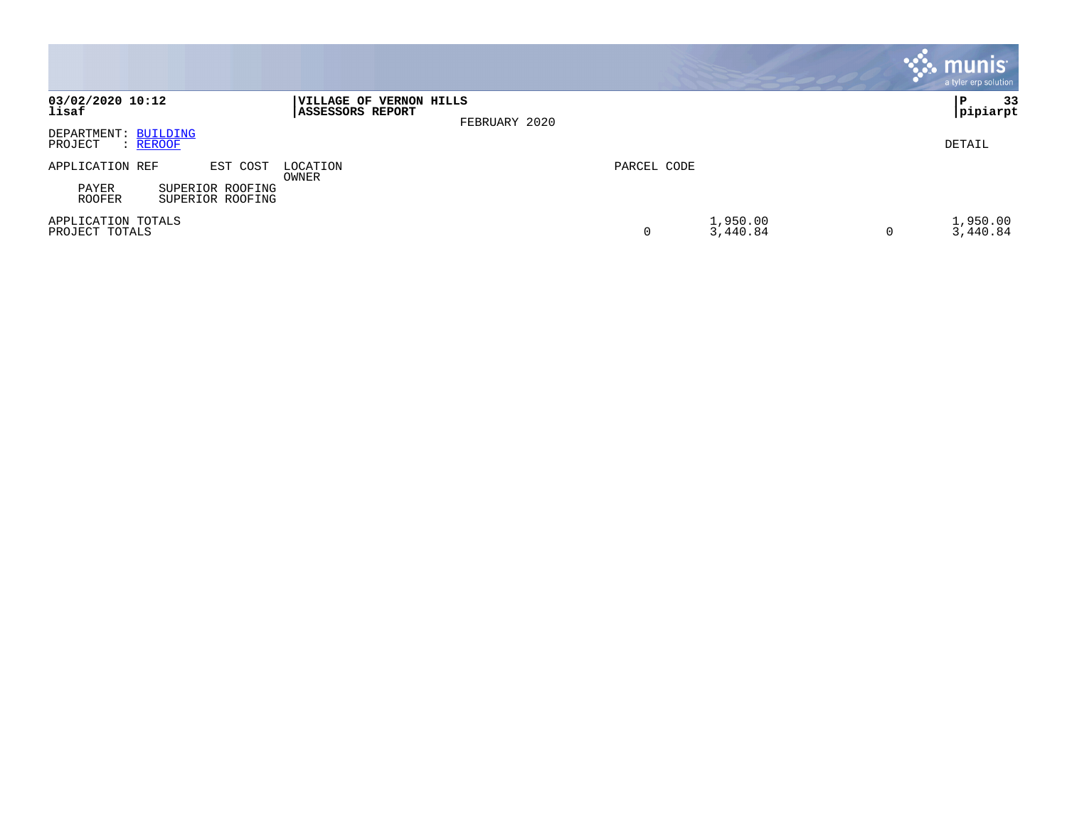**03/02/2020 10:12**
**lisaf**

**VILLAGE OF VERNON HILLS**
**ASSESSORS REPORT**

FEBRUARY 2020

**P 33**
**pipiarpt**

DEPARTMENT: BUILDING
PROJECT : REROOF

DETAIL

| APPLICATION REF | EST COST | LOCATION / OWNER | PARCEL CODE | | | |
|---|---|---|---|---|---|---|
| PAYER | SUPERIOR ROOFING | | | | | |
| ROOFER | SUPERIOR ROOFING | | | | | |
| APPLICATION TOTALS | | | | 1,950.00 | | 1,950.00 |
| PROJECT TOTALS | | | 0 | 3,440.84 | 0 | 3,440.84 |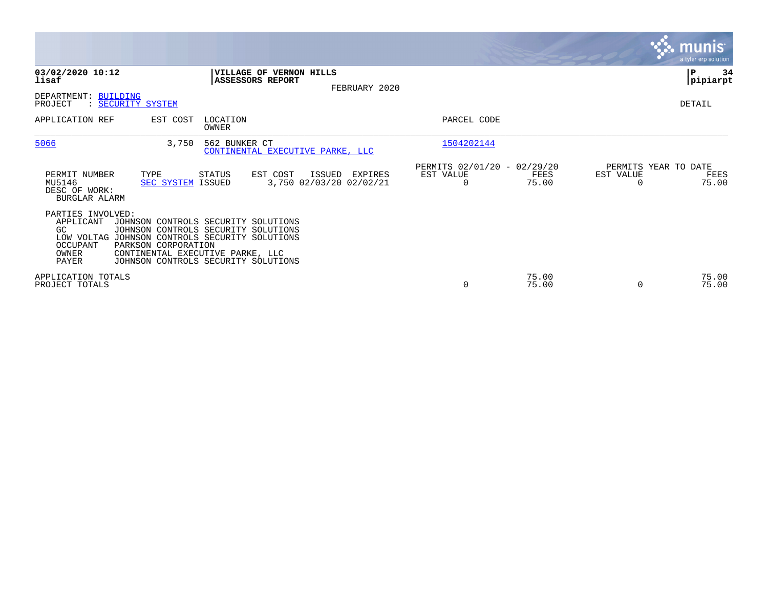**03/02/2020 10:12**
**lisaf**

**VILLAGE OF VERNON HILLS**
**ASSESSORS REPORT**
FEBRUARY 2020

**P 34**
**pipiarpt**

DEPARTMENT: BUILDING
PROJECT : SECURITY SYSTEM

DETAIL

| APPLICATION REF | EST COST | LOCATION / OWNER | PARCEL CODE |
|---|---|---|---|
| 5066 | 3,750 | 562 BUNKER CT / CONTINENTAL EXECUTIVE PARKE, LLC | 1504202144 |

| PERMIT NUMBER | TYPE | STATUS | EST COST | ISSUED | EXPIRES | PERMITS 02/01/20 - 02/29/20 EST VALUE | FEES | PERMITS YEAR TO DATE EST VALUE | FEES |
|---|---|---|---|---|---|---|---|---|---|
| MU5146 | SEC SYSTEM | ISSUED | 3,750 | 02/03/20 | 02/02/21 | 0 | 75.00 | 0 | 75.00 |

DESC OF WORK:
BURGLAR ALARM

PARTIES INVOLVED:

| Role | Name |
|---|---|
| APPLICANT | JOHNSON CONTROLS SECURITY SOLUTIONS |
| GC | JOHNSON CONTROLS SECURITY SOLUTIONS |
| LOW VOLTAG | JOHNSON CONTROLS SECURITY SOLUTIONS |
| OCCUPANT | PARKSON CORPORATION |
| OWNER | CONTINENTAL EXECUTIVE PARKE, LLC |
| PAYER | JOHNSON CONTROLS SECURITY SOLUTIONS |

| | EST VALUE | FEES | YTD EST VALUE | YTD FEES |
|---|---|---|---|---|
| APPLICATION TOTALS | | 75.00 | | 75.00 |
| PROJECT TOTALS | 0 | 75.00 | 0 | 75.00 |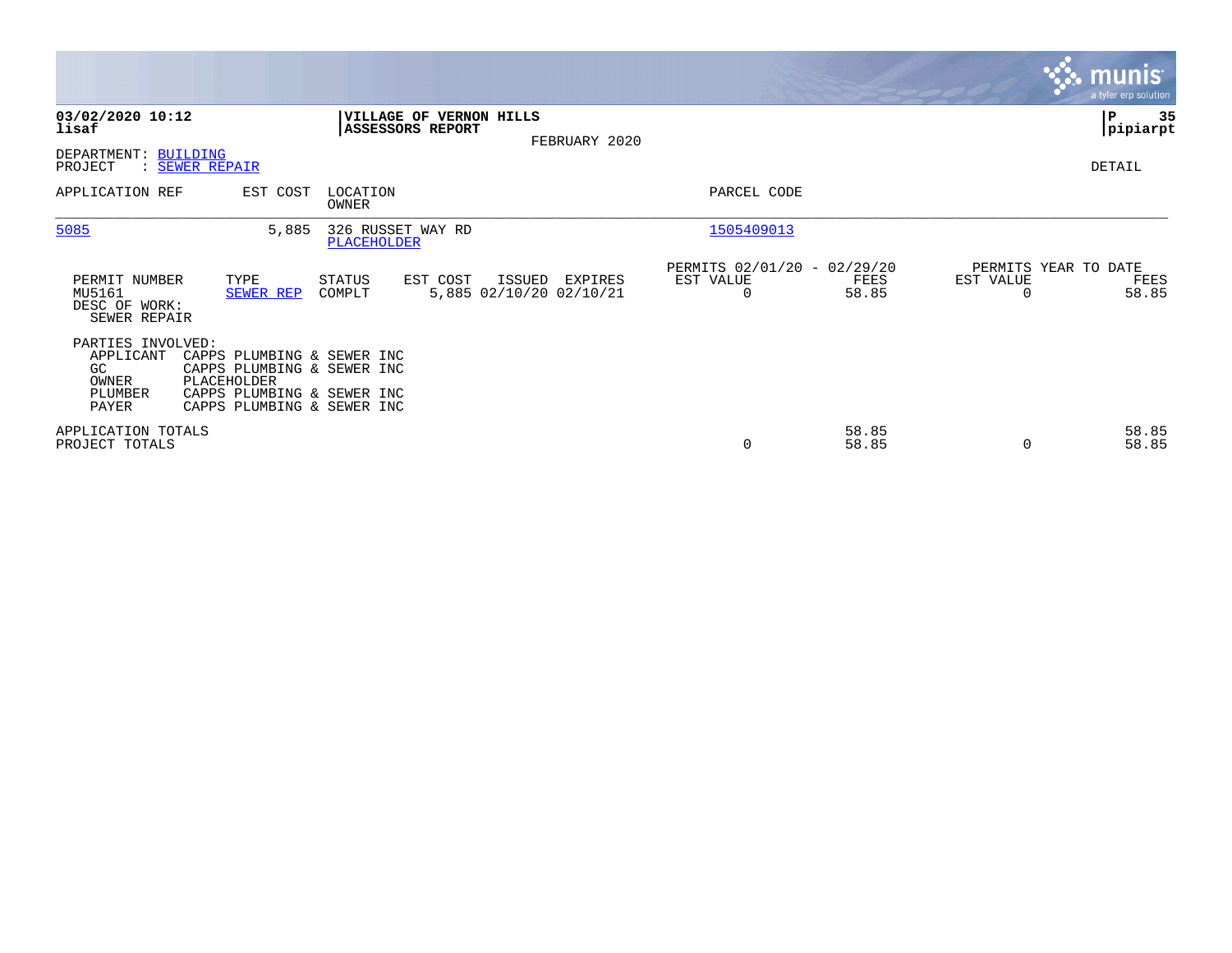**03/02/2020 10:12**
**lisaf**

**VILLAGE OF VERNON HILLS**
**ASSESSORS REPORT**

FEBRUARY 2020

**P 35**
**pipiarpt**

DEPARTMENT: BUILDING
PROJECT : SEWER REPAIR

DETAIL

| APPLICATION REF | EST COST | LOCATION / OWNER | PARCEL CODE |
|---|---|---|---|
| 5085 | 5,885 | 326 RUSSET WAY RD / PLACEHOLDER | 1505409013 |

| PERMIT NUMBER | TYPE | STATUS | EST COST | ISSUED | EXPIRES | PERMITS 02/01/20 - 02/29/20 EST VALUE | FEES | PERMITS YEAR TO DATE EST VALUE | FEES |
|---|---|---|---|---|---|---|---|---|---|
| MU5161 | SEWER REP | COMPLT | 5,885 | 02/10/20 | 02/10/21 | 0 | 58.85 | 0 | 58.85 |

DESC OF WORK:
SEWER REPAIR

PARTIES INVOLVED:

| | |
|---|---|
| APPLICANT | CAPPS PLUMBING & SEWER INC |
| GC | CAPPS PLUMBING & SEWER INC |
| OWNER | PLACEHOLDER |
| PLUMBER | CAPPS PLUMBING & SEWER INC |
| PAYER | CAPPS PLUMBING & SEWER INC |

| | EST VALUE | FEES | YTD EST VALUE | YTD FEES |
|---|---|---|---|---|
| APPLICATION TOTALS | | 58.85 | | 58.85 |
| PROJECT TOTALS | 0 | 58.85 | 0 | 58.85 |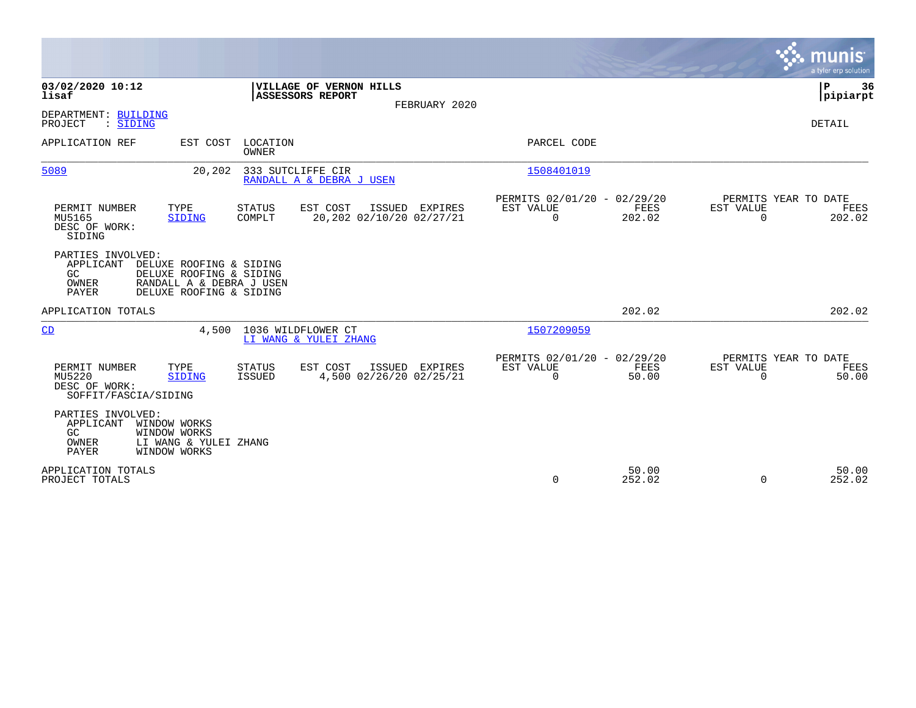**03/02/2020 10:12**
**lisaf**

**VILLAGE OF VERNON HILLS**
**ASSESSORS REPORT**
FEBRUARY 2020

**P 36**
**pipiarpt**

DEPARTMENT: BUILDING
PROJECT : SIDING

DETAIL

| APPLICATION REF | EST COST | LOCATION / OWNER | PARCEL CODE |
|---|---|---|---|
| 5089 | 20,202 | 333 SUTCLIFFE CIR / RANDALL A & DEBRA J USEN | 1508401019 |

| PERMIT NUMBER | TYPE | STATUS | EST COST | ISSUED | EXPIRES | PERMITS 02/01/20 - 02/29/20 EST VALUE | FEES | PERMITS YEAR TO DATE EST VALUE | FEES |
|---|---|---|---|---|---|---|---|---|---|
| MU5165 | SIDING | COMPLT | 20,202 | 02/10/20 | 02/27/21 | 0 | 202.02 | 0 | 202.02 |

DESC OF WORK:
SIDING

PARTIES INVOLVED:
- APPLICANT DELUXE ROOFING & SIDING
- GC DELUXE ROOFING & SIDING
- OWNER RANDALL A & DEBRA J USEN
- PAYER DELUXE ROOFING & SIDING

APPLICATION TOTALS: 202.02 | 202.02

| APPLICATION REF | EST COST | LOCATION / OWNER | PARCEL CODE |
|---|---|---|---|
| CD | 4,500 | 1036 WILDFLOWER CT / LI WANG & YULEI ZHANG | 1507209059 |

| PERMIT NUMBER | TYPE | STATUS | EST COST | ISSUED | EXPIRES | PERMITS 02/01/20 - 02/29/20 EST VALUE | FEES | PERMITS YEAR TO DATE EST VALUE | FEES |
|---|---|---|---|---|---|---|---|---|---|
| MU5220 | SIDING | ISSUED | 4,500 | 02/26/20 | 02/25/21 | 0 | 50.00 | 0 | 50.00 |

DESC OF WORK:
SOFFIT/FASCIA/SIDING

PARTIES INVOLVED:
- APPLICANT WINDOW WORKS
- GC WINDOW WORKS
- OWNER LI WANG & YULEI ZHANG
- PAYER WINDOW WORKS

| | EST VALUE | FEES | EST VALUE | FEES |
|---|---|---|---|---|
| APPLICATION TOTALS | | 50.00 | | 50.00 |
| PROJECT TOTALS | 0 | 252.02 | 0 | 252.02 |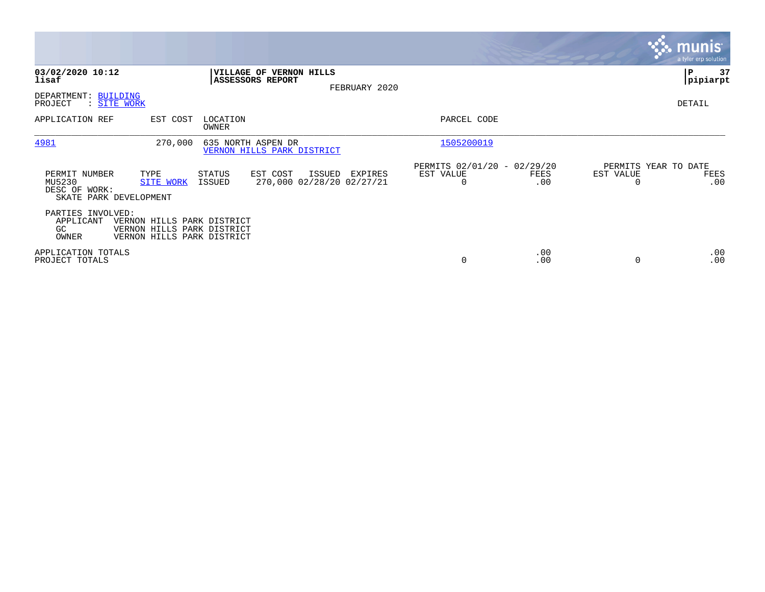**03/02/2020 10:12**
**lisaf**

**VILLAGE OF VERNON HILLS**
**ASSESSORS REPORT**
FEBRUARY 2020

**P 37**
**pipiarpt**

DEPARTMENT: BUILDING
PROJECT : SITE WORK

DETAIL

| APPLICATION REF | EST COST | LOCATION / OWNER | PARCEL CODE |
|---|---|---|---|
| 4981 | 270,000 | 635 NORTH ASPEN DR / VERNON HILLS PARK DISTRICT | 1505200019 |

| PERMIT NUMBER | TYPE | STATUS | EST COST | ISSUED | EXPIRES | PERMITS 02/01/20 - 02/29/20 EST VALUE | FEES | PERMITS YEAR TO DATE EST VALUE | FEES |
|---|---|---|---|---|---|---|---|---|---|
| MU5230 | SITE WORK | ISSUED | 270,000 | 02/28/20 | 02/27/21 | 0 | .00 | 0 | .00 |

DESC OF WORK:
SKATE PARK DEVELOPMENT

PARTIES INVOLVED:
APPLICANT VERNON HILLS PARK DISTRICT
GC VERNON HILLS PARK DISTRICT
OWNER VERNON HILLS PARK DISTRICT

| | EST VALUE | FEES | EST VALUE | FEES |
|---|---|---|---|---|
| APPLICATION TOTALS | | .00 | | .00 |
| PROJECT TOTALS | 0 | .00 | 0 | .00 |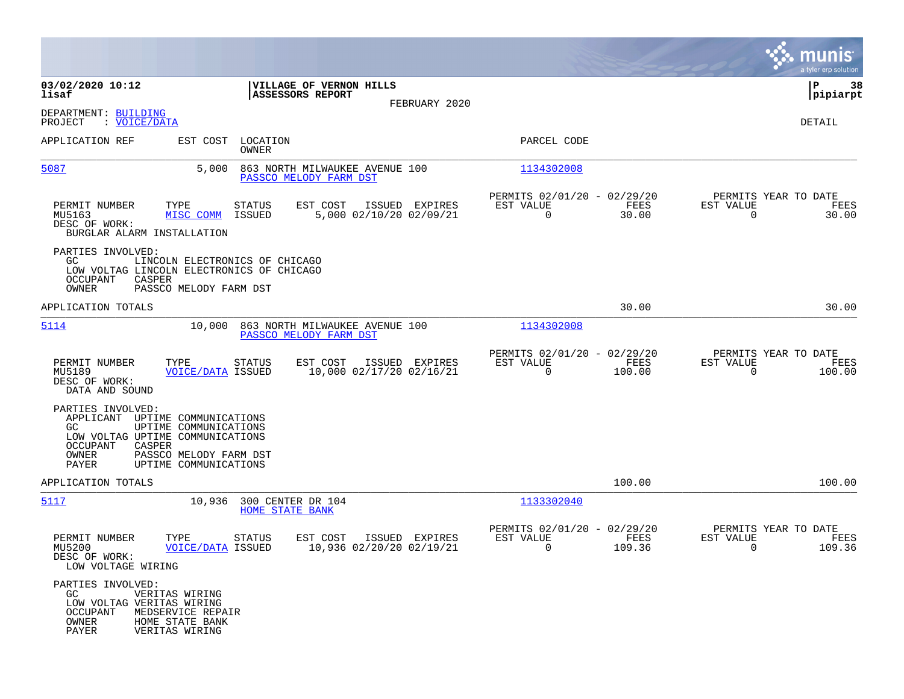**03/02/2020 10:12**
**lisaf**

**VILLAGE OF VERNON HILLS**
**ASSESSORS REPORT**
FEBRUARY 2020

**P 38**
**pipiarpt**

DEPARTMENT: BUILDING
PROJECT : VOICE/DATA

DETAIL

| APPLICATION REF | EST COST | LOCATION / OWNER | PARCEL CODE |
|---|---|---|---|
| 5087 | 5,000 | 863 NORTH MILWAUKEE AVENUE 100 / PASSCO MELODY FARM DST | 1134302008 |

| PERMIT NUMBER | TYPE | STATUS | EST COST | ISSUED | EXPIRES | PERMITS 02/01/20 - 02/29/20 EST VALUE | FEES | PERMITS YEAR TO DATE EST VALUE | FEES |
|---|---|---|---|---|---|---|---|---|---|
| MU5163 | MISC COMM | ISSUED | 5,000 | 02/10/20 | 02/09/21 | 0 | 30.00 | 0 | 30.00 |

DESC OF WORK:
BURGLAR ALARM INSTALLATION

PARTIES INVOLVED:
- GC LINCOLN ELECTRONICS OF CHICAGO
- LOW VOLTAG LINCOLN ELECTRONICS OF CHICAGO
- OCCUPANT CASPER
- OWNER PASSCO MELODY FARM DST

APPLICATION TOTALS 30.00 30.00

| APPLICATION REF | EST COST | LOCATION / OWNER | PARCEL CODE |
|---|---|---|---|
| 5114 | 10,000 | 863 NORTH MILWAUKEE AVENUE 100 / PASSCO MELODY FARM DST | 1134302008 |

| PERMIT NUMBER | TYPE | STATUS | EST COST | ISSUED | EXPIRES | PERMITS 02/01/20 - 02/29/20 EST VALUE | FEES | PERMITS YEAR TO DATE EST VALUE | FEES |
|---|---|---|---|---|---|---|---|---|---|
| MU5189 | VOICE/DATA | ISSUED | 10,000 | 02/17/20 | 02/16/21 | 0 | 100.00 | 0 | 100.00 |

DESC OF WORK:
DATA AND SOUND

PARTIES INVOLVED:
- APPLICANT UPTIME COMMUNICATIONS
- GC UPTIME COMMUNICATIONS
- LOW VOLTAG UPTIME COMMUNICATIONS
- OCCUPANT CASPER
- OWNER PASSCO MELODY FARM DST
- PAYER UPTIME COMMUNICATIONS

APPLICATION TOTALS 100.00 100.00

| APPLICATION REF | EST COST | LOCATION / OWNER | PARCEL CODE |
|---|---|---|---|
| 5117 | 10,936 | 300 CENTER DR 104 / HOME STATE BANK | 1133302040 |

| PERMIT NUMBER | TYPE | STATUS | EST COST | ISSUED | EXPIRES | PERMITS 02/01/20 - 02/29/20 EST VALUE | FEES | PERMITS YEAR TO DATE EST VALUE | FEES |
|---|---|---|---|---|---|---|---|---|---|
| MU5200 | VOICE/DATA | ISSUED | 10,936 | 02/20/20 | 02/19/21 | 0 | 109.36 | 0 | 109.36 |

DESC OF WORK:
LOW VOLTAGE WIRING

PARTIES INVOLVED:
- GC VERITAS WIRING
- LOW VOLTAG VERITAS WIRING
- OCCUPANT MEDSERVICE REPAIR
- OWNER HOME STATE BANK
- PAYER VERITAS WIRING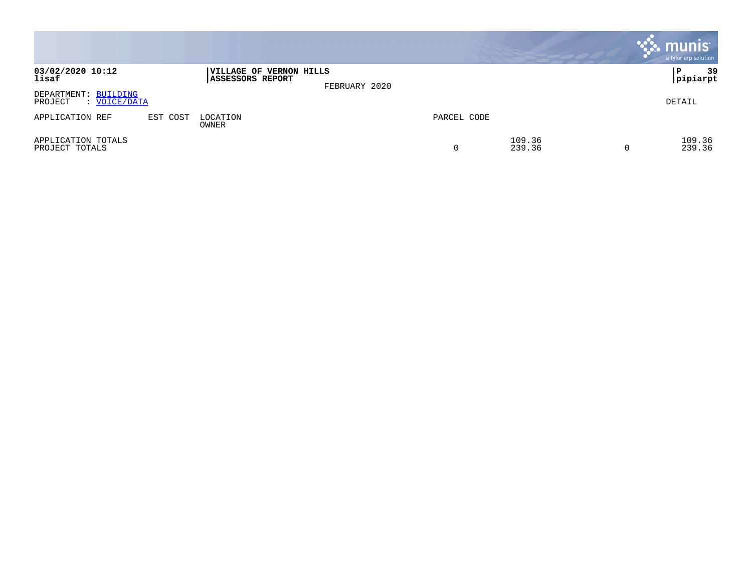**03/02/2020 10:12**
**lisaf**

**VILLAGE OF VERNON HILLS**
**ASSESSORS REPORT**

FEBRUARY 2020

**P 39**
**pipiarpt**

DEPARTMENT: BUILDING
PROJECT : VOICE/DATA

DETAIL

| APPLICATION REF | EST COST | LOCATION<br>OWNER | PARCEL CODE | | | |
|---|---|---|---|---|---|---|
| APPLICATION TOTALS | | | | 109.36 | | 109.36 |
| PROJECT TOTALS | | | 0 | 239.36 | 0 | 239.36 |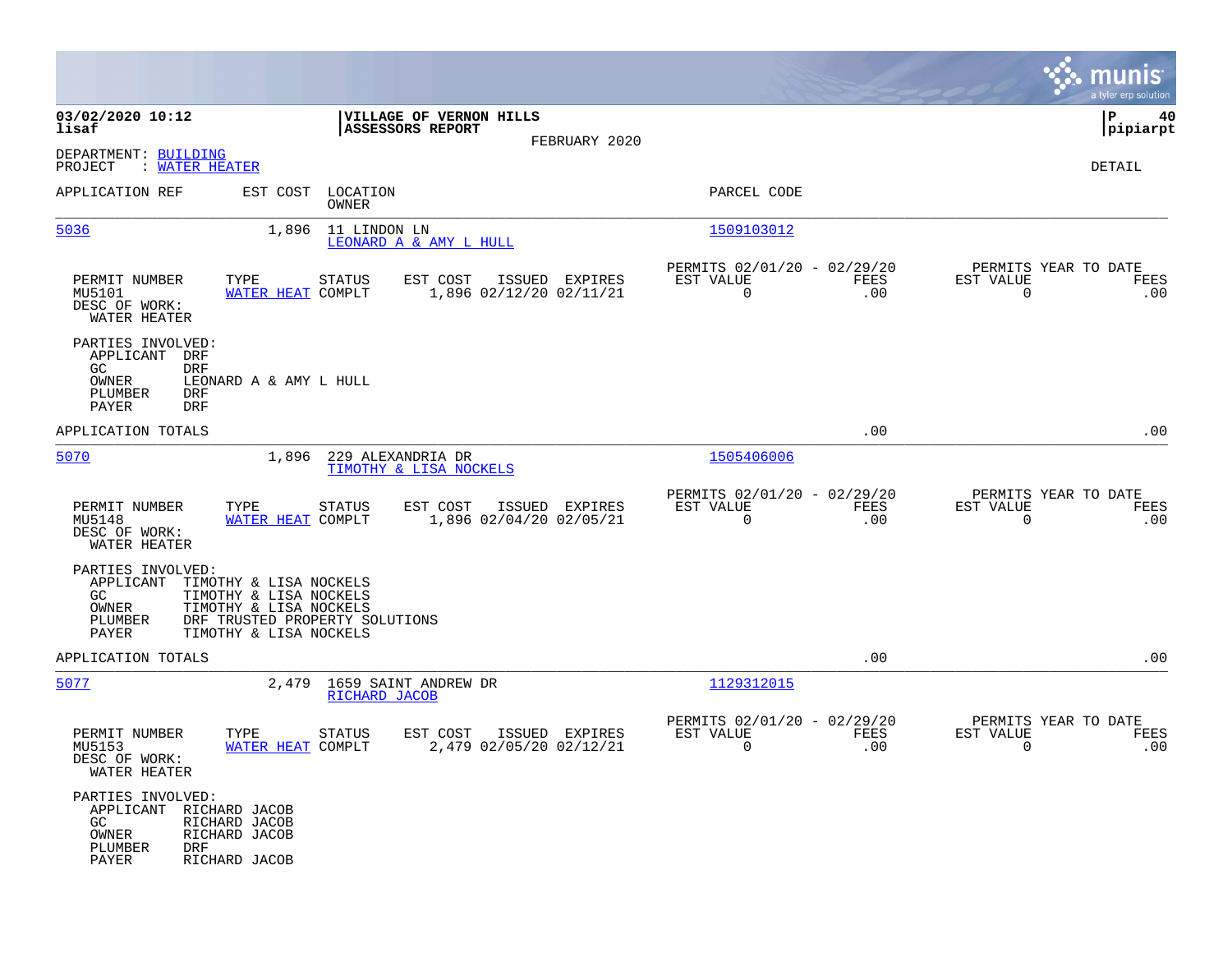**03/02/2020 10:12** **lisaf**

**VILLAGE OF VERNON HILLS**
**ASSESSORS REPORT**
FEBRUARY 2020

**P 40**
**pipiarpt**

DEPARTMENT: BUILDING
PROJECT : WATER HEATER

DETAIL

| APPLICATION REF | EST COST | LOCATION / OWNER | PARCEL CODE |
|---|---|---|---|
| 5036 | 1,896 | 11 LINDON LN / LEONARD A & AMY L HULL | 1509103012 |

| PERMIT NUMBER | TYPE | STATUS | EST COST | ISSUED | EXPIRES | PERMITS 02/01/20 - 02/29/20 EST VALUE | FEES | PERMITS YEAR TO DATE EST VALUE | FEES |
|---|---|---|---|---|---|---|---|---|---|
| MU5101 | WATER HEAT | COMPLT | 1,896 | 02/12/20 | 02/11/21 | 0 | .00 | 0 | .00 |

DESC OF WORK:
WATER HEATER

PARTIES INVOLVED:
- APPLICANT DRF
- GC DRF
- OWNER LEONARD A & AMY L HULL
- PLUMBER DRF
- PAYER DRF

APPLICATION TOTALS .00 .00

| APPLICATION REF | EST COST | LOCATION / OWNER | PARCEL CODE |
|---|---|---|---|
| 5070 | 1,896 | 229 ALEXANDRIA DR / TIMOTHY & LISA NOCKELS | 1505406006 |

| PERMIT NUMBER | TYPE | STATUS | EST COST | ISSUED | EXPIRES | PERMITS 02/01/20 - 02/29/20 EST VALUE | FEES | PERMITS YEAR TO DATE EST VALUE | FEES |
|---|---|---|---|---|---|---|---|---|---|
| MU5148 | WATER HEAT | COMPLT | 1,896 | 02/04/20 | 02/05/21 | 0 | .00 | 0 | .00 |

DESC OF WORK:
WATER HEATER

PARTIES INVOLVED:
- APPLICANT TIMOTHY & LISA NOCKELS
- GC TIMOTHY & LISA NOCKELS
- OWNER TIMOTHY & LISA NOCKELS
- PLUMBER DRF TRUSTED PROPERTY SOLUTIONS
- PAYER TIMOTHY & LISA NOCKELS

APPLICATION TOTALS .00 .00

| APPLICATION REF | EST COST | LOCATION / OWNER | PARCEL CODE |
|---|---|---|---|
| 5077 | 2,479 | 1659 SAINT ANDREW DR / RICHARD JACOB | 1129312015 |

| PERMIT NUMBER | TYPE | STATUS | EST COST | ISSUED | EXPIRES | PERMITS 02/01/20 - 02/29/20 EST VALUE | FEES | PERMITS YEAR TO DATE EST VALUE | FEES |
|---|---|---|---|---|---|---|---|---|---|
| MU5153 | WATER HEAT | COMPLT | 2,479 | 02/05/20 | 02/12/21 | 0 | .00 | 0 | .00 |

DESC OF WORK:
WATER HEATER

PARTIES INVOLVED:
- APPLICANT RICHARD JACOB
- GC RICHARD JACOB
- OWNER RICHARD JACOB
- PLUMBER DRF
- PAYER RICHARD JACOB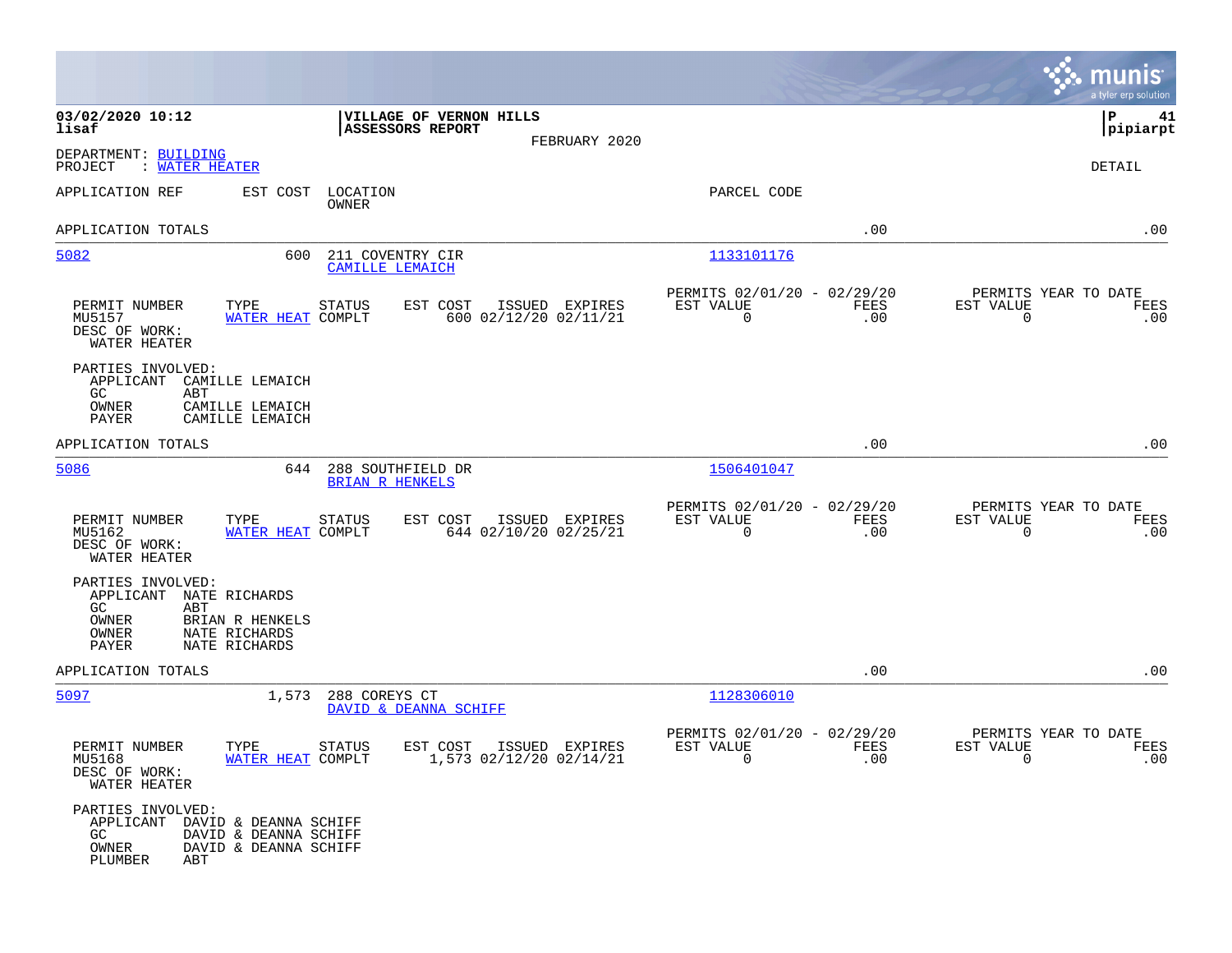03/02/2020 10:12
lisaf

**VILLAGE OF VERNON HILLS**
**ASSESSORS REPORT**
FEBRUARY 2020

pipiarpt

DEPARTMENT: BUILDING
PROJECT : WATER HEATER

DETAIL

| APPLICATION REF | EST COST | LOCATION / OWNER | PARCEL CODE | | |
|---|---|---|---|---|---|
| APPLICATION TOTALS | | | | .00 | .00 |
| 5082 | 600 | 211 COVENTRY CIR / CAMILLE LEMAICH | 1133101176 | | |

| PERMIT NUMBER | TYPE | STATUS | EST COST | ISSUED | EXPIRES | PERMITS 02/01/20 - 02/29/20 EST VALUE | FEES | PERMITS YEAR TO DATE EST VALUE | FEES |
|---|---|---|---|---|---|---|---|---|---|
| MU5157 | WATER HEAT | COMPLT | 600 | 02/12/20 | 02/11/21 | 0 | .00 | 0 | .00 |

DESC OF WORK:
WATER HEATER

PARTIES INVOLVED:
- APPLICANT CAMILLE LEMAICH
- GC ABT
- OWNER CAMILLE LEMAICH
- PAYER CAMILLE LEMAICH

| APPLICATION REF | EST COST | LOCATION / OWNER | PARCEL CODE | | |
|---|---|---|---|---|---|
| APPLICATION TOTALS | | | | .00 | .00 |
| 5086 | 644 | 288 SOUTHFIELD DR / BRIAN R HENKELS | 1506401047 | | |

| PERMIT NUMBER | TYPE | STATUS | EST COST | ISSUED | EXPIRES | PERMITS 02/01/20 - 02/29/20 EST VALUE | FEES | PERMITS YEAR TO DATE EST VALUE | FEES |
|---|---|---|---|---|---|---|---|---|---|
| MU5162 | WATER HEAT | COMPLT | 644 | 02/10/20 | 02/25/21 | 0 | .00 | 0 | .00 |

DESC OF WORK:
WATER HEATER

PARTIES INVOLVED:
- APPLICANT NATE RICHARDS
- GC ABT
- OWNER BRIAN R HENKELS
- OWNER NATE RICHARDS
- PAYER NATE RICHARDS

| APPLICATION REF | EST COST | LOCATION / OWNER | PARCEL CODE | | |
|---|---|---|---|---|---|
| APPLICATION TOTALS | | | | .00 | .00 |
| 5097 | 1,573 | 288 COREYS CT / DAVID & DEANNA SCHIFF | 1128306010 | | |

| PERMIT NUMBER | TYPE | STATUS | EST COST | ISSUED | EXPIRES | PERMITS 02/01/20 - 02/29/20 EST VALUE | FEES | PERMITS YEAR TO DATE EST VALUE | FEES |
|---|---|---|---|---|---|---|---|---|---|
| MU5168 | WATER HEAT | COMPLT | 1,573 | 02/12/20 | 02/14/21 | 0 | .00 | 0 | .00 |

DESC OF WORK:
WATER HEATER

PARTIES INVOLVED:
- APPLICANT DAVID & DEANNA SCHIFF
- GC DAVID & DEANNA SCHIFF
- OWNER DAVID & DEANNA SCHIFF
- PLUMBER ABT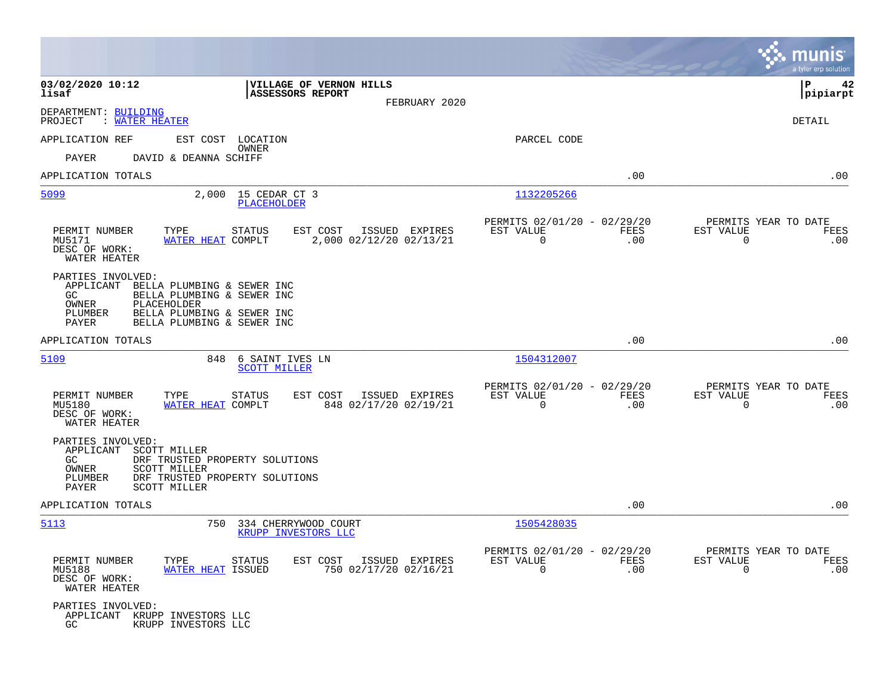**03/02/2020 10:12**
**lisaf**

**VILLAGE OF VERNON HILLS**
**ASSESSORS REPORT**
FEBRUARY 2020

**P 42**
**pipiarpt**

DEPARTMENT: BUILDING
PROJECT : WATER HEATER

DETAIL

APPLICATION REF    EST COST    LOCATION / OWNER    PARCEL CODE

PAYER    DAVID & DEANNA SCHIFF

APPLICATION TOTALS    .00    .00

---

**5099**    2,000    15 CEDAR CT 3    1132205266
PLACEHOLDER

| PERMIT NUMBER | TYPE | STATUS | EST COST | ISSUED | EXPIRES | PERMITS 02/01/20 - 02/29/20 EST VALUE | FEES | PERMITS YEAR TO DATE EST VALUE | FEES |
|---|---|---|---|---|---|---|---|---|---|
| MU5171 | WATER HEAT | COMPLT | 2,000 | 02/12/20 | 02/13/21 | 0 | .00 | 0 | .00 |

DESC OF WORK:
WATER HEATER

PARTIES INVOLVED:
- APPLICANT BELLA PLUMBING & SEWER INC
- GC BELLA PLUMBING & SEWER INC
- OWNER PLACEHOLDER
- PLUMBER BELLA PLUMBING & SEWER INC
- PAYER BELLA PLUMBING & SEWER INC

APPLICATION TOTALS    .00    .00

---

**5109**    848    6 SAINT IVES LN    1504312007
SCOTT MILLER

| PERMIT NUMBER | TYPE | STATUS | EST COST | ISSUED | EXPIRES | PERMITS 02/01/20 - 02/29/20 EST VALUE | FEES | PERMITS YEAR TO DATE EST VALUE | FEES |
|---|---|---|---|---|---|---|---|---|---|
| MU5180 | WATER HEAT | COMPLT | 848 | 02/17/20 | 02/19/21 | 0 | .00 | 0 | .00 |

DESC OF WORK:
WATER HEATER

PARTIES INVOLVED:
- APPLICANT SCOTT MILLER
- GC DRF TRUSTED PROPERTY SOLUTIONS
- OWNER SCOTT MILLER
- PLUMBER DRF TRUSTED PROPERTY SOLUTIONS
- PAYER SCOTT MILLER

APPLICATION TOTALS    .00    .00

---

**5113**    750    334 CHERRYWOOD COURT    1505428035
KRUPP INVESTORS LLC

| PERMIT NUMBER | TYPE | STATUS | EST COST | ISSUED | EXPIRES | PERMITS 02/01/20 - 02/29/20 EST VALUE | FEES | PERMITS YEAR TO DATE EST VALUE | FEES |
|---|---|---|---|---|---|---|---|---|---|
| MU5188 | WATER HEAT | ISSUED | 750 | 02/17/20 | 02/16/21 | 0 | .00 | 0 | .00 |

DESC OF WORK:
WATER HEATER

PARTIES INVOLVED:
- APPLICANT KRUPP INVESTORS LLC
- GC KRUPP INVESTORS LLC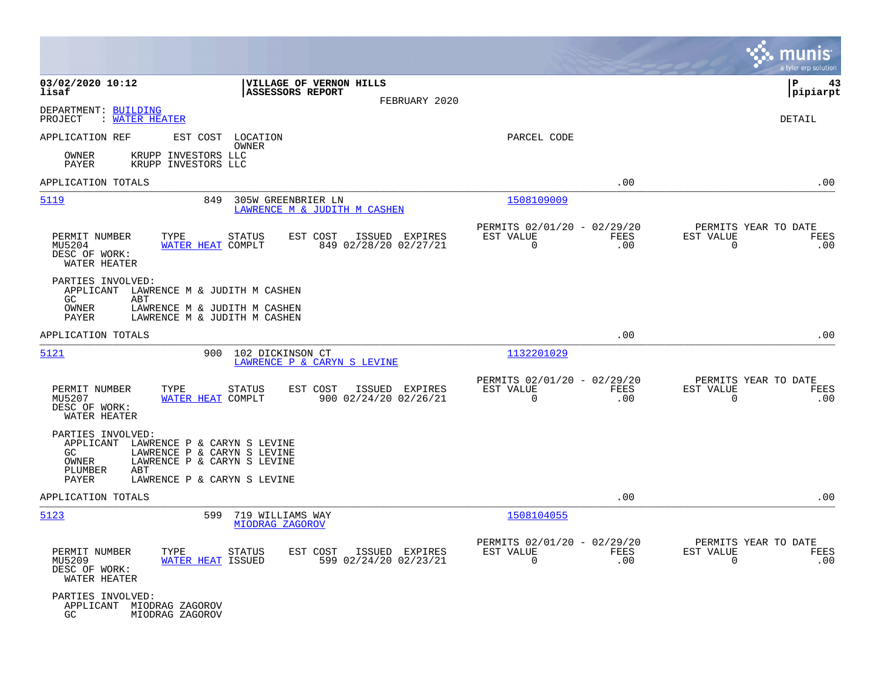**03/02/2020 10:12**
**lisaf**

**VILLAGE OF VERNON HILLS**
**ASSESSORS REPORT**
FEBRUARY 2020

**P 43**
**pipiarpt**

DEPARTMENT: BUILDING
PROJECT : WATER HEATER

DETAIL

APPLICATION REF | EST COST | LOCATION / OWNER | PARCEL CODE

OWNER KRUPP INVESTORS LLC
PAYER KRUPP INVESTORS LLC

APPLICATION TOTALS .00 .00

---

**5119** | 849 | 305W GREENBRIER LN | 1508109009
LAWRENCE M & JUDITH M CASHEN

| PERMIT NUMBER | TYPE | STATUS | EST COST | ISSUED | EXPIRES | PERMITS 02/01/20 - 02/29/20 EST VALUE | FEES | PERMITS YEAR TO DATE EST VALUE | FEES |
|---|---|---|---|---|---|---|---|---|---|
| MU5204 | WATER HEAT | COMPLT | 849 | 02/28/20 | 02/27/21 | 0 | .00 | 0 | .00 |

DESC OF WORK:
WATER HEATER

PARTIES INVOLVED:
APPLICANT LAWRENCE M & JUDITH M CASHEN
GC ABT
OWNER LAWRENCE M & JUDITH M CASHEN
PAYER LAWRENCE M & JUDITH M CASHEN

APPLICATION TOTALS .00 .00

---

**5121** | 900 | 102 DICKINSON CT | 1132201029
LAWRENCE P & CARYN S LEVINE

| PERMIT NUMBER | TYPE | STATUS | EST COST | ISSUED | EXPIRES | PERMITS 02/01/20 - 02/29/20 EST VALUE | FEES | PERMITS YEAR TO DATE EST VALUE | FEES |
|---|---|---|---|---|---|---|---|---|---|
| MU5207 | WATER HEAT | COMPLT | 900 | 02/24/20 | 02/26/21 | 0 | .00 | 0 | .00 |

DESC OF WORK:
WATER HEATER

PARTIES INVOLVED:
APPLICANT LAWRENCE P & CARYN S LEVINE
GC LAWRENCE P & CARYN S LEVINE
OWNER LAWRENCE P & CARYN S LEVINE
PLUMBER ABT
PAYER LAWRENCE P & CARYN S LEVINE

APPLICATION TOTALS .00 .00

---

**5123** | 599 | 719 WILLIAMS WAY | 1508104055
MIODRAG ZAGOROV

| PERMIT NUMBER | TYPE | STATUS | EST COST | ISSUED | EXPIRES | PERMITS 02/01/20 - 02/29/20 EST VALUE | FEES | PERMITS YEAR TO DATE EST VALUE | FEES |
|---|---|---|---|---|---|---|---|---|---|
| MU5209 | WATER HEAT | ISSUED | 599 | 02/24/20 | 02/23/21 | 0 | .00 | 0 | .00 |

DESC OF WORK:
WATER HEATER

PARTIES INVOLVED:
APPLICANT MIODRAG ZAGOROV
GC MIODRAG ZAGOROV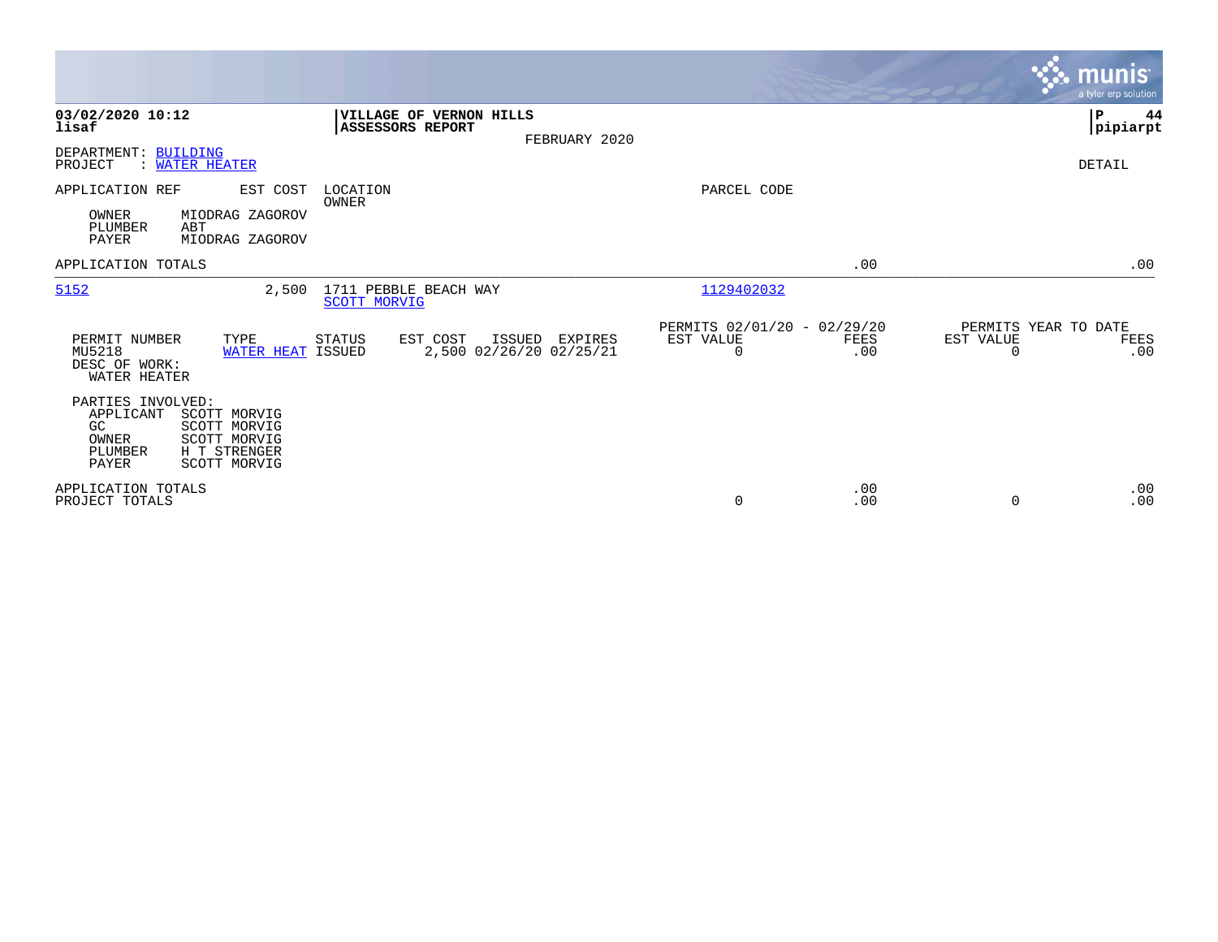**03/02/2020 10:12**
**lisaf**

**VILLAGE OF VERNON HILLS**
**ASSESSORS REPORT**

FEBRUARY 2020

**P 44**
**pipiarpt**

DEPARTMENT: BUILDING
PROJECT : WATER HEATER

DETAIL

| APPLICATION REF | EST COST | LOCATION / OWNER | PARCEL CODE |
|---|---|---|---|

OWNER MIODRAG ZAGOROV
PLUMBER ABT
PAYER MIODRAG ZAGOROV

| APPLICATION TOTALS | | | | .00 | | .00 |
|---|---|---|---|---|---|---|

| APPLICATION REF | EST COST | LOCATION / OWNER | PARCEL CODE |
|---|---|---|---|
| 5152 | 2,500 | 1711 PEBBLE BEACH WAY / SCOTT MORVIG | 1129402032 |

| PERMIT NUMBER | TYPE | STATUS | EST COST | ISSUED | EXPIRES | PERMITS 02/01/20 - 02/29/20 EST VALUE | FEES | PERMITS YEAR TO DATE EST VALUE | FEES |
|---|---|---|---|---|---|---|---|---|---|
| MU5218 | WATER HEAT | ISSUED | 2,500 | 02/26/20 | 02/25/21 | 0 | .00 | 0 | .00 |

DESC OF WORK:
WATER HEATER

PARTIES INVOLVED:
APPLICANT SCOTT MORVIG
GC SCOTT MORVIG
OWNER SCOTT MORVIG
PLUMBER H T STRENGER
PAYER SCOTT MORVIG

| | EST VALUE | FEES | EST VALUE | FEES |
|---|---|---|---|---|
| APPLICATION TOTALS | | .00 | | .00 |
| PROJECT TOTALS | 0 | .00 | 0 | .00 |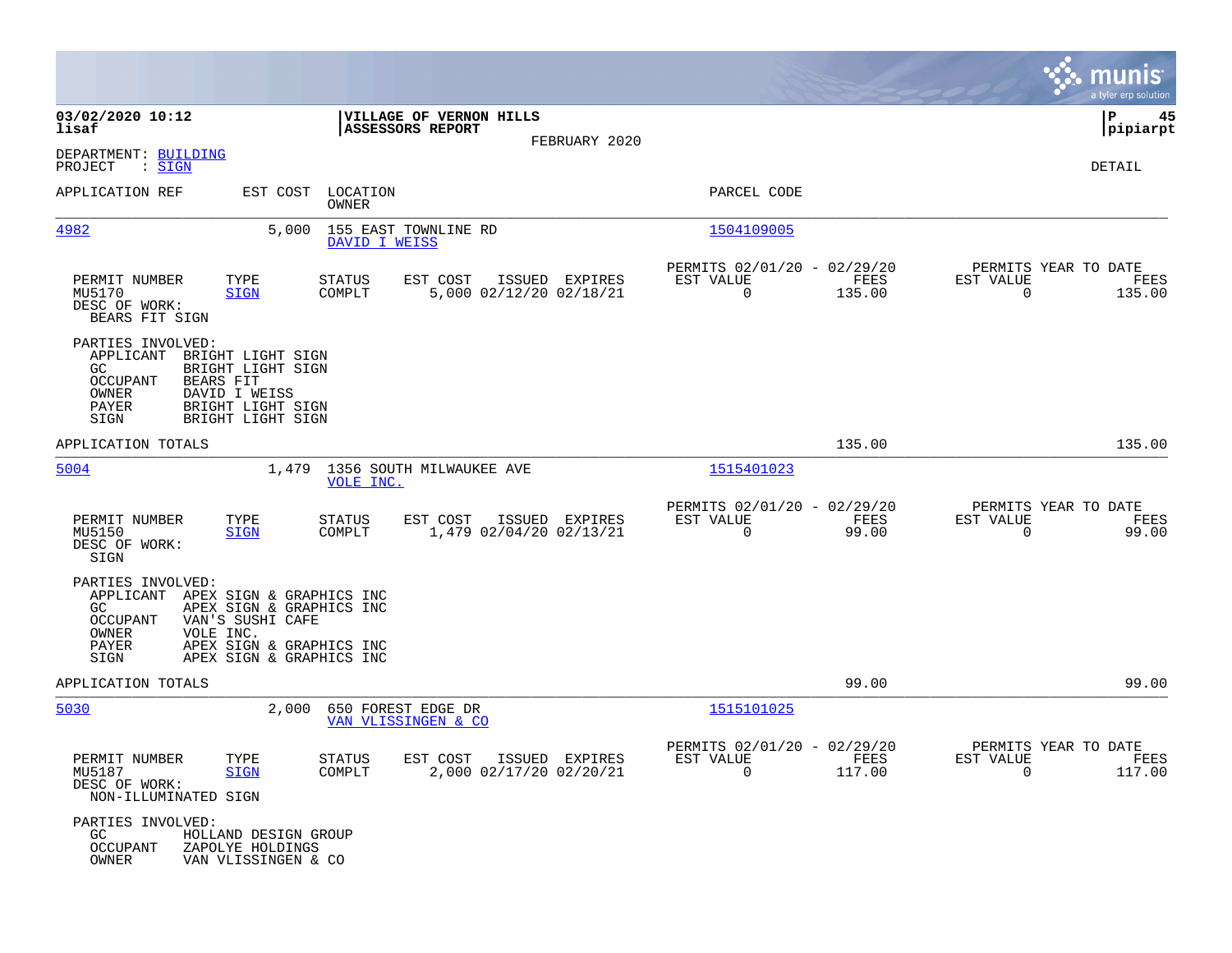**VILLAGE OF VERNON HILLS**
**ASSESSORS REPORT**
FEBRUARY 2020

03/02/2020 10:12
lisaf

P 45
pipiarpt

DEPARTMENT: BUILDING
PROJECT : SIGN

DETAIL

| APPLICATION REF | EST COST | LOCATION / OWNER | PARCEL CODE |
|---|---|---|---|
| 4982 | 5,000 | 155 EAST TOWNLINE RD / DAVID I WEISS | 1504109005 |

| PERMIT NUMBER | TYPE | STATUS | EST COST | ISSUED | EXPIRES | PERMITS 02/01/20 - 02/29/20 EST VALUE | FEES | PERMITS YEAR TO DATE EST VALUE | FEES |
|---|---|---|---|---|---|---|---|---|---|
| MU5170 | SIGN | COMPLT | 5,000 | 02/12/20 | 02/18/21 | 0 | 135.00 | 0 | 135.00 |

DESC OF WORK:
BEARS FIT SIGN

PARTIES INVOLVED:
- APPLICANT BRIGHT LIGHT SIGN
- GC BRIGHT LIGHT SIGN
- OCCUPANT BEARS FIT
- OWNER DAVID I WEISS
- PAYER BRIGHT LIGHT SIGN
- SIGN BRIGHT LIGHT SIGN

APPLICATION TOTALS 135.00 135.00

| APPLICATION REF | EST COST | LOCATION / OWNER | PARCEL CODE |
|---|---|---|---|
| 5004 | 1,479 | 1356 SOUTH MILWAUKEE AVE / VOLE INC. | 1515401023 |

| PERMIT NUMBER | TYPE | STATUS | EST COST | ISSUED | EXPIRES | PERMITS 02/01/20 - 02/29/20 EST VALUE | FEES | PERMITS YEAR TO DATE EST VALUE | FEES |
|---|---|---|---|---|---|---|---|---|---|
| MU5150 | SIGN | COMPLT | 1,479 | 02/04/20 | 02/13/21 | 0 | 99.00 | 0 | 99.00 |

DESC OF WORK:
SIGN

PARTIES INVOLVED:
- APPLICANT APEX SIGN & GRAPHICS INC
- GC APEX SIGN & GRAPHICS INC
- OCCUPANT VAN'S SUSHI CAFE
- OWNER VOLE INC.
- PAYER APEX SIGN & GRAPHICS INC
- SIGN APEX SIGN & GRAPHICS INC

APPLICATION TOTALS 99.00 99.00

| APPLICATION REF | EST COST | LOCATION / OWNER | PARCEL CODE |
|---|---|---|---|
| 5030 | 2,000 | 650 FOREST EDGE DR / VAN VLISSINGEN & CO | 1515101025 |

| PERMIT NUMBER | TYPE | STATUS | EST COST | ISSUED | EXPIRES | PERMITS 02/01/20 - 02/29/20 EST VALUE | FEES | PERMITS YEAR TO DATE EST VALUE | FEES |
|---|---|---|---|---|---|---|---|---|---|
| MU5187 | SIGN | COMPLT | 2,000 | 02/17/20 | 02/20/21 | 0 | 117.00 | 0 | 117.00 |

DESC OF WORK:
NON-ILLUMINATED SIGN

PARTIES INVOLVED:
- GC HOLLAND DESIGN GROUP
- OCCUPANT ZAPOLYE HOLDINGS
- OWNER VAN VLISSINGEN & CO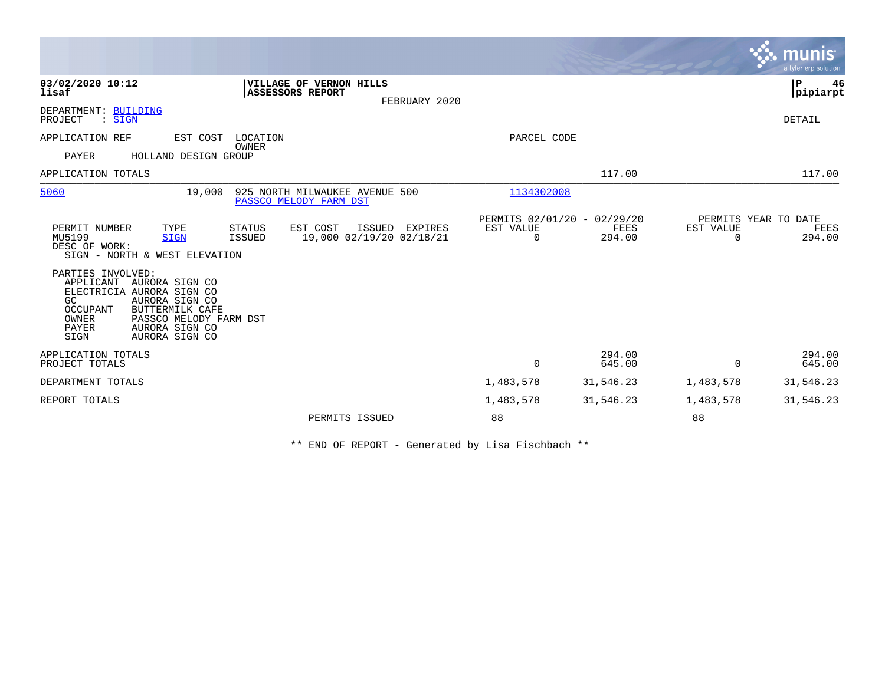03/02/2020 10:12 | VILLAGE OF VERNON HILLS | P 46
lisaf | ASSESSORS REPORT | pipiarpt
FEBRUARY 2020

DEPARTMENT: BUILDING
PROJECT : SIGN
DETAIL

APPLICATION REF &nbsp;&nbsp; EST COST &nbsp;&nbsp; LOCATION &nbsp;&nbsp; PARCEL CODE
OWNER

PAYER &nbsp;&nbsp; HOLLAND DESIGN GROUP

| | | | | |
|---|---|---|---|---|
| APPLICATION TOTALS | | 117.00 | | 117.00 |

5060 &nbsp;&nbsp; 19,000 &nbsp;&nbsp; 925 NORTH MILWAUKEE AVENUE 500 &nbsp;&nbsp; 1134302008
PASSCO MELODY FARM DST

| PERMIT NUMBER | TYPE | STATUS | EST COST | ISSUED | EXPIRES | PERMITS 02/01/20 - 02/29/20 EST VALUE | FEES | PERMITS YEAR TO DATE EST VALUE | FEES |
|---|---|---|---|---|---|---|---|---|---|
| MU5199 | SIGN | ISSUED | 19,000 | 02/19/20 | 02/18/21 | 0 | 294.00 | 0 | 294.00 |

DESC OF WORK:
SIGN - NORTH & WEST ELEVATION

PARTIES INVOLVED:

| | |
|---|---|
| APPLICANT | AURORA SIGN CO |
| ELECTRICIA | AURORA SIGN CO |
| GC | AURORA SIGN CO |
| OCCUPANT | BUTTERMILK CAFE |
| OWNER | PASSCO MELODY FARM DST |
| PAYER | AURORA SIGN CO |
| SIGN | AURORA SIGN CO |

| | EST VALUE | FEES | EST VALUE | FEES |
|---|---|---|---|---|
| APPLICATION TOTALS | 0 | 294.00 | 0 | 294.00 |
| PROJECT TOTALS | | 645.00 | | 645.00 |
| DEPARTMENT TOTALS | 1,483,578 | 31,546.23 | 1,483,578 | 31,546.23 |
| REPORT TOTALS | 1,483,578 | 31,546.23 | 1,483,578 | 31,546.23 |
| PERMITS ISSUED | 88 | | 88 | |

** END OF REPORT - Generated by Lisa Fischbach **